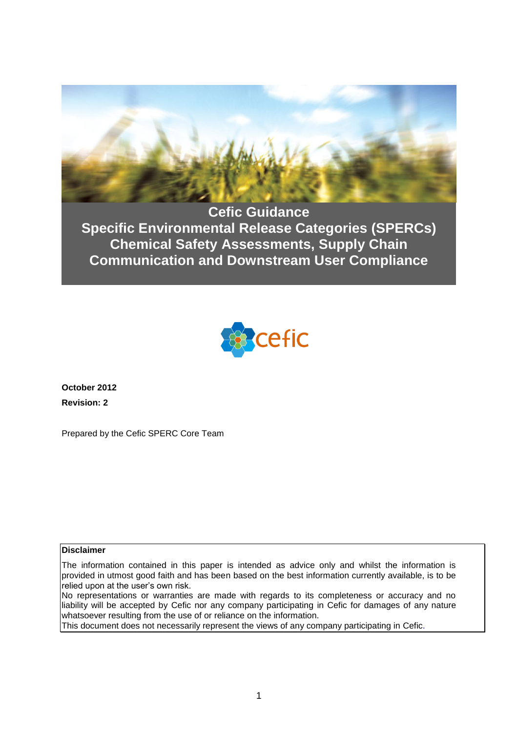# Cefic Guidance
# Specific Environmental Release Categories (SPERCs) Chemical Safety Assessments, Supply Chain Communication and Downstream User Compliance

**October 2012**

**Revision: 2**

Prepared by the Cefic SPERC Core Team

**Disclaimer**

The information contained in this paper is intended as advice only and whilst the information is provided in utmost good faith and has been based on the best information currently available, is to be relied upon at the user's own risk.

No representations or warranties are made with regards to its completeness or accuracy and no liability will be accepted by Cefic nor any company participating in Cefic for damages of any nature whatsoever resulting from the use of or reliance on the information.

This document does not necessarily represent the views of any company participating in Cefic.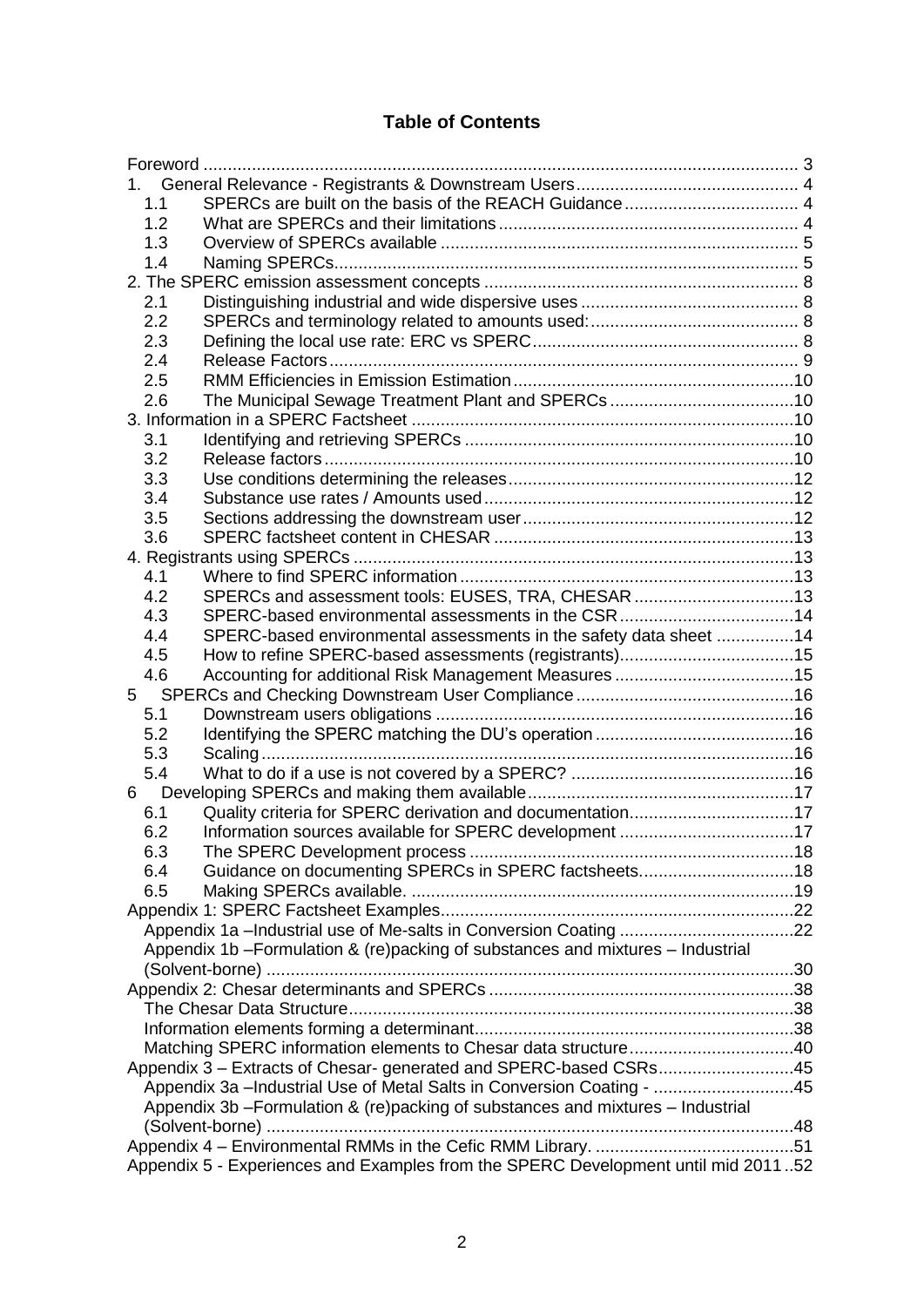# Table of Contents

Foreword .......... 3
1. General Relevance - Registrants & Downstream Users .......... 4
   1.1 SPERCs are built on the basis of the REACH Guidance .......... 4
   1.2 What are SPERCs and their limitations .......... 4
   1.3 Overview of SPERCs available .......... 5
   1.4 Naming SPERCs .......... 5
2. The SPERC emission assessment concepts .......... 8
   2.1 Distinguishing industrial and wide dispersive uses .......... 8
   2.2 SPERCs and terminology related to amounts used: .......... 8
   2.3 Defining the local use rate: ERC vs SPERC .......... 8
   2.4 Release Factors .......... 9
   2.5 RMM Efficiencies in Emission Estimation .......... 10
   2.6 The Municipal Sewage Treatment Plant and SPERCs .......... 10
3. Information in a SPERC Factsheet .......... 10
   3.1 Identifying and retrieving SPERCs .......... 10
   3.2 Release factors .......... 10
   3.3 Use conditions determining the releases .......... 12
   3.4 Substance use rates / Amounts used .......... 12
   3.5 Sections addressing the downstream user .......... 12
   3.6 SPERC factsheet content in CHESAR .......... 13
4. Registrants using SPERCs .......... 13
   4.1 Where to find SPERC information .......... 13
   4.2 SPERCs and assessment tools: EUSES, TRA, CHESAR .......... 13
   4.3 SPERC-based environmental assessments in the CSR .......... 14
   4.4 SPERC-based environmental assessments in the safety data sheet .......... 14
   4.5 How to refine SPERC-based assessments (registrants) .......... 15
   4.6 Accounting for additional Risk Management Measures .......... 15
5 SPERCs and Checking Downstream User Compliance .......... 16
   5.1 Downstream users obligations .......... 16
   5.2 Identifying the SPERC matching the DU's operation .......... 16
   5.3 Scaling .......... 16
   5.4 What to do if a use is not covered by a SPERC? .......... 16
6 Developing SPERCs and making them available .......... 17
   6.1 Quality criteria for SPERC derivation and documentation .......... 17
   6.2 Information sources available for SPERC development .......... 17
   6.3 The SPERC Development process .......... 18
   6.4 Guidance on documenting SPERCs in SPERC factsheets .......... 18
   6.5 Making SPERCs available. .......... 19
Appendix 1: SPERC Factsheet Examples .......... 22
   Appendix 1a –Industrial use of Me-salts in Conversion Coating .......... 22
   Appendix 1b –Formulation & (re)packing of substances and mixtures – Industrial (Solvent-borne) .......... 30
Appendix 2: Chesar determinants and SPERCs .......... 38
   The Chesar Data Structure .......... 38
   Information elements forming a determinant .......... 38
   Matching SPERC information elements to Chesar data structure .......... 40
Appendix 3 – Extracts of Chesar- generated and SPERC-based CSRs .......... 45
   Appendix 3a –Industrial Use of Metal Salts in Conversion Coating - .......... 45
   Appendix 3b –Formulation & (re)packing of substances and mixtures – Industrial (Solvent-borne) .......... 48
Appendix 4 – Environmental RMMs in the Cefic RMM Library. .......... 51
Appendix 5 - Experiences and Examples from the SPERC Development until mid 2011 .......... 52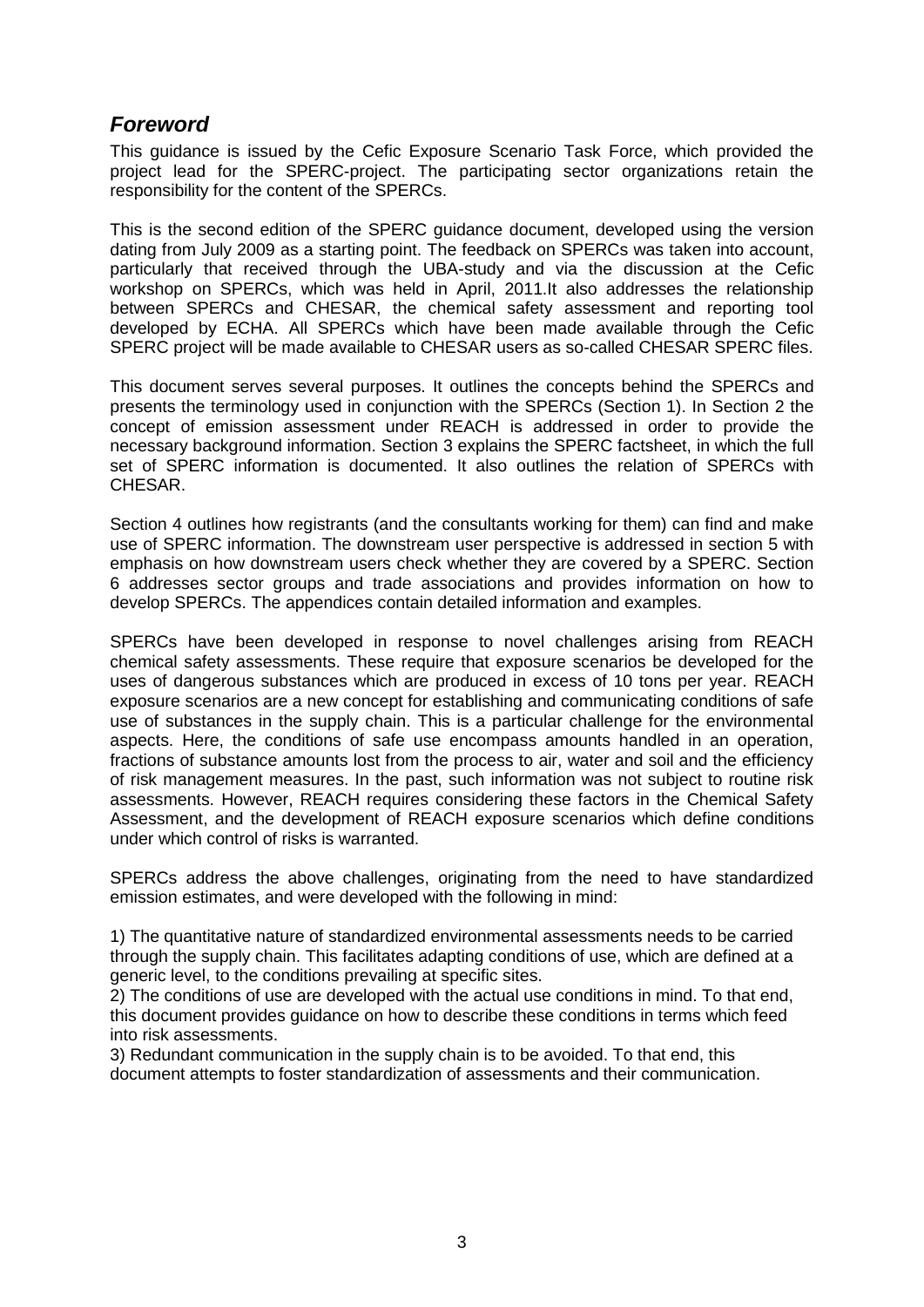## *Foreword*

This guidance is issued by the Cefic Exposure Scenario Task Force, which provided the project lead for the SPERC-project. The participating sector organizations retain the responsibility for the content of the SPERCs.

This is the second edition of the SPERC guidance document, developed using the version dating from July 2009 as a starting point. The feedback on SPERCs was taken into account, particularly that received through the UBA-study and via the discussion at the Cefic workshop on SPERCs, which was held in April, 2011.It also addresses the relationship between SPERCs and CHESAR, the chemical safety assessment and reporting tool developed by ECHA. All SPERCs which have been made available through the Cefic SPERC project will be made available to CHESAR users as so-called CHESAR SPERC files.

This document serves several purposes. It outlines the concepts behind the SPERCs and presents the terminology used in conjunction with the SPERCs (Section 1). In Section 2 the concept of emission assessment under REACH is addressed in order to provide the necessary background information. Section 3 explains the SPERC factsheet, in which the full set of SPERC information is documented. It also outlines the relation of SPERCs with CHESAR.

Section 4 outlines how registrants (and the consultants working for them) can find and make use of SPERC information. The downstream user perspective is addressed in section 5 with emphasis on how downstream users check whether they are covered by a SPERC. Section 6 addresses sector groups and trade associations and provides information on how to develop SPERCs. The appendices contain detailed information and examples.

SPERCs have been developed in response to novel challenges arising from REACH chemical safety assessments. These require that exposure scenarios be developed for the uses of dangerous substances which are produced in excess of 10 tons per year. REACH exposure scenarios are a new concept for establishing and communicating conditions of safe use of substances in the supply chain. This is a particular challenge for the environmental aspects. Here, the conditions of safe use encompass amounts handled in an operation, fractions of substance amounts lost from the process to air, water and soil and the efficiency of risk management measures. In the past, such information was not subject to routine risk assessments. However, REACH requires considering these factors in the Chemical Safety Assessment, and the development of REACH exposure scenarios which define conditions under which control of risks is warranted.

SPERCs address the above challenges, originating from the need to have standardized emission estimates, and were developed with the following in mind:

1) The quantitative nature of standardized environmental assessments needs to be carried through the supply chain. This facilitates adapting conditions of use, which are defined at a generic level, to the conditions prevailing at specific sites.
2) The conditions of use are developed with the actual use conditions in mind. To that end, this document provides guidance on how to describe these conditions in terms which feed into risk assessments.
3) Redundant communication in the supply chain is to be avoided. To that end, this document attempts to foster standardization of assessments and their communication.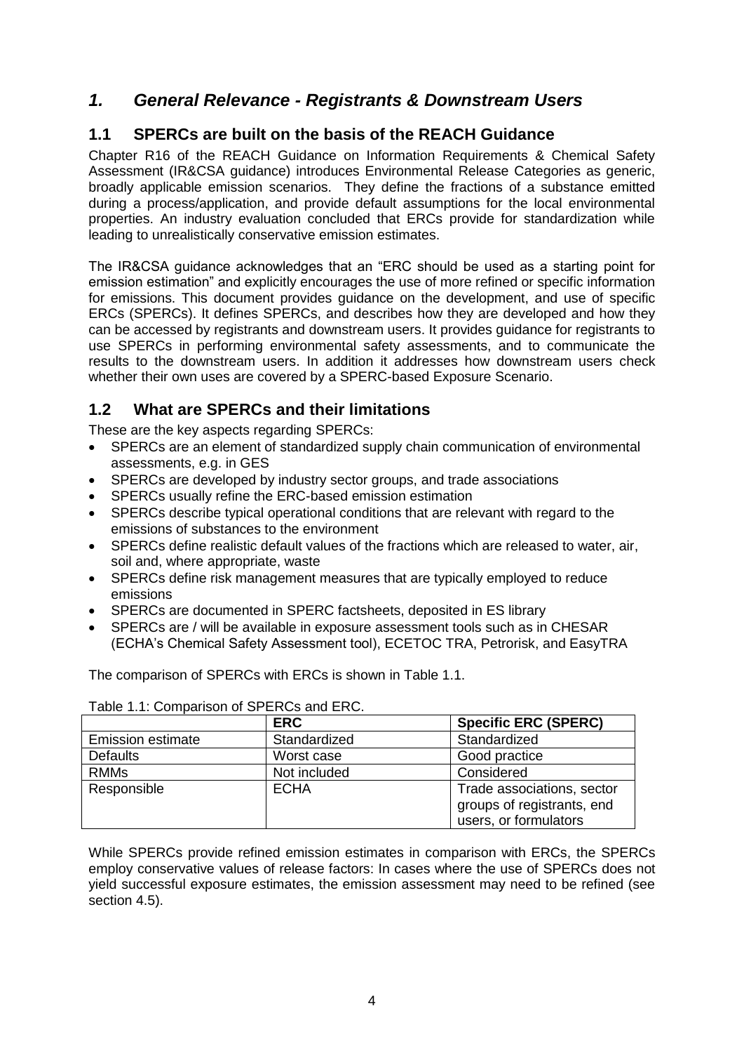# *1. General Relevance - Registrants & Downstream Users*

## 1.1 SPERCs are built on the basis of the REACH Guidance

Chapter R16 of the REACH Guidance on Information Requirements & Chemical Safety Assessment (IR&CSA guidance) introduces Environmental Release Categories as generic, broadly applicable emission scenarios. They define the fractions of a substance emitted during a process/application, and provide default assumptions for the local environmental properties. An industry evaluation concluded that ERCs provide for standardization while leading to unrealistically conservative emission estimates.

The IR&CSA guidance acknowledges that an "ERC should be used as a starting point for emission estimation" and explicitly encourages the use of more refined or specific information for emissions. This document provides guidance on the development, and use of specific ERCs (SPERCs). It defines SPERCs, and describes how they are developed and how they can be accessed by registrants and downstream users. It provides guidance for registrants to use SPERCs in performing environmental safety assessments, and to communicate the results to the downstream users. In addition it addresses how downstream users check whether their own uses are covered by a SPERC-based Exposure Scenario.

## 1.2 What are SPERCs and their limitations

These are the key aspects regarding SPERCs:

- SPERCs are an element of standardized supply chain communication of environmental assessments, e.g. in GES
- SPERCs are developed by industry sector groups, and trade associations
- SPERCs usually refine the ERC-based emission estimation
- SPERCs describe typical operational conditions that are relevant with regard to the emissions of substances to the environment
- SPERCs define realistic default values of the fractions which are released to water, air, soil and, where appropriate, waste
- SPERCs define risk management measures that are typically employed to reduce emissions
- SPERCs are documented in SPERC factsheets, deposited in ES library
- SPERCs are / will be available in exposure assessment tools such as in CHESAR (ECHA's Chemical Safety Assessment tool), ECETOC TRA, Petrorisk, and EasyTRA

The comparison of SPERCs with ERCs is shown in Table 1.1.

Table 1.1: Comparison of SPERCs and ERC.

| | **ERC** | **Specific ERC (SPERC)** |
|---|---|---|
| Emission estimate | Standardized | Standardized |
| Defaults | Worst case | Good practice |
| RMMs | Not included | Considered |
| Responsible | ECHA | Trade associations, sector groups of registrants, end users, or formulators |

While SPERCs provide refined emission estimates in comparison with ERCs, the SPERCs employ conservative values of release factors: In cases where the use of SPERCs does not yield successful exposure estimates, the emission assessment may need to be refined (see section 4.5).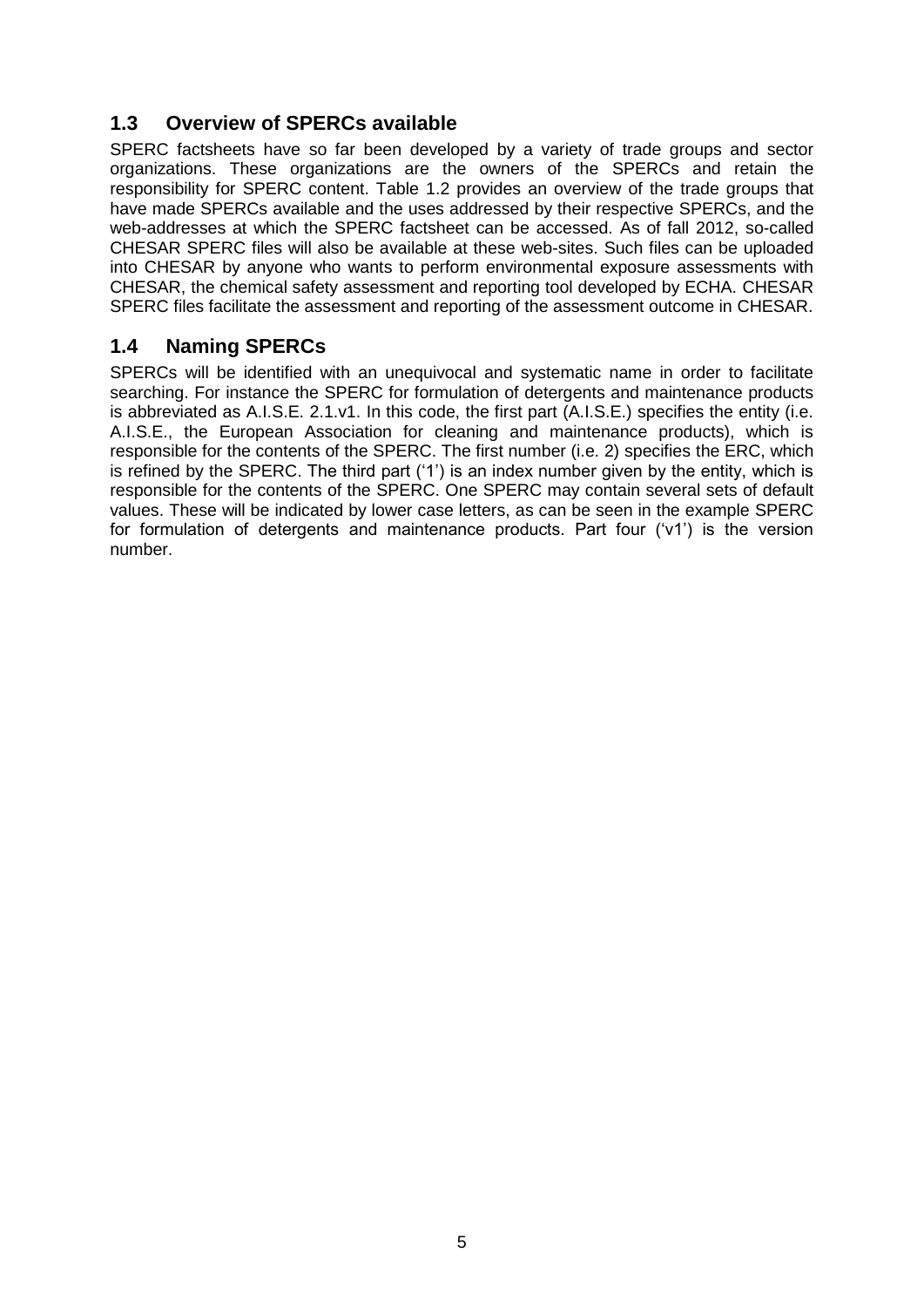## 1.3 Overview of SPERCs available

SPERC factsheets have so far been developed by a variety of trade groups and sector organizations. These organizations are the owners of the SPERCs and retain the responsibility for SPERC content. Table 1.2 provides an overview of the trade groups that have made SPERCs available and the uses addressed by their respective SPERCs, and the web-addresses at which the SPERC factsheet can be accessed. As of fall 2012, so-called CHESAR SPERC files will also be available at these web-sites. Such files can be uploaded into CHESAR by anyone who wants to perform environmental exposure assessments with CHESAR, the chemical safety assessment and reporting tool developed by ECHA. CHESAR SPERC files facilitate the assessment and reporting of the assessment outcome in CHESAR.

## 1.4 Naming SPERCs

SPERCs will be identified with an unequivocal and systematic name in order to facilitate searching. For instance the SPERC for formulation of detergents and maintenance products is abbreviated as A.I.S.E. 2.1.v1. In this code, the first part (A.I.S.E.) specifies the entity (i.e. A.I.S.E., the European Association for cleaning and maintenance products), which is responsible for the contents of the SPERC. The first number (i.e. 2) specifies the ERC, which is refined by the SPERC. The third part ('1') is an index number given by the entity, which is responsible for the contents of the SPERC. One SPERC may contain several sets of default values. These will be indicated by lower case letters, as can be seen in the example SPERC for formulation of detergents and maintenance products. Part four ('v1') is the version number.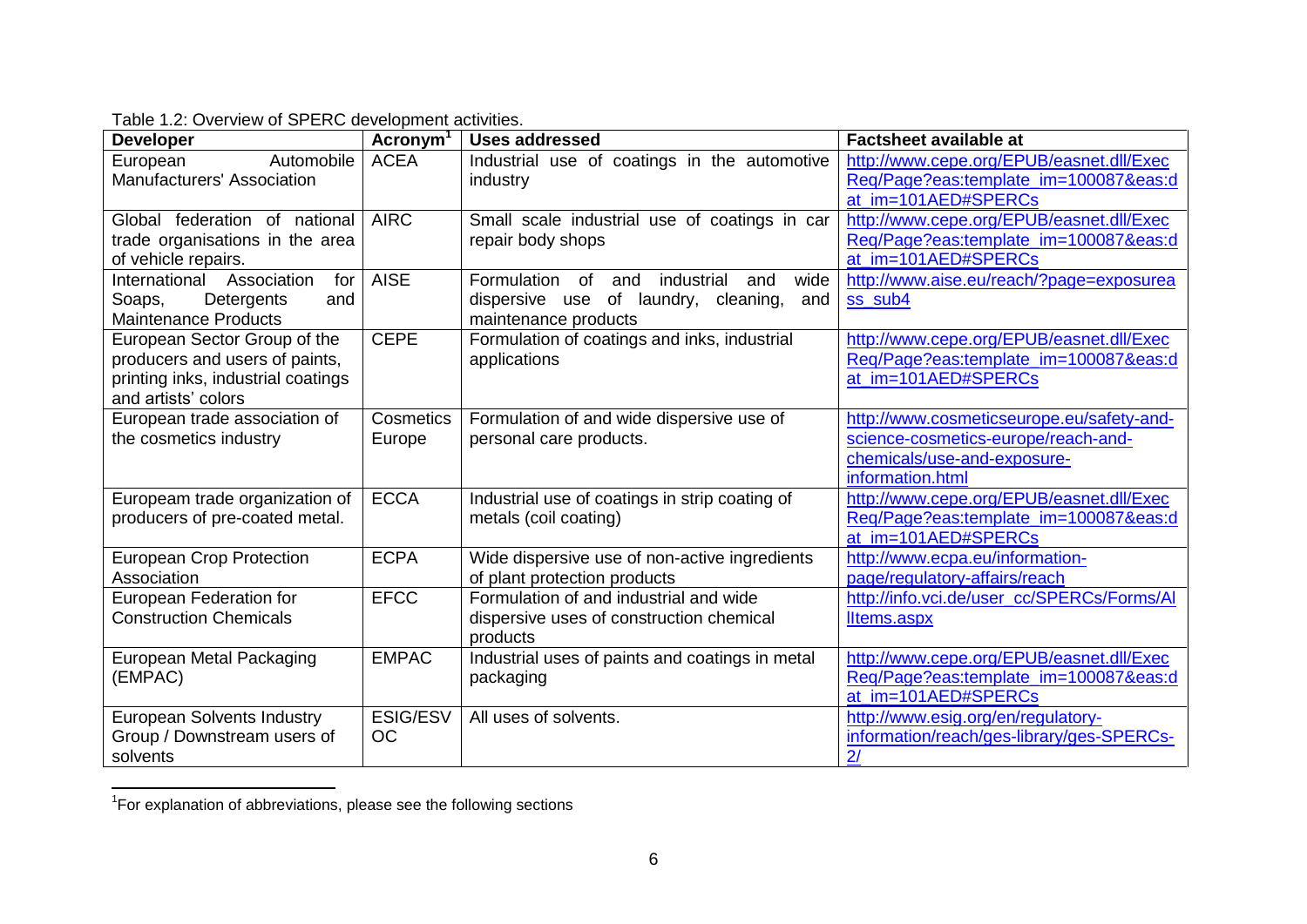Table 1.2: Overview of SPERC development activities.

| Developer | Acronym[1] | Uses addressed | Factsheet available at |
|---|---|---|---|
| European Automobile Manufacturers' Association | ACEA | Industrial use of coatings in the automotive industry | http://www.cepe.org/EPUB/easnet.dll/ExecReq/Page?eas:template_im=100087&eas:dat_im=101AED#SPERCs |
| Global federation of national trade organisations in the area of vehicle repairs. | AIRC | Small scale industrial use of coatings in car repair body shops | http://www.cepe.org/EPUB/easnet.dll/ExecReq/Page?eas:template_im=100087&eas:dat_im=101AED#SPERCs |
| International Association for Soaps, Detergents and Maintenance Products | AISE | Formulation of and industrial and wide dispersive use of laundry, cleaning, and maintenance products | http://www.aise.eu/reach/?page=exposureass_sub4 |
| European Sector Group of the producers and users of paints, printing inks, industrial coatings and artists' colors | CEPE | Formulation of coatings and inks, industrial applications | http://www.cepe.org/EPUB/easnet.dll/ExecReq/Page?eas:template_im=100087&eas:dat_im=101AED#SPERCs |
| European trade association of the cosmetics industry | Cosmetics Europe | Formulation of and wide dispersive use of personal care products. | http://www.cosmeticseurope.eu/safety-and-science-cosmetics-europe/reach-and-chemicals/use-and-exposure-information.html |
| Europeam trade organization of producers of pre-coated metal. | ECCA | Industrial use of coatings in strip coating of metals (coil coating) | http://www.cepe.org/EPUB/easnet.dll/ExecReq/Page?eas:template_im=100087&eas:dat_im=101AED#SPERCs |
| European Crop Protection Association | ECPA | Wide dispersive use of non-active ingredients of plant protection products | http://www.ecpa.eu/information-page/regulatory-affairs/reach |
| European Federation for Construction Chemicals | EFCC | Formulation of and industrial and wide dispersive uses of construction chemical products | http://info.vci.de/user_cc/SPERCs/Forms/AllItems.aspx |
| European Metal Packaging (EMPAC) | EMPAC | Industrial uses of paints and coatings in metal packaging | http://www.cepe.org/EPUB/easnet.dll/ExecReq/Page?eas:template_im=100087&eas:dat_im=101AED#SPERCs |
| European Solvents Industry Group / Downstream users of solvents | ESIG/ESVOC | All uses of solvents. | http://www.esig.org/en/regulatory-information/reach/ges-library/ges-SPERCs-2/ |

[1] For explanation of abbreviations, please see the following sections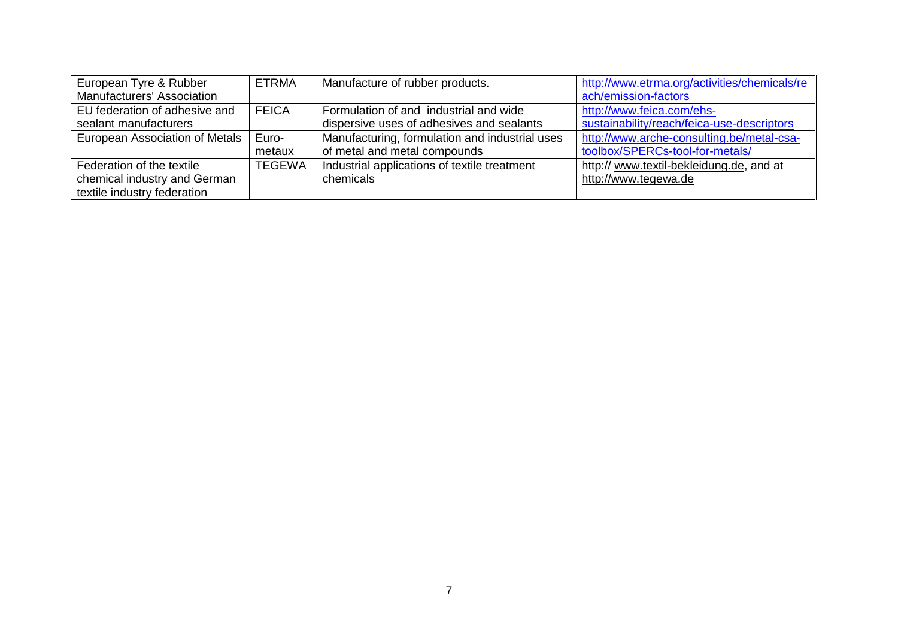| European Tyre & Rubber Manufacturers' Association | ETRMA | Manufacture of rubber products. | http://www.etrma.org/activities/chemicals/reach/emission-factors |
|---|---|---|---|
| EU federation of adhesive and sealant manufacturers | FEICA | Formulation of and industrial and wide dispersive uses of adhesives and sealants | http://www.feica.com/ehs-sustainability/reach/feica-use-descriptors |
| European Association of Metals | Euro-metaux | Manufacturing, formulation and industrial uses of metal and metal compounds | http://www.arche-consulting.be/metal-csa-toolbox/SPERCs-tool-for-metals/ |
| Federation of the textile chemical industry and German textile industry federation | TEGEWA | Industrial applications of textile treatment chemicals | http:// www.textil-bekleidung.de, and at http://www.tegewa.de |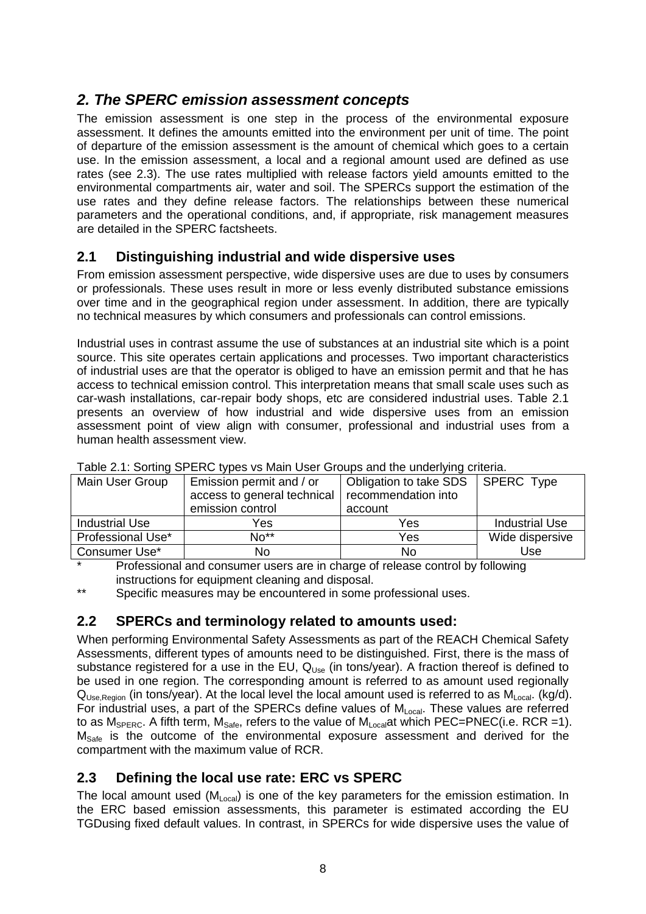## *2. The SPERC emission assessment concepts*

The emission assessment is one step in the process of the environmental exposure assessment. It defines the amounts emitted into the environment per unit of time. The point of departure of the emission assessment is the amount of chemical which goes to a certain use. In the emission assessment, a local and a regional amount used are defined as use rates (see 2.3). The use rates multiplied with release factors yield amounts emitted to the environmental compartments air, water and soil. The SPERCs support the estimation of the use rates and they define release factors. The relationships between these numerical parameters and the operational conditions, and, if appropriate, risk management measures are detailed in the SPERC factsheets.

### 2.1 Distinguishing industrial and wide dispersive uses

From emission assessment perspective, wide dispersive uses are due to uses by consumers or professionals. These uses result in more or less evenly distributed substance emissions over time and in the geographical region under assessment. In addition, there are typically no technical measures by which consumers and professionals can control emissions.

Industrial uses in contrast assume the use of substances at an industrial site which is a point source. This site operates certain applications and processes. Two important characteristics of industrial uses are that the operator is obliged to have an emission permit and that he has access to technical emission control. This interpretation means that small scale uses such as car-wash installations, car-repair body shops, etc are considered industrial uses. Table 2.1 presents an overview of how industrial and wide dispersive uses from an emission assessment point of view align with consumer, professional and industrial uses from a human health assessment view.

Table 2.1: Sorting SPERC types vs Main User Groups and the underlying criteria.

| Main User Group | Emission permit and / or access to general technical emission control | Obligation to take SDS recommendation into account | SPERC Type |
|---|---|---|---|
| Industrial Use | Yes | Yes | Industrial Use |
| Professional Use* | No** | Yes | Wide dispersive Use |
| Consumer Use* | No | No | |

\* Professional and consumer users are in charge of release control by following instructions for equipment cleaning and disposal.

\*\* Specific measures may be encountered in some professional uses.

### 2.2 SPERCs and terminology related to amounts used:

When performing Environmental Safety Assessments as part of the REACH Chemical Safety Assessments, different types of amounts need to be distinguished. First, there is the mass of substance registered for a use in the EU, $Q_{Use}$ (in tons/year). A fraction thereof is defined to be used in one region. The corresponding amount is referred to as amount used regionally $Q_{Use,Region}$ (in tons/year). At the local level the local amount used is referred to as $M_{Local}$. (kg/d). For industrial uses, a part of the SPERCs define values of $M_{Local}$. These values are referred to as $M_{SPERC}$. A fifth term, $M_{Safe}$, refers to the value of $M_{Local}$at which PEC=PNEC(i.e. RCR =1). $M_{Safe}$ is the outcome of the environmental exposure assessment and derived for the compartment with the maximum value of RCR.

### 2.3 Defining the local use rate: ERC vs SPERC

The local amount used ($M_{Local}$) is one of the key parameters for the emission estimation. In the ERC based emission assessments, this parameter is estimated according the EU TGDusing fixed default values. In contrast, in SPERCs for wide dispersive uses the value of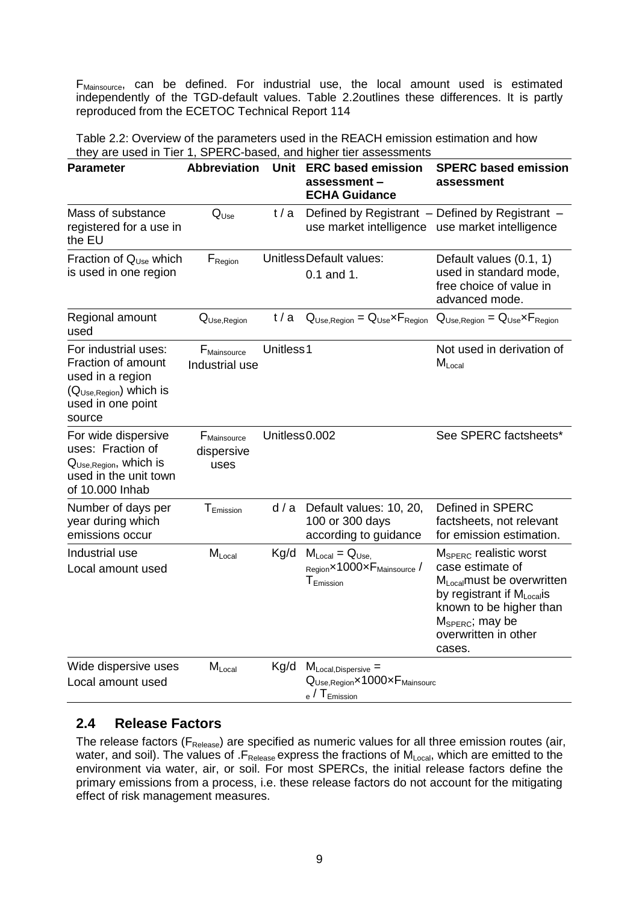$F_{Mainsource}$, can be defined. For industrial use, the local amount used is estimated independently of the TGD-default values. Table 2.2outlines these differences. It is partly reproduced from the ECETOC Technical Report 114

Table 2.2: Overview of the parameters used in the REACH emission estimation and how they are used in Tier 1, SPERC-based, and higher tier assessments

| Parameter | Abbreviation | Unit | ERC based emission assessment – ECHA Guidance | SPERC based emission assessment |
|---|---|---|---|---|
| Mass of substance registered for a use in the EU | $Q_{Use}$ | t / a | Defined by Registrant – use market intelligence | Defined by Registrant – use market intelligence |
| Fraction of $Q_{Use}$ which is used in one region | $F_{Region}$ | Unitless | Default values: 0.1 and 1. | Default values (0.1, 1) used in standard mode, free choice of value in advanced mode. |
| Regional amount used | $Q_{Use,Region}$ | t / a | $Q_{Use,Region} = Q_{Use} \times F_{Region}$ | $Q_{Use,Region} = Q_{Use} \times F_{Region}$ |
| For industrial uses: Fraction of amount used in a region ($Q_{Use,Region}$) which is used in one point source | $F_{Mainsource}$ Industrial use | Unitless | 1 | Not used in derivation of $M_{Local}$ |
| For wide dispersive uses: Fraction of $Q_{Use,Region}$, which is used in the unit town of 10.000 Inhab | $F_{Mainsource}$ dispersive uses | Unitless | 0.002 | See SPERC factsheets* |
| Number of days per year during which emissions occur | $T_{Emission}$ | d / a | Default values: 10, 20, 100 or 300 days according to guidance | Defined in SPERC factsheets, not relevant for emission estimation. |
| Industrial use Local amount used | $M_{Local}$ | Kg/d | $M_{Local} = Q_{Use,Region} \times 1000 \times F_{Mainsource} / T_{Emission}$ | $M_{SPERC}$ realistic worst case estimate of $M_{Local}$ must be overwritten by registrant if $M_{Local}$ is known to be higher than $M_{SPERC}$; may be overwritten in other cases. |
| Wide dispersive uses Local amount used | $M_{Local}$ | Kg/d | $M_{Local,Dispersive} = Q_{Use,Region} \times 1000 \times F_{Mainsource} / T_{Emission}$ | |

## 2.4 Release Factors

The release factors ($F_{Release}$) are specified as numeric values for all three emission routes (air, water, and soil). The values of .$F_{Release}$ express the fractions of $M_{Local}$, which are emitted to the environment via water, air, or soil. For most SPERCs, the initial release factors define the primary emissions from a process, i.e. these release factors do not account for the mitigating effect of risk management measures.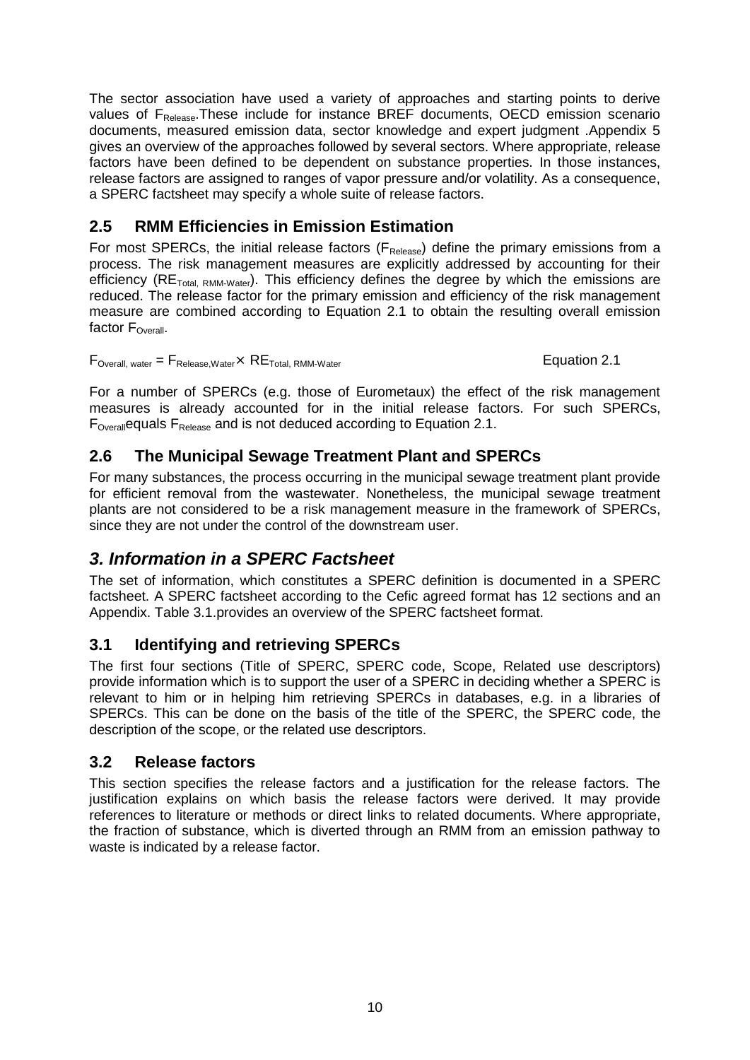The sector association have used a variety of approaches and starting points to derive values of $F_{Release}$.These include for instance BREF documents, OECD emission scenario documents, measured emission data, sector knowledge and expert judgment .Appendix 5 gives an overview of the approaches followed by several sectors. Where appropriate, release factors have been defined to be dependent on substance properties. In those instances, release factors are assigned to ranges of vapor pressure and/or volatility. As a consequence, a SPERC factsheet may specify a whole suite of release factors.

## 2.5 RMM Efficiencies in Emission Estimation

For most SPERCs, the initial release factors ($F_{Release}$) define the primary emissions from a process. The risk management measures are explicitly addressed by accounting for their efficiency ($RE_{Total,\ RMM\text{-}Water}$). This efficiency defines the degree by which the emissions are reduced. The release factor for the primary emission and efficiency of the risk management measure are combined according to Equation 2.1 to obtain the resulting overall emission factor $F_{Overall}$.

$$F_{Overall,\ water} = F_{Release,Water} \times RE_{Total,\ RMM\text{-}Water} \qquad \text{Equation 2.1}$$

For a number of SPERCs (e.g. those of Eurometaux) the effect of the risk management measures is already accounted for in the initial release factors. For such SPERCs, $F_{Overall}$equals $F_{Release}$ and is not deduced according to Equation 2.1.

## 2.6 The Municipal Sewage Treatment Plant and SPERCs

For many substances, the process occurring in the municipal sewage treatment plant provide for efficient removal from the wastewater. Nonetheless, the municipal sewage treatment plants are not considered to be a risk management measure in the framework of SPERCs, since they are not under the control of the downstream user.

# *3. Information in a SPERC Factsheet*

The set of information, which constitutes a SPERC definition is documented in a SPERC factsheet. A SPERC factsheet according to the Cefic agreed format has 12 sections and an Appendix. Table 3.1.provides an overview of the SPERC factsheet format.

## 3.1 Identifying and retrieving SPERCs

The first four sections (Title of SPERC, SPERC code, Scope, Related use descriptors) provide information which is to support the user of a SPERC in deciding whether a SPERC is relevant to him or in helping him retrieving SPERCs in databases, e.g. in a libraries of SPERCs. This can be done on the basis of the title of the SPERC, the SPERC code, the description of the scope, or the related use descriptors.

## 3.2 Release factors

This section specifies the release factors and a justification for the release factors. The justification explains on which basis the release factors were derived. It may provide references to literature or methods or direct links to related documents. Where appropriate, the fraction of substance, which is diverted through an RMM from an emission pathway to waste is indicated by a release factor.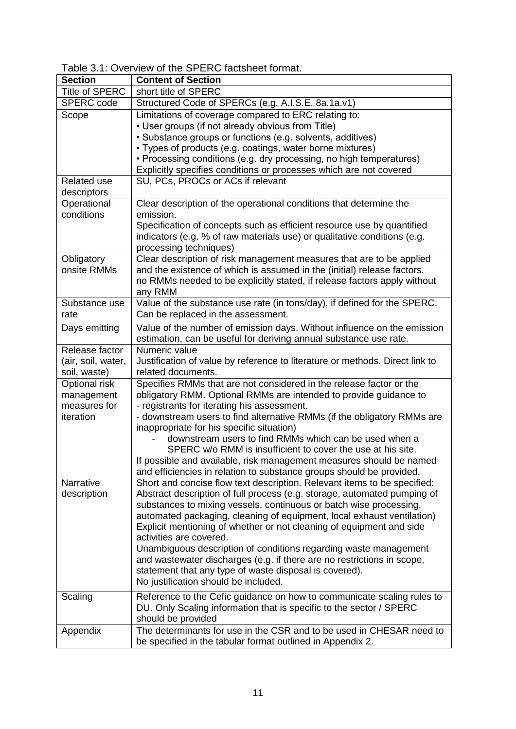Table 3.1: Overview of the SPERC factsheet format.

| Section | Content of Section |
|---|---|
| Title of SPERC | short title of SPERC |
| SPERC code | Structured Code of SPERCs (e.g. A.I.S.E. 8a.1a.v1) |
| Scope | Limitations of coverage compared to ERC relating to:<br>• User groups (if not already obvious from Title)<br>• Substance groups or functions (e.g. solvents, additives)<br>• Types of products (e.g. coatings, water borne mixtures)<br>• Processing conditions (e.g. dry processing, no high temperatures)<br>Explicitly specifies conditions or processes which are not covered |
| Related use descriptors | SU, PCs, PROCs or ACs if relevant |
| Operational conditions | Clear description of the operational conditions that determine the emission.<br>Specification of concepts such as efficient resource use by quantified indicators (e.g. % of raw materials use) or qualitative conditions (e.g. processing techniques) |
| Obligatory onsite RMMs | Clear description of risk management measures that are to be applied and the existence of which is assumed in the (initial) release factors.<br>no RMMs needed to be explicitly stated, if release factors apply without any RMM |
| Substance use rate | Value of the substance use rate (in tons/day), if defined for the SPERC. Can be replaced in the assessment. |
| Days emitting | Value of the number of emission days. Without influence on the emission estimation, can be useful for deriving annual substance use rate. |
| Release factor (air, soil, water, soil, waste) | Numeric value<br>Justification of value by reference to literature or methods. Direct link to related documents. |
| Optional risk management measures for iteration | Specifies RMMs that are not considered in the release factor or the obligatory RMM. Optional RMMs are intended to provide guidance to<br>- registrants for iterating his assessment.<br>- downstream users to find alternative RMMs (if the obligatory RMMs are inappropriate for his specific situation)<br>- downstream users to find RMMs which can be used when a SPERC w/o RMM is insufficient to cover the use at his site.<br>If possible and available, risk management measures should be named and efficiencies in relation to substance groups should be provided. |
| Narrative description | Short and concise flow text description. Relevant items to be specified:<br>Abstract description of full process (e.g. storage, automated pumping of substances to mixing vessels, continuous or batch wise processing, automated packaging, cleaning of equipment, local exhaust ventilation)<br>Explicit mentioning of whether or not cleaning of equipment and side activities are covered.<br>Unambiguous description of conditions regarding waste management and wastewater discharges (e.g. if there are no restrictions in scope, statement that any type of waste disposal is covered).<br>No justification should be included. |
| Scaling | Reference to the Cefic guidance on how to communicate scaling rules to DU. Only Scaling information that is specific to the sector / SPERC should be provided |
| Appendix | The determinants for use in the CSR and to be used in CHESAR need to be specified in the tabular format outlined in Appendix 2. |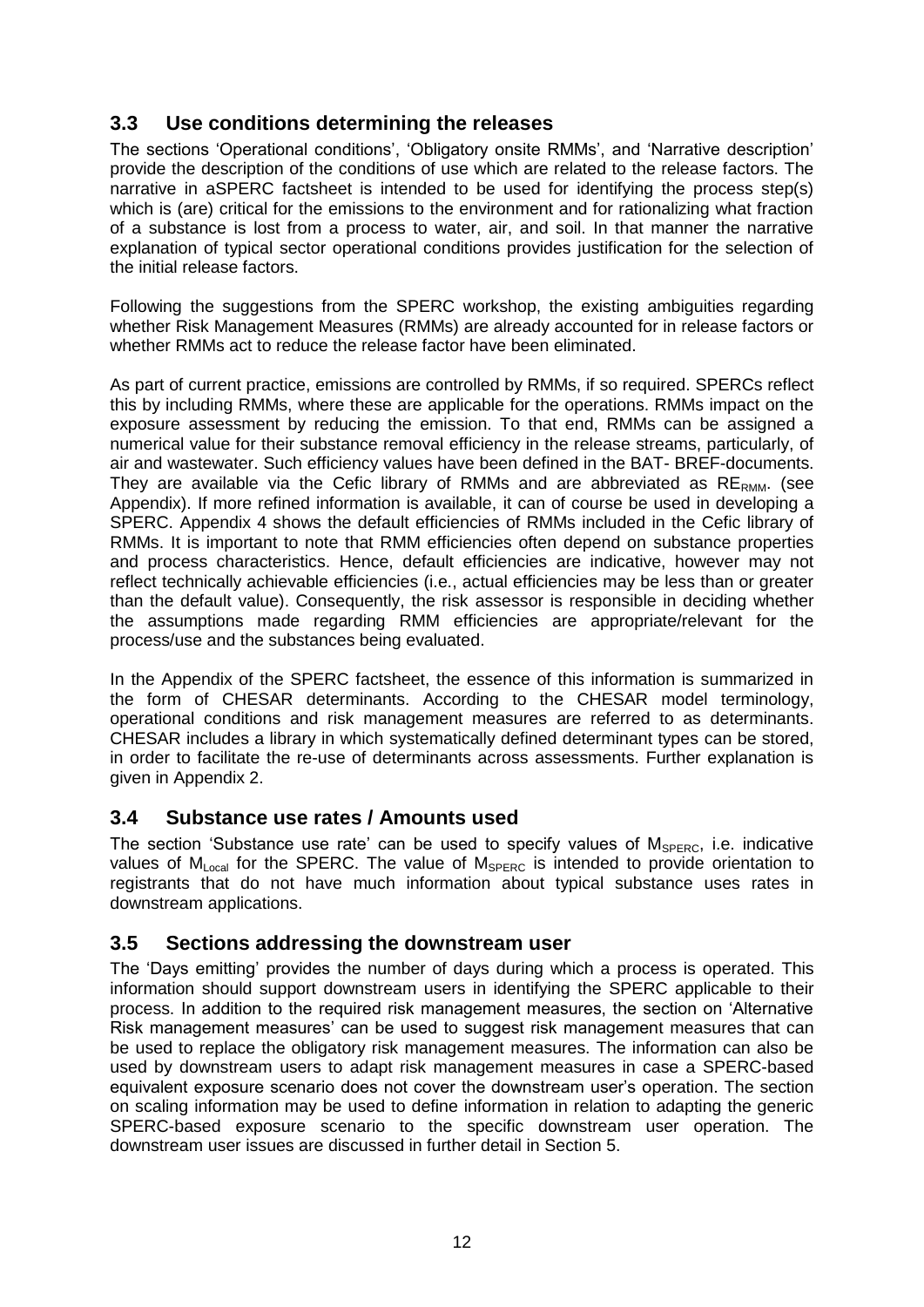## 3.3 Use conditions determining the releases

The sections 'Operational conditions', 'Obligatory onsite RMMs', and 'Narrative description' provide the description of the conditions of use which are related to the release factors. The narrative in aSPERC factsheet is intended to be used for identifying the process step(s) which is (are) critical for the emissions to the environment and for rationalizing what fraction of a substance is lost from a process to water, air, and soil. In that manner the narrative explanation of typical sector operational conditions provides justification for the selection of the initial release factors.

Following the suggestions from the SPERC workshop, the existing ambiguities regarding whether Risk Management Measures (RMMs) are already accounted for in release factors or whether RMMs act to reduce the release factor have been eliminated.

As part of current practice, emissions are controlled by RMMs, if so required. SPERCs reflect this by including RMMs, where these are applicable for the operations. RMMs impact on the exposure assessment by reducing the emission. To that end, RMMs can be assigned a numerical value for their substance removal efficiency in the release streams, particularly, of air and wastewater. Such efficiency values have been defined in the BAT- BREF-documents. They are available via the Cefic library of RMMs and are abbreviated as $RE_{RMM}$. (see Appendix). If more refined information is available, it can of course be used in developing a SPERC. Appendix 4 shows the default efficiencies of RMMs included in the Cefic library of RMMs. It is important to note that RMM efficiencies often depend on substance properties and process characteristics. Hence, default efficiencies are indicative, however may not reflect technically achievable efficiencies (i.e., actual efficiencies may be less than or greater than the default value). Consequently, the risk assessor is responsible in deciding whether the assumptions made regarding RMM efficiencies are appropriate/relevant for the process/use and the substances being evaluated.

In the Appendix of the SPERC factsheet, the essence of this information is summarized in the form of CHESAR determinants. According to the CHESAR model terminology, operational conditions and risk management measures are referred to as determinants. CHESAR includes a library in which systematically defined determinant types can be stored, in order to facilitate the re-use of determinants across assessments. Further explanation is given in Appendix 2.

## 3.4 Substance use rates / Amounts used

The section 'Substance use rate' can be used to specify values of $M_{SPERC}$, i.e. indicative values of $M_{Local}$ for the SPERC. The value of $M_{SPERC}$ is intended to provide orientation to registrants that do not have much information about typical substance uses rates in downstream applications.

## 3.5 Sections addressing the downstream user

The 'Days emitting' provides the number of days during which a process is operated. This information should support downstream users in identifying the SPERC applicable to their process. In addition to the required risk management measures, the section on 'Alternative Risk management measures' can be used to suggest risk management measures that can be used to replace the obligatory risk management measures. The information can also be used by downstream users to adapt risk management measures in case a SPERC-based equivalent exposure scenario does not cover the downstream user's operation. The section on scaling information may be used to define information in relation to adapting the generic SPERC-based exposure scenario to the specific downstream user operation. The downstream user issues are discussed in further detail in Section 5.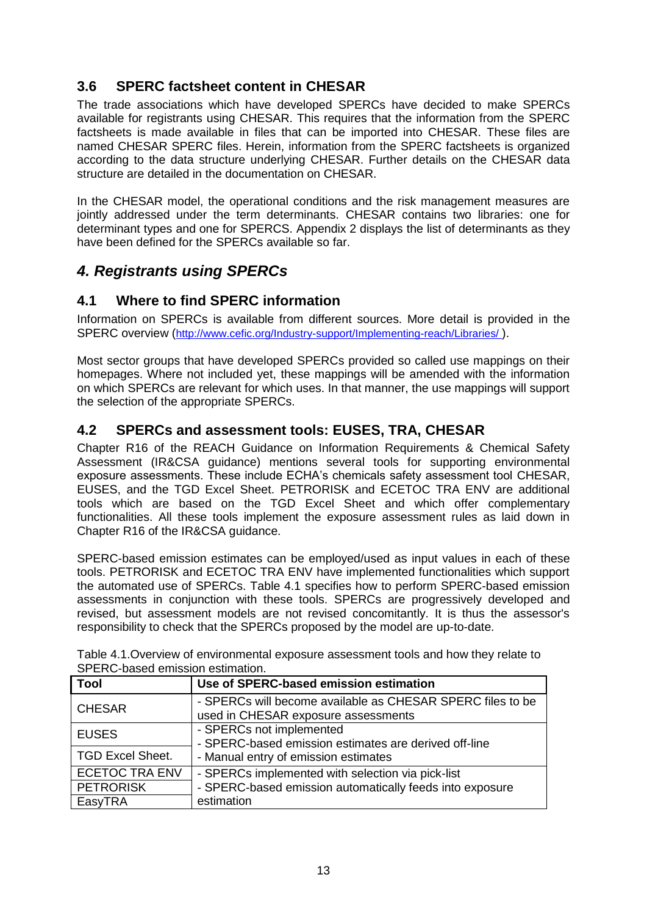## 3.6 SPERC factsheet content in CHESAR

The trade associations which have developed SPERCs have decided to make SPERCs available for registrants using CHESAR. This requires that the information from the SPERC factsheets is made available in files that can be imported into CHESAR. These files are named CHESAR SPERC files. Herein, information from the SPERC factsheets is organized according to the data structure underlying CHESAR. Further details on the CHESAR data structure are detailed in the documentation on CHESAR.

In the CHESAR model, the operational conditions and the risk management measures are jointly addressed under the term determinants. CHESAR contains two libraries: one for determinant types and one for SPERCS. Appendix 2 displays the list of determinants as they have been defined for the SPERCs available so far.

# *4. Registrants using SPERCs*

## 4.1 Where to find SPERC information

Information on SPERCs is available from different sources. More detail is provided in the SPERC overview (http://www.cefic.org/Industry-support/Implementing-reach/Libraries/ ).

Most sector groups that have developed SPERCs provided so called use mappings on their homepages. Where not included yet, these mappings will be amended with the information on which SPERCs are relevant for which uses. In that manner, the use mappings will support the selection of the appropriate SPERCs.

## 4.2 SPERCs and assessment tools: EUSES, TRA, CHESAR

Chapter R16 of the REACH Guidance on Information Requirements & Chemical Safety Assessment (IR&CSA guidance) mentions several tools for supporting environmental exposure assessments. These include ECHA's chemicals safety assessment tool CHESAR, EUSES, and the TGD Excel Sheet. PETRORISK and ECETOC TRA ENV are additional tools which are based on the TGD Excel Sheet and which offer complementary functionalities. All these tools implement the exposure assessment rules as laid down in Chapter R16 of the IR&CSA guidance.

SPERC-based emission estimates can be employed/used as input values in each of these tools. PETRORISK and ECETOC TRA ENV have implemented functionalities which support the automated use of SPERCs. Table 4.1 specifies how to perform SPERC-based emission assessments in conjunction with these tools. SPERCs are progressively developed and revised, but assessment models are not revised concomitantly. It is thus the assessor's responsibility to check that the SPERCs proposed by the model are up-to-date.

Table 4.1.Overview of environmental exposure assessment tools and how they relate to SPERC-based emission estimation.

| Tool | Use of SPERC-based emission estimation |
|---|---|
| CHESAR | - SPERCs will become available as CHESAR SPERC files to be used in CHESAR exposure assessments |
| EUSES<br>TGD Excel Sheet. | - SPERCs not implemented<br>- SPERC-based emission estimates are derived off-line<br>- Manual entry of emission estimates |
| ECETOC TRA ENV<br>PETRORISK<br>EasyTRA | - SPERCs implemented with selection via pick-list<br>- SPERC-based emission automatically feeds into exposure estimation |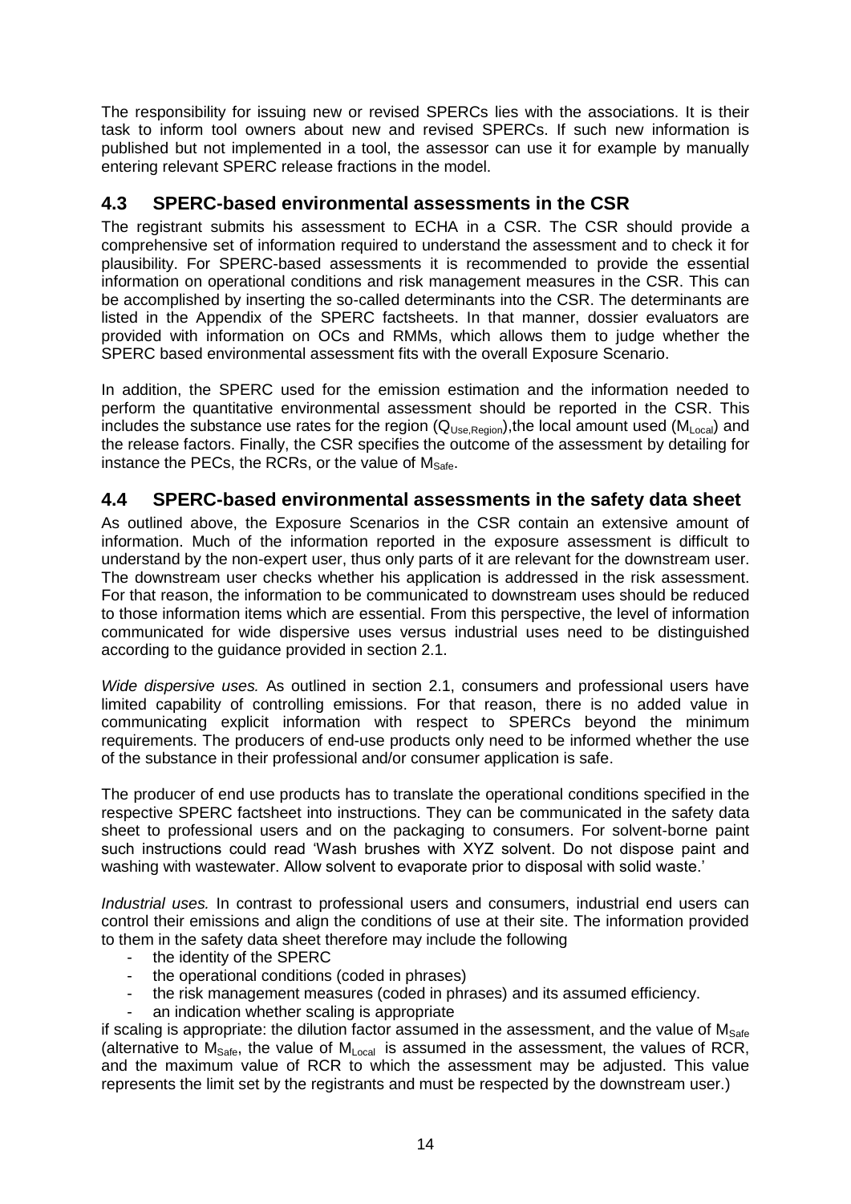The responsibility for issuing new or revised SPERCs lies with the associations. It is their task to inform tool owners about new and revised SPERCs. If such new information is published but not implemented in a tool, the assessor can use it for example by manually entering relevant SPERC release fractions in the model.

## 4.3 SPERC-based environmental assessments in the CSR

The registrant submits his assessment to ECHA in a CSR. The CSR should provide a comprehensive set of information required to understand the assessment and to check it for plausibility. For SPERC-based assessments it is recommended to provide the essential information on operational conditions and risk management measures in the CSR. This can be accomplished by inserting the so-called determinants into the CSR. The determinants are listed in the Appendix of the SPERC factsheets. In that manner, dossier evaluators are provided with information on OCs and RMMs, which allows them to judge whether the SPERC based environmental assessment fits with the overall Exposure Scenario.

In addition, the SPERC used for the emission estimation and the information needed to perform the quantitative environmental assessment should be reported in the CSR. This includes the substance use rates for the region ($Q_{Use,Region}$),the local amount used ($M_{Local}$) and the release factors. Finally, the CSR specifies the outcome of the assessment by detailing for instance the PECs, the RCRs, or the value of $M_{Safe}$.

## 4.4 SPERC-based environmental assessments in the safety data sheet

As outlined above, the Exposure Scenarios in the CSR contain an extensive amount of information. Much of the information reported in the exposure assessment is difficult to understand by the non-expert user, thus only parts of it are relevant for the downstream user. The downstream user checks whether his application is addressed in the risk assessment. For that reason, the information to be communicated to downstream uses should be reduced to those information items which are essential. From this perspective, the level of information communicated for wide dispersive uses versus industrial uses need to be distinguished according to the guidance provided in section 2.1.

*Wide dispersive uses.* As outlined in section 2.1, consumers and professional users have limited capability of controlling emissions. For that reason, there is no added value in communicating explicit information with respect to SPERCs beyond the minimum requirements. The producers of end-use products only need to be informed whether the use of the substance in their professional and/or consumer application is safe.

The producer of end use products has to translate the operational conditions specified in the respective SPERC factsheet into instructions. They can be communicated in the safety data sheet to professional users and on the packaging to consumers. For solvent-borne paint such instructions could read 'Wash brushes with XYZ solvent. Do not dispose paint and washing with wastewater. Allow solvent to evaporate prior to disposal with solid waste.'

*Industrial uses.* In contrast to professional users and consumers, industrial end users can control their emissions and align the conditions of use at their site. The information provided to them in the safety data sheet therefore may include the following

- the identity of the SPERC
- the operational conditions (coded in phrases)
- the risk management measures (coded in phrases) and its assumed efficiency.
- an indication whether scaling is appropriate

if scaling is appropriate: the dilution factor assumed in the assessment, and the value of $M_{Safe}$ (alternative to $M_{Safe}$, the value of $M_{Local}$ is assumed in the assessment, the values of RCR, and the maximum value of RCR to which the assessment may be adjusted. This value represents the limit set by the registrants and must be respected by the downstream user.)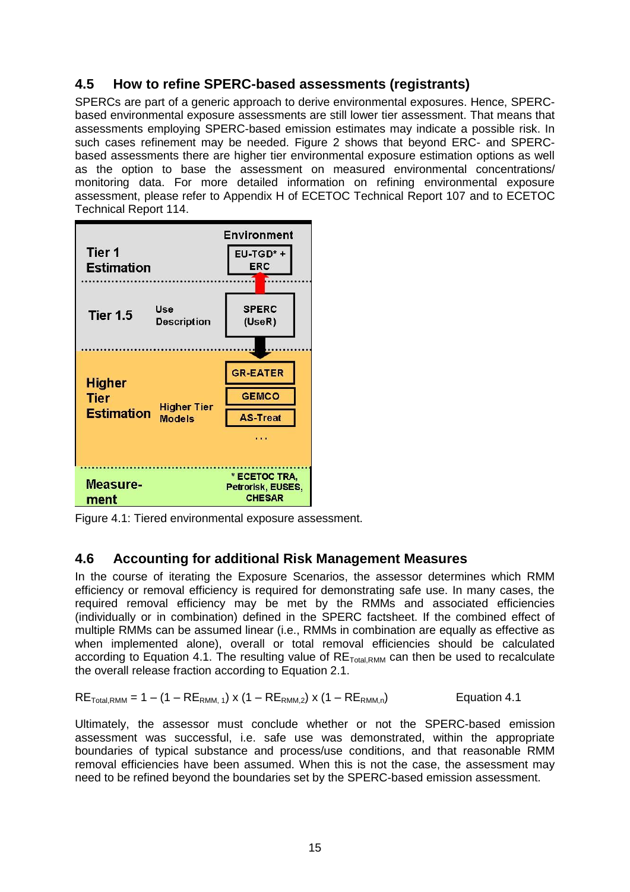## 4.5 How to refine SPERC-based assessments (registrants)

SPERCs are part of a generic approach to derive environmental exposures. Hence, SPERC-based environmental exposure assessments are still lower tier assessment. That means that assessments employing SPERC-based emission estimates may indicate a possible risk. In such cases refinement may be needed. Figure 2 shows that beyond ERC- and SPERC-based assessments there are higher tier environmental exposure estimation options as well as the option to base the assessment on measured environmental concentrations/ monitoring data. For more detailed information on refining environmental exposure assessment, please refer to Appendix H of ECETOC Technical Report 107 and to ECETOC Technical Report 114.

| | | Environment |
|---|---|---|
| Tier 1 Estimation | | EU-TGD* + ERC |
| Tier 1.5 | Use Description | SPERC (UseR) |
| Higher Tier Estimation | Higher Tier Models | GR-EATER<br>GEMCO<br>AS-Treat<br>... |
| Measure-ment | | * ECETOC TRA, Petrorisk, EUSES, CHESAR |

Figure 4.1: Tiered environmental exposure assessment.

## 4.6 Accounting for additional Risk Management Measures

In the course of iterating the Exposure Scenarios, the assessor determines which RMM efficiency or removal efficiency is required for demonstrating safe use. In many cases, the required removal efficiency may be met by the RMMs and associated efficiencies (individually or in combination) defined in the SPERC factsheet. If the combined effect of multiple RMMs can be assumed linear (i.e., RMMs in combination are equally as effective as when implemented alone), overall or total removal efficiencies should be calculated according to Equation 4.1. The resulting value of $RE_{Total,RMM}$ can then be used to recalculate the overall release fraction according to Equation 2.1.

$$RE_{Total,RMM} = 1 - (1 - RE_{RMM,1}) \times (1 - RE_{RMM,2}) \times (1 - RE_{RMM,n}) \qquad \text{Equation 4.1}$$

Ultimately, the assessor must conclude whether or not the SPERC-based emission assessment was successful, i.e. safe use was demonstrated, within the appropriate boundaries of typical substance and process/use conditions, and that reasonable RMM removal efficiencies have been assumed. When this is not the case, the assessment may need to be refined beyond the boundaries set by the SPERC-based emission assessment.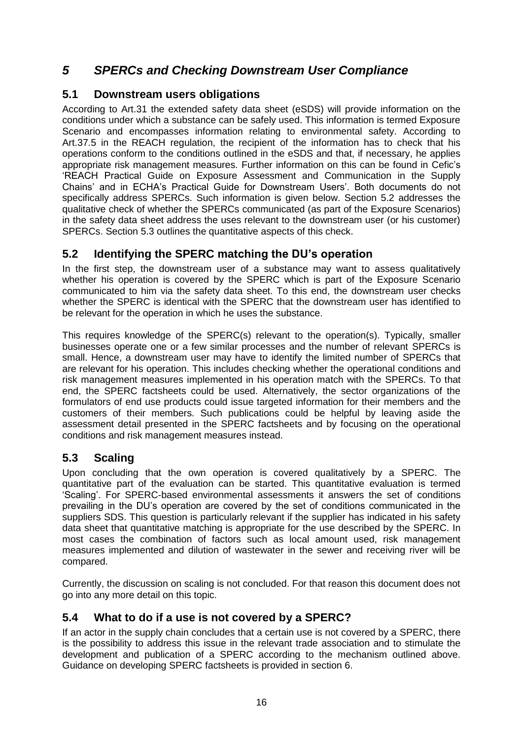# *5 SPERCs and Checking Downstream User Compliance*

## 5.1 Downstream users obligations

According to Art.31 the extended safety data sheet (eSDS) will provide information on the conditions under which a substance can be safely used. This information is termed Exposure Scenario and encompasses information relating to environmental safety. According to Art.37.5 in the REACH regulation, the recipient of the information has to check that his operations conform to the conditions outlined in the eSDS and that, if necessary, he applies appropriate risk management measures. Further information on this can be found in Cefic's 'REACH Practical Guide on Exposure Assessment and Communication in the Supply Chains' and in ECHA's Practical Guide for Downstream Users'. Both documents do not specifically address SPERCs. Such information is given below. Section 5.2 addresses the qualitative check of whether the SPERCs communicated (as part of the Exposure Scenarios) in the safety data sheet address the uses relevant to the downstream user (or his customer) SPERCs. Section 5.3 outlines the quantitative aspects of this check.

## 5.2 Identifying the SPERC matching the DU's operation

In the first step, the downstream user of a substance may want to assess qualitatively whether his operation is covered by the SPERC which is part of the Exposure Scenario communicated to him via the safety data sheet. To this end, the downstream user checks whether the SPERC is identical with the SPERC that the downstream user has identified to be relevant for the operation in which he uses the substance.

This requires knowledge of the SPERC(s) relevant to the operation(s). Typically, smaller businesses operate one or a few similar processes and the number of relevant SPERCs is small. Hence, a downstream user may have to identify the limited number of SPERCs that are relevant for his operation. This includes checking whether the operational conditions and risk management measures implemented in his operation match with the SPERCs. To that end, the SPERC factsheets could be used. Alternatively, the sector organizations of the formulators of end use products could issue targeted information for their members and the customers of their members. Such publications could be helpful by leaving aside the assessment detail presented in the SPERC factsheets and by focusing on the operational conditions and risk management measures instead.

## 5.3 Scaling

Upon concluding that the own operation is covered qualitatively by a SPERC. The quantitative part of the evaluation can be started. This quantitative evaluation is termed 'Scaling'. For SPERC-based environmental assessments it answers the set of conditions prevailing in the DU's operation are covered by the set of conditions communicated in the suppliers SDS. This question is particularly relevant if the supplier has indicated in his safety data sheet that quantitative matching is appropriate for the use described by the SPERC. In most cases the combination of factors such as local amount used, risk management measures implemented and dilution of wastewater in the sewer and receiving river will be compared.

Currently, the discussion on scaling is not concluded. For that reason this document does not go into any more detail on this topic.

## 5.4 What to do if a use is not covered by a SPERC?

If an actor in the supply chain concludes that a certain use is not covered by a SPERC, there is the possibility to address this issue in the relevant trade association and to stimulate the development and publication of a SPERC according to the mechanism outlined above. Guidance on developing SPERC factsheets is provided in section 6.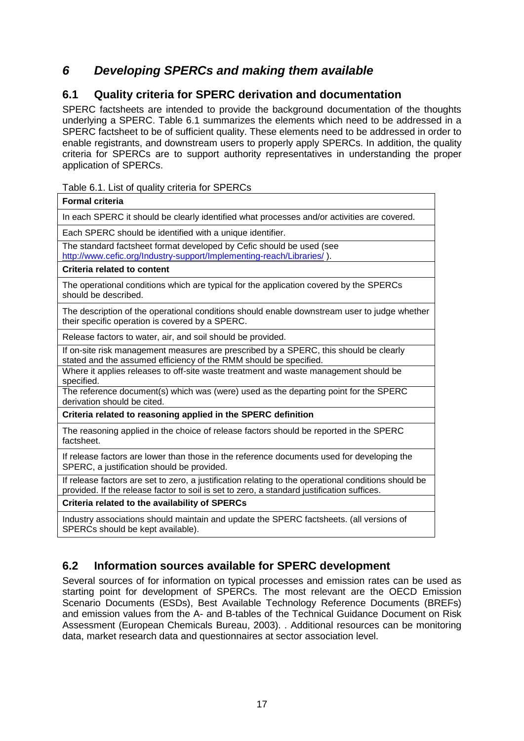# *6 Developing SPERCs and making them available*

## 6.1 Quality criteria for SPERC derivation and documentation

SPERC factsheets are intended to provide the background documentation of the thoughts underlying a SPERC. Table 6.1 summarizes the elements which need to be addressed in a SPERC factsheet to be of sufficient quality. These elements need to be addressed in order to enable registrants, and downstream users to properly apply SPERCs. In addition, the quality criteria for SPERCs are to support authority representatives in understanding the proper application of SPERCs.

Table 6.1. List of quality criteria for SPERCs

| **Formal criteria** |
|---|
| In each SPERC it should be clearly identified what processes and/or activities are covered. |
| Each SPERC should be identified with a unique identifier. |
| The standard factsheet format developed by Cefic should be used (see http://www.cefic.org/Industry-support/Implementing-reach/Libraries/ ). |
| **Criteria related to content** |
| The operational conditions which are typical for the application covered by the SPERCs should be described. |
| The description of the operational conditions should enable downstream user to judge whether their specific operation is covered by a SPERC. |
| Release factors to water, air, and soil should be provided. |
| If on-site risk management measures are prescribed by a SPERC, this should be clearly stated and the assumed efficiency of the RMM should be specified. |
| Where it applies releases to off-site waste treatment and waste management should be specified. |
| The reference document(s) which was (were) used as the departing point for the SPERC derivation should be cited. |
| **Criteria related to reasoning applied in the SPERC definition** |
| The reasoning applied in the choice of release factors should be reported in the SPERC factsheet. |
| If release factors are lower than those in the reference documents used for developing the SPERC, a justification should be provided. |
| If release factors are set to zero, a justification relating to the operational conditions should be provided. If the release factor to soil is set to zero, a standard justification suffices. |
| **Criteria related to the availability of SPERCs** |
| Industry associations should maintain and update the SPERC factsheets. (all versions of SPERCs should be kept available). |

## 6.2 Information sources available for SPERC development

Several sources of for information on typical processes and emission rates can be used as starting point for development of SPERCs. The most relevant are the OECD Emission Scenario Documents (ESDs), Best Available Technology Reference Documents (BREFs) and emission values from the A- and B-tables of the Technical Guidance Document on Risk Assessment (European Chemicals Bureau, 2003). . Additional resources can be monitoring data, market research data and questionnaires at sector association level.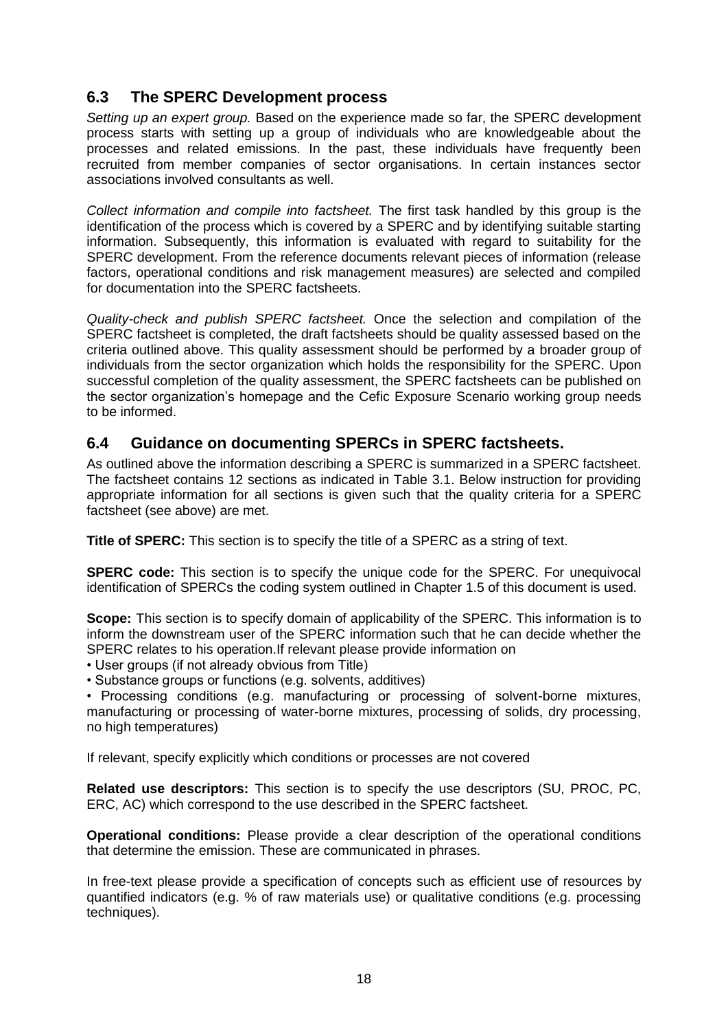## 6.3 The SPERC Development process

*Setting up an expert group.* Based on the experience made so far, the SPERC development process starts with setting up a group of individuals who are knowledgeable about the processes and related emissions. In the past, these individuals have frequently been recruited from member companies of sector organisations. In certain instances sector associations involved consultants as well.

*Collect information and compile into factsheet.* The first task handled by this group is the identification of the process which is covered by a SPERC and by identifying suitable starting information. Subsequently, this information is evaluated with regard to suitability for the SPERC development. From the reference documents relevant pieces of information (release factors, operational conditions and risk management measures) are selected and compiled for documentation into the SPERC factsheets.

*Quality-check and publish SPERC factsheet.* Once the selection and compilation of the SPERC factsheet is completed, the draft factsheets should be quality assessed based on the criteria outlined above. This quality assessment should be performed by a broader group of individuals from the sector organization which holds the responsibility for the SPERC. Upon successful completion of the quality assessment, the SPERC factsheets can be published on the sector organization's homepage and the Cefic Exposure Scenario working group needs to be informed.

## 6.4 Guidance on documenting SPERCs in SPERC factsheets.

As outlined above the information describing a SPERC is summarized in a SPERC factsheet. The factsheet contains 12 sections as indicated in Table 3.1. Below instruction for providing appropriate information for all sections is given such that the quality criteria for a SPERC factsheet (see above) are met.

**Title of SPERC:** This section is to specify the title of a SPERC as a string of text.

**SPERC code:** This section is to specify the unique code for the SPERC. For unequivocal identification of SPERCs the coding system outlined in Chapter 1.5 of this document is used.

**Scope:** This section is to specify domain of applicability of the SPERC. This information is to inform the downstream user of the SPERC information such that he can decide whether the SPERC relates to his operation.If relevant please provide information on

- User groups (if not already obvious from Title)
- Substance groups or functions (e.g. solvents, additives)
- Processing conditions (e.g. manufacturing or processing of solvent-borne mixtures, manufacturing or processing of water-borne mixtures, processing of solids, dry processing, no high temperatures)

If relevant, specify explicitly which conditions or processes are not covered

**Related use descriptors:** This section is to specify the use descriptors (SU, PROC, PC, ERC, AC) which correspond to the use described in the SPERC factsheet.

**Operational conditions:** Please provide a clear description of the operational conditions that determine the emission. These are communicated in phrases.

In free-text please provide a specification of concepts such as efficient use of resources by quantified indicators (e.g. % of raw materials use) or qualitative conditions (e.g. processing techniques).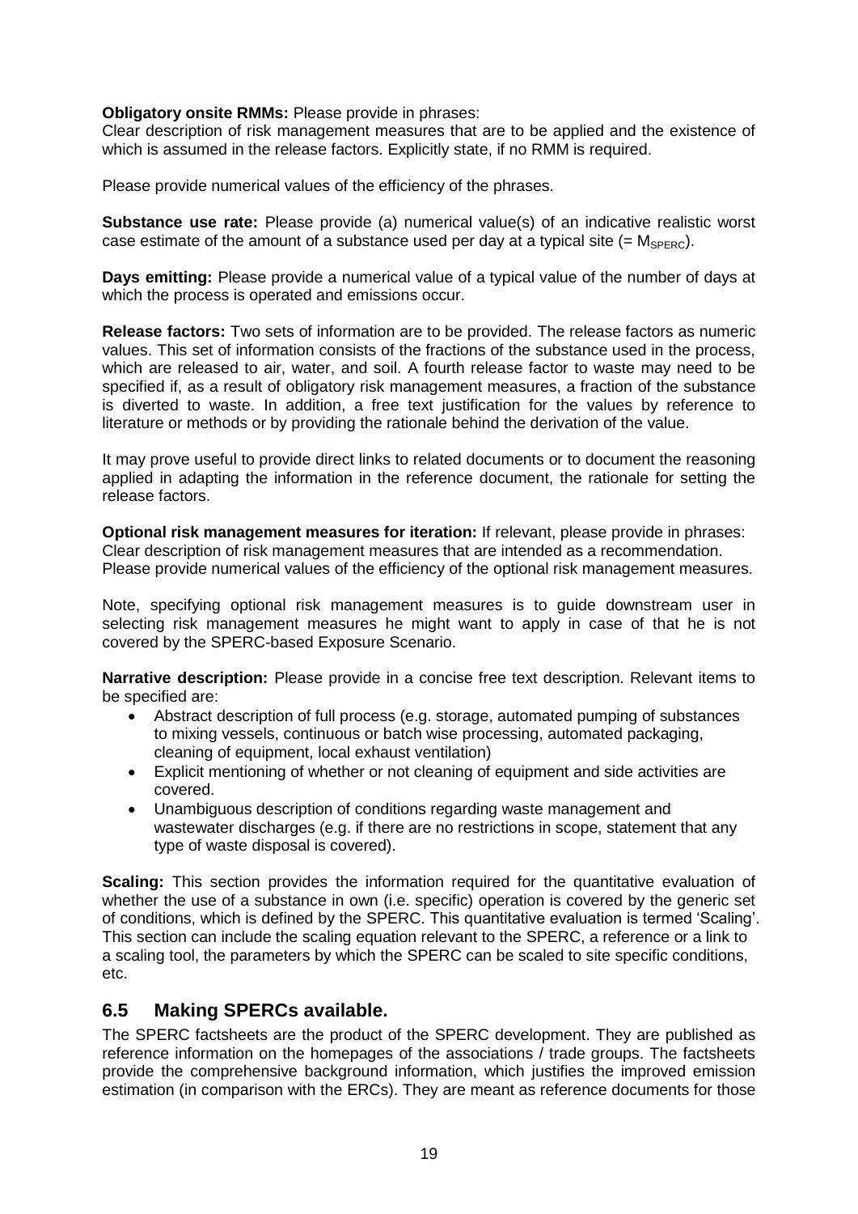**Obligatory onsite RMMs:** Please provide in phrases:
Clear description of risk management measures that are to be applied and the existence of which is assumed in the release factors. Explicitly state, if no RMM is required.

Please provide numerical values of the efficiency of the phrases.

**Substance use rate:** Please provide (a) numerical value(s) of an indicative realistic worst case estimate of the amount of a substance used per day at a typical site (= $M_{SPERC}$).

**Days emitting:** Please provide a numerical value of a typical value of the number of days at which the process is operated and emissions occur.

**Release factors:** Two sets of information are to be provided. The release factors as numeric values. This set of information consists of the fractions of the substance used in the process, which are released to air, water, and soil. A fourth release factor to waste may need to be specified if, as a result of obligatory risk management measures, a fraction of the substance is diverted to waste. In addition, a free text justification for the values by reference to literature or methods or by providing the rationale behind the derivation of the value.

It may prove useful to provide direct links to related documents or to document the reasoning applied in adapting the information in the reference document, the rationale for setting the release factors.

**Optional risk management measures for iteration:** If relevant, please provide in phrases:
Clear description of risk management measures that are intended as a recommendation.
Please provide numerical values of the efficiency of the optional risk management measures.

Note, specifying optional risk management measures is to guide downstream user in selecting risk management measures he might want to apply in case of that he is not covered by the SPERC-based Exposure Scenario.

**Narrative description:** Please provide in a concise free text description. Relevant items to be specified are:

- Abstract description of full process (e.g. storage, automated pumping of substances to mixing vessels, continuous or batch wise processing, automated packaging, cleaning of equipment, local exhaust ventilation)
- Explicit mentioning of whether or not cleaning of equipment and side activities are covered.
- Unambiguous description of conditions regarding waste management and wastewater discharges (e.g. if there are no restrictions in scope, statement that any type of waste disposal is covered).

**Scaling:** This section provides the information required for the quantitative evaluation of whether the use of a substance in own (i.e. specific) operation is covered by the generic set of conditions, which is defined by the SPERC. This quantitative evaluation is termed 'Scaling'. This section can include the scaling equation relevant to the SPERC, a reference or a link to a scaling tool, the parameters by which the SPERC can be scaled to site specific conditions, etc.

## 6.5 Making SPERCs available.

The SPERC factsheets are the product of the SPERC development. They are published as reference information on the homepages of the associations / trade groups. The factsheets provide the comprehensive background information, which justifies the improved emission estimation (in comparison with the ERCs). They are meant as reference documents for those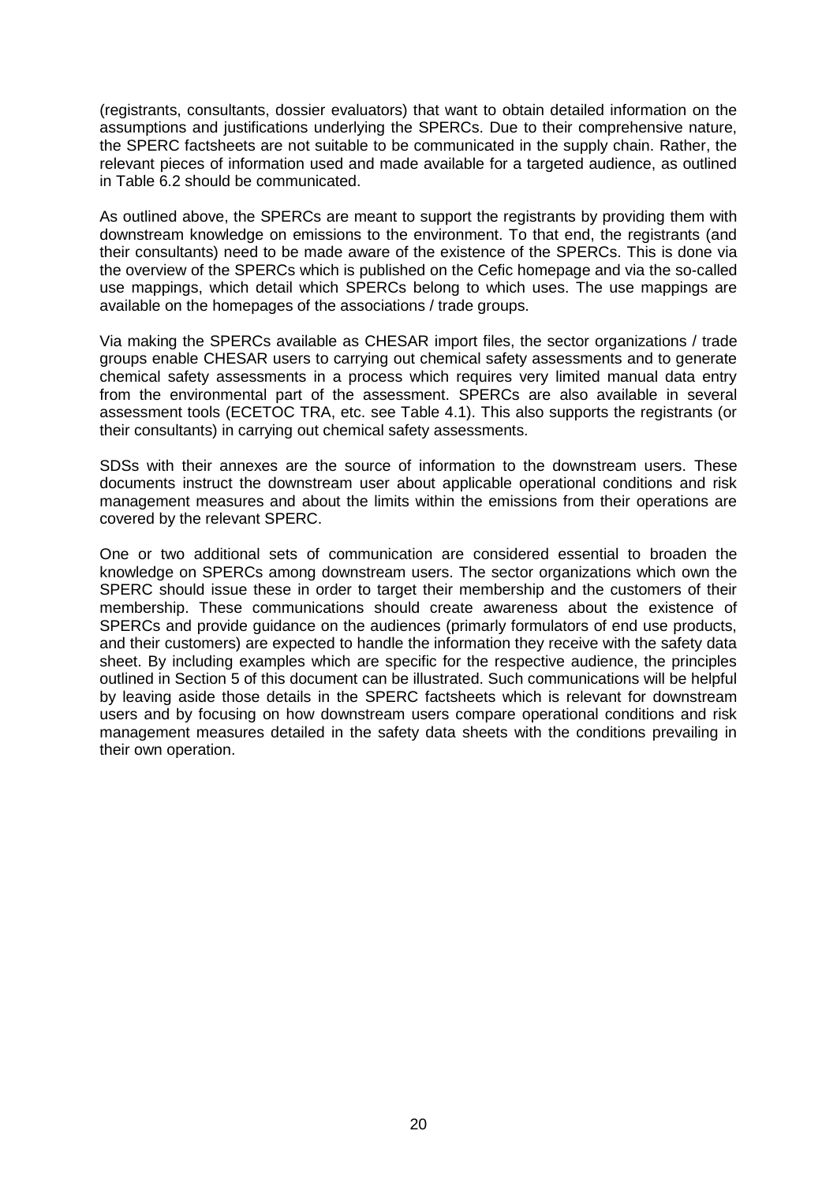(registrants, consultants, dossier evaluators) that want to obtain detailed information on the assumptions and justifications underlying the SPERCs. Due to their comprehensive nature, the SPERC factsheets are not suitable to be communicated in the supply chain. Rather, the relevant pieces of information used and made available for a targeted audience, as outlined in Table 6.2 should be communicated.

As outlined above, the SPERCs are meant to support the registrants by providing them with downstream knowledge on emissions to the environment. To that end, the registrants (and their consultants) need to be made aware of the existence of the SPERCs. This is done via the overview of the SPERCs which is published on the Cefic homepage and via the so-called use mappings, which detail which SPERCs belong to which uses. The use mappings are available on the homepages of the associations / trade groups.

Via making the SPERCs available as CHESAR import files, the sector organizations / trade groups enable CHESAR users to carrying out chemical safety assessments and to generate chemical safety assessments in a process which requires very limited manual data entry from the environmental part of the assessment. SPERCs are also available in several assessment tools (ECETOC TRA, etc. see Table 4.1). This also supports the registrants (or their consultants) in carrying out chemical safety assessments.

SDSs with their annexes are the source of information to the downstream users. These documents instruct the downstream user about applicable operational conditions and risk management measures and about the limits within the emissions from their operations are covered by the relevant SPERC.

One or two additional sets of communication are considered essential to broaden the knowledge on SPERCs among downstream users. The sector organizations which own the SPERC should issue these in order to target their membership and the customers of their membership. These communications should create awareness about the existence of SPERCs and provide guidance on the audiences (primarly formulators of end use products, and their customers) are expected to handle the information they receive with the safety data sheet. By including examples which are specific for the respective audience, the principles outlined in Section 5 of this document can be illustrated. Such communications will be helpful by leaving aside those details in the SPERC factsheets which is relevant for downstream users and by focusing on how downstream users compare operational conditions and risk management measures detailed in the safety data sheets with the conditions prevailing in their own operation.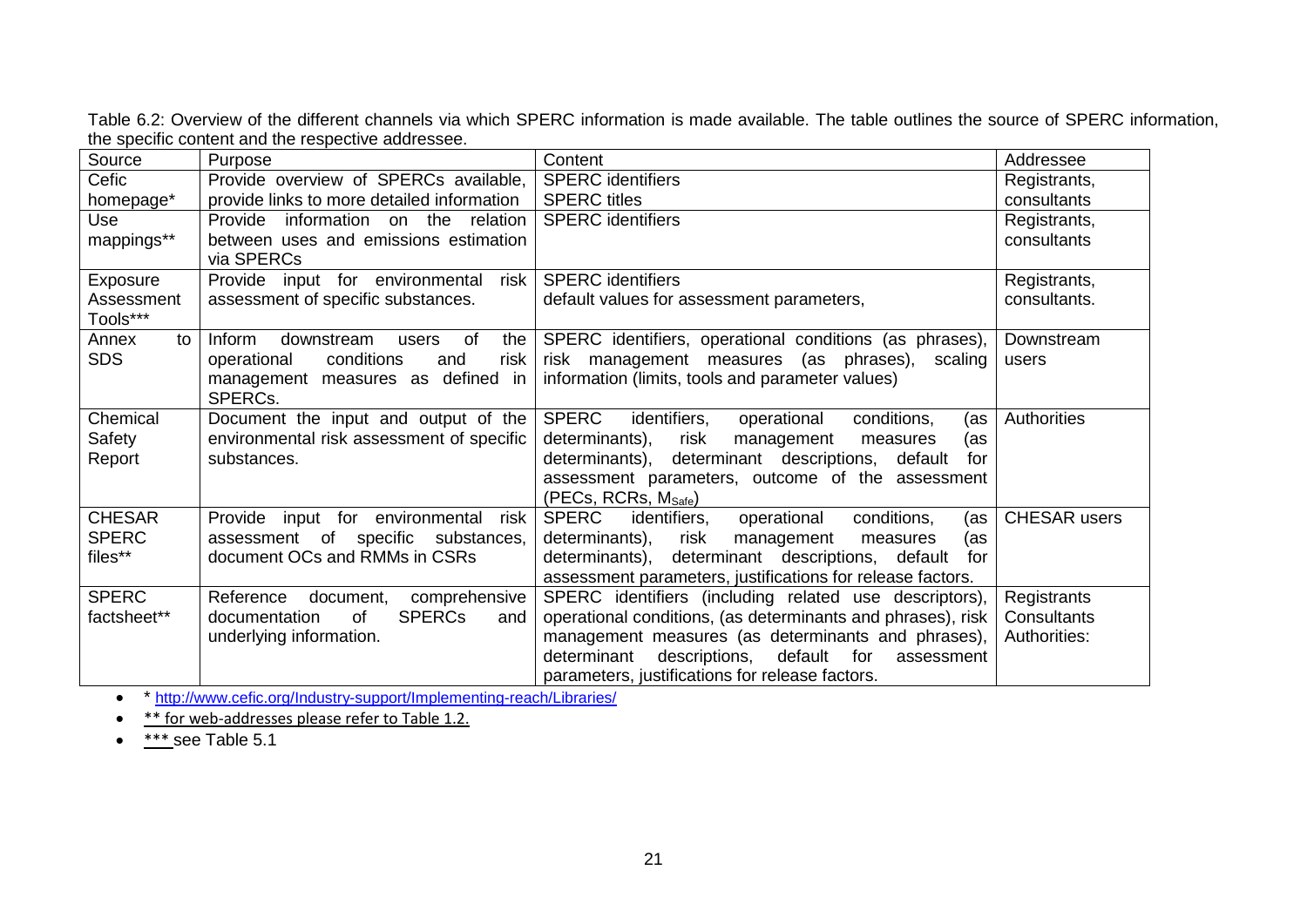Table 6.2: Overview of the different channels via which SPERC information is made available. The table outlines the source of SPERC information, the specific content and the respective addressee.

| Source | Purpose | Content | Addressee |
|---|---|---|---|
| Cefic homepage* | Provide overview of SPERCs available, provide links to more detailed information | SPERC identifiers<br>SPERC titles | Registrants, consultants |
| Use mappings** | Provide information on the relation between uses and emissions estimation via SPERCs | SPERC identifiers | Registrants, consultants |
| Exposure Assessment Tools*** | Provide input for environmental risk assessment of specific substances. | SPERC identifiers<br>default values for assessment parameters, | Registrants, consultants. |
| Annex to SDS | Inform downstream users of the operational conditions and risk management measures as defined in SPERCs. | SPERC identifiers, operational conditions (as phrases), risk management measures (as phrases), scaling information (limits, tools and parameter values) | Downstream users |
| Chemical Safety Report | Document the input and output of the environmental risk assessment of specific substances. | SPERC identifiers, operational conditions, (as determinants), risk management measures (as determinants), determinant descriptions, default for assessment parameters, outcome of the assessment (PECs, RCRs, $M_{Safe}$) | Authorities |
| CHESAR SPERC files** | Provide input for environmental risk assessment of specific substances, document OCs and RMMs in CSRs | SPERC identifiers, operational conditions, (as determinants), risk management measures (as determinants), determinant descriptions, default for assessment parameters, justifications for release factors. | CHESAR users |
| SPERC factsheet** | Reference document, comprehensive documentation of SPERCs and underlying information. | SPERC identifiers (including related use descriptors), operational conditions, (as determinants and phrases), risk management measures (as determinants and phrases), determinant descriptions, default for assessment parameters, justifications for release factors. | Registrants<br>Consultants<br>Authorities: |

- * http://www.cefic.org/Industry-support/Implementing-reach/Libraries/
- ** for web-addresses please refer to Table 1.2.
- *** see Table 5.1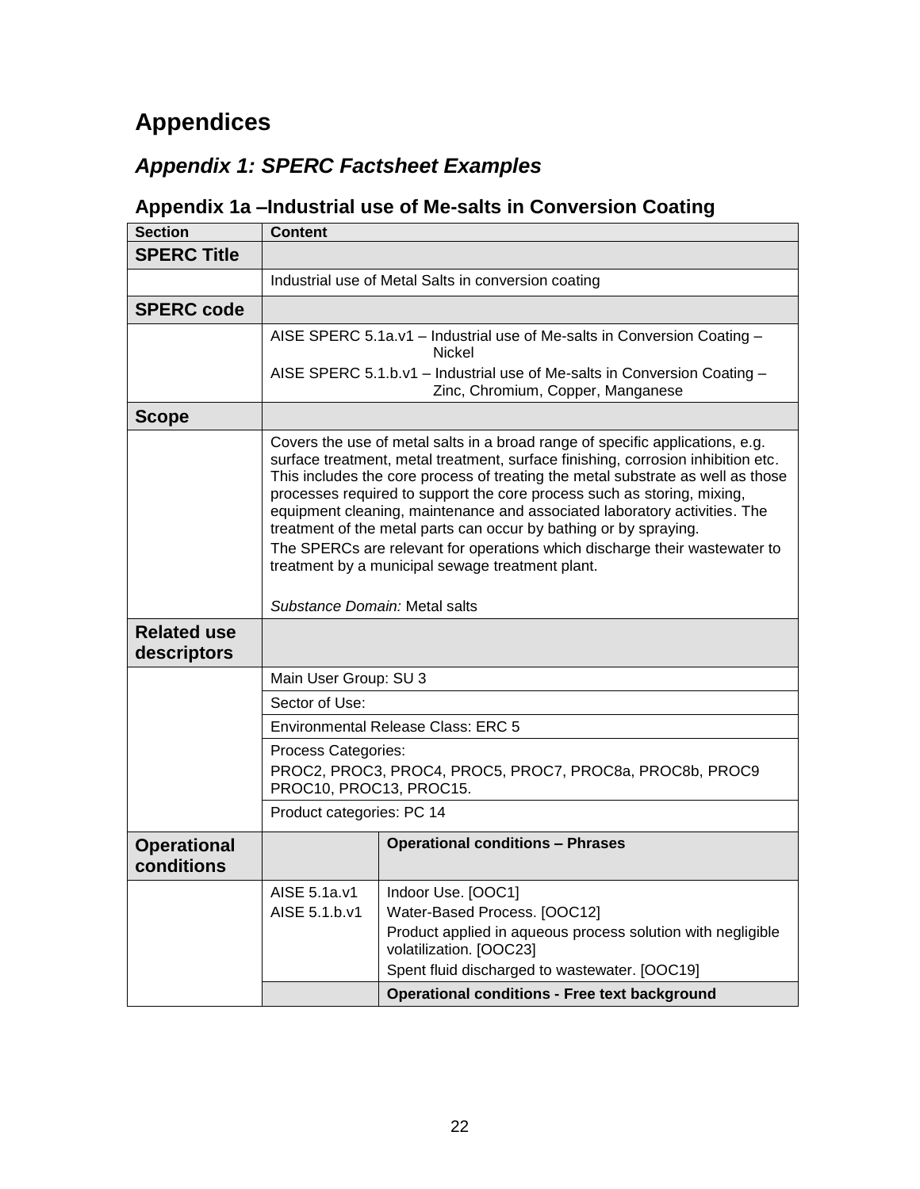# Appendices

## *Appendix 1: SPERC Factsheet Examples*

### Appendix 1a –Industrial use of Me-salts in Conversion Coating

| Section | Content | |
|---|---|---|
| **SPERC Title** | | |
| | Industrial use of Metal Salts in conversion coating | |
| **SPERC code** | | |
| | AISE SPERC 5.1a.v1 – Industrial use of Me-salts in Conversion Coating – Nickel<br>AISE SPERC 5.1.b.v1 – Industrial use of Me-salts in Conversion Coating – Zinc, Chromium, Copper, Manganese | |
| **Scope** | | |
| | Covers the use of metal salts in a broad range of specific applications, e.g. surface treatment, metal treatment, surface finishing, corrosion inhibition etc. This includes the core process of treating the metal substrate as well as those processes required to support the core process such as storing, mixing, equipment cleaning, maintenance and associated laboratory activities. The treatment of the metal parts can occur by bathing or by spraying.<br>The SPERCs are relevant for operations which discharge their wastewater to treatment by a municipal sewage treatment plant.<br><br>*Substance Domain:* Metal salts | |
| **Related use descriptors** | | |
| | Main User Group: SU 3 | |
| | Sector of Use: | |
| | Environmental Release Class: ERC 5 | |
| | Process Categories:<br>PROC2, PROC3, PROC4, PROC5, PROC7, PROC8a, PROC8b, PROC9 PROC10, PROC13, PROC15. | |
| | Product categories: PC 14 | |
| **Operational conditions** | | **Operational conditions – Phrases** |
| | AISE 5.1a.v1<br>AISE 5.1.b.v1 | Indoor Use. [OOC1]<br>Water-Based Process. [OOC12]<br>Product applied in aqueous process solution with negligible volatilization. [OOC23]<br>Spent fluid discharged to wastewater. [OOC19] |
| | | **Operational conditions - Free text background** |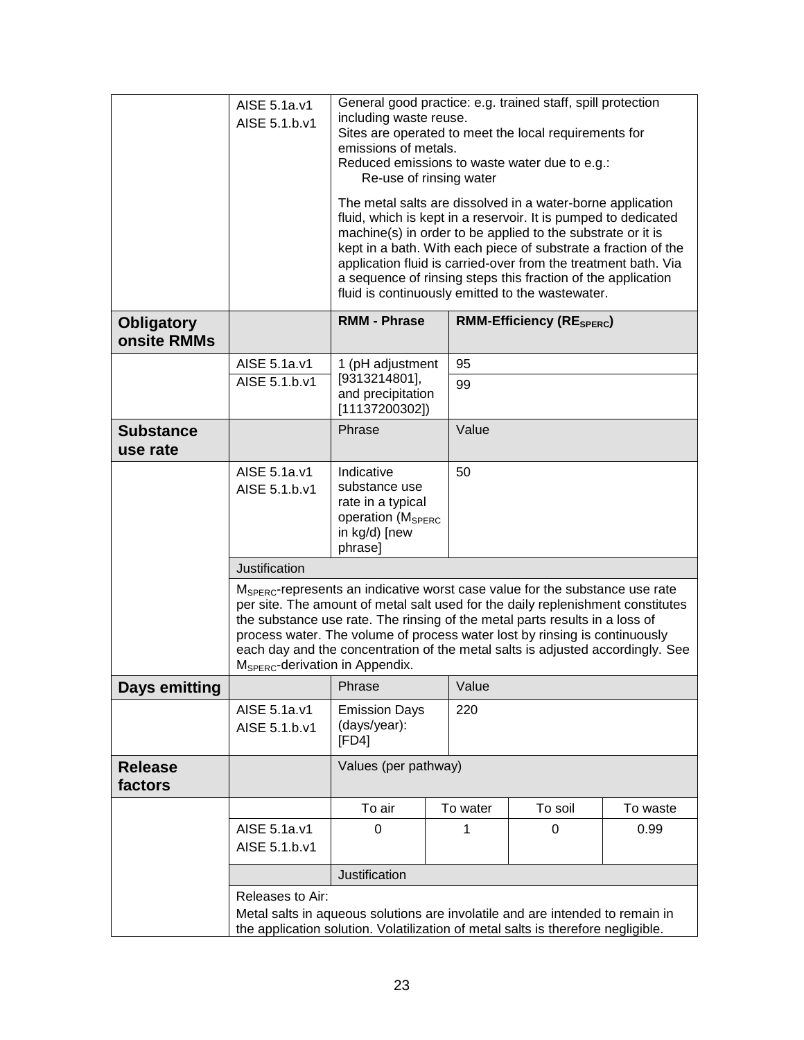| | | | | | |
|---|---|---|---|---|---|
| | AISE 5.1a.v1<br>AISE 5.1.b.v1 | General good practice: e.g. trained staff, spill protection including waste reuse.<br>Sites are operated to meet the local requirements for emissions of metals.<br>Reduced emissions to waste water due to e.g.:<br>Re-use of rinsing water<br><br>The metal salts are dissolved in a water-borne application fluid, which is kept in a reservoir. It is pumped to dedicated machine(s) in order to be applied to the substrate or it is kept in a bath. With each piece of substrate a fraction of the application fluid is carried-over from the treatment bath. Via a sequence of rinsing steps this fraction of the application fluid is continuously emitted to the wastewater. | | | |
| **Obligatory onsite RMMs** | | **RMM - Phrase** | **RMM-Efficiency ($RE_{SPERC}$)** | | |
| | AISE 5.1a.v1 | 1 (pH adjustment [9313214801], and precipitation [11137200302]) | 95 | | |
| | AISE 5.1.b.v1 | | 99 | | |
| **Substance use rate** | | Phrase | Value | | |
| | AISE 5.1a.v1<br>AISE 5.1.b.v1 | Indicative substance use rate in a typical operation ($M_{SPERC}$ in kg/d) [new phrase] | 50 | | |
| | Justification | | | | |
| | $M_{SPERC}$-represents an indicative worst case value for the substance use rate per site. The amount of metal salt used for the daily replenishment constitutes the substance use rate. The rinsing of the metal parts results in a loss of process water. The volume of process water lost by rinsing is continuously each day and the concentration of the metal salts is adjusted accordingly. See $M_{SPERC}$-derivation in Appendix. | | | | |
| **Days emitting** | | Phrase | Value | | |
| | AISE 5.1a.v1<br>AISE 5.1.b.v1 | Emission Days (days/year): [FD4] | 220 | | |
| **Release factors** | | Values (per pathway) | | | |
| | | To air | To water | To soil | To waste |
| | AISE 5.1a.v1<br>AISE 5.1.b.v1 | 0 | 1 | 0 | 0.99 |
| | | Justification | | | |
| | Releases to Air:<br>Metal salts in aqueous solutions are involatile and are intended to remain in the application solution. Volatilization of metal salts is therefore negligible. | | | | |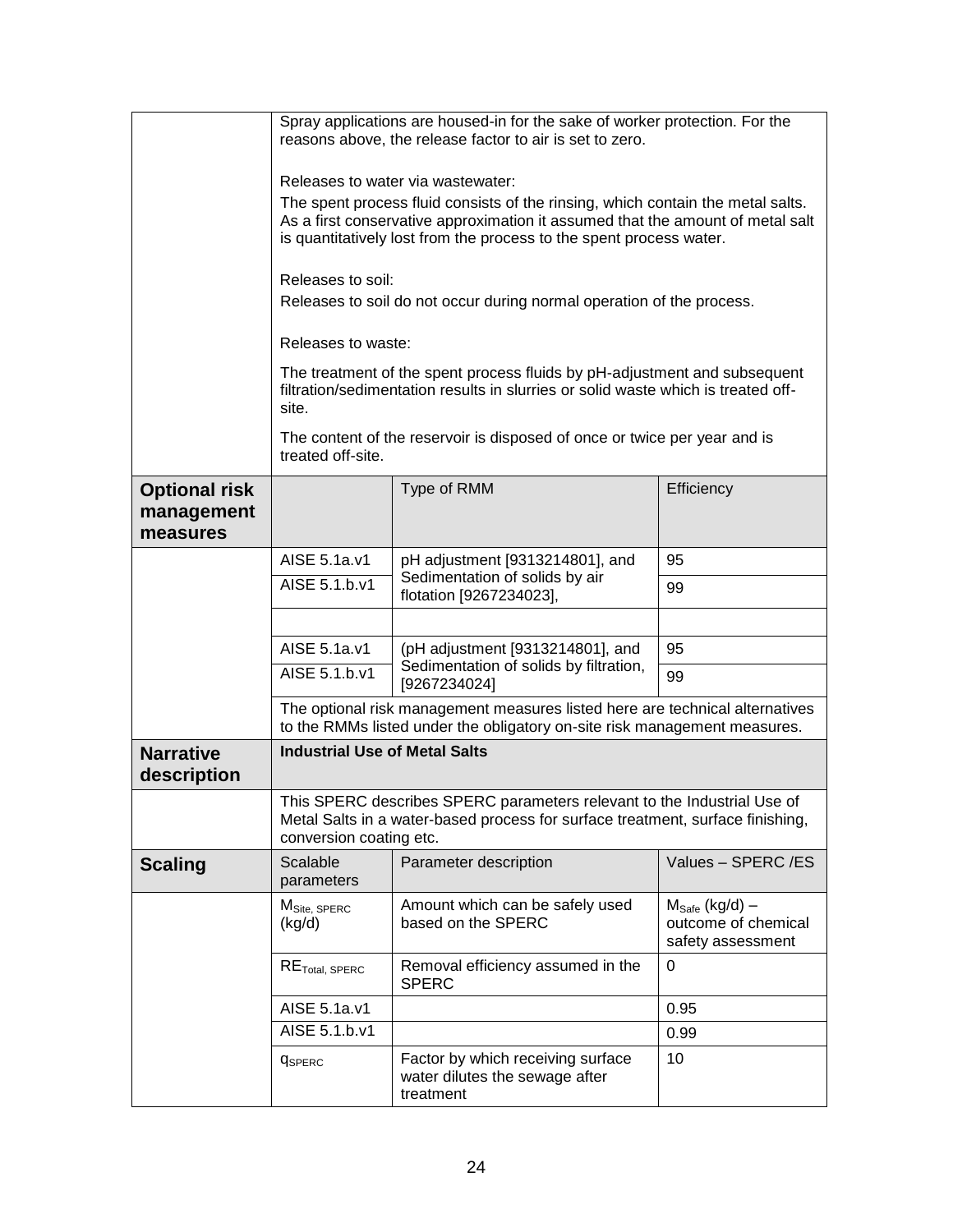| | | | |
|---|---|---|---|
| | Spray applications are housed-in for the sake of worker protection. For the reasons above, the release factor to air is set to zero.<br><br>Releases to water via wastewater:<br>The spent process fluid consists of the rinsing, which contain the metal salts. As a first conservative approximation it assumed that the amount of metal salt is quantitatively lost from the process to the spent process water.<br><br>Releases to soil:<br>Releases to soil do not occur during normal operation of the process.<br><br>Releases to waste:<br>The treatment of the spent process fluids by pH-adjustment and subsequent filtration/sedimentation results in slurries or solid waste which is treated off-site.<br>The content of the reservoir is disposed of once or twice per year and is treated off-site. | | |
| **Optional risk management measures** | | Type of RMM | Efficiency |
| | AISE 5.1a.v1 | pH adjustment [9313214801], and Sedimentation of solids by air flotation [9267234023], | 95 |
| | AISE 5.1.b.v1 | | 99 |
| | | | |
| | AISE 5.1a.v1 | (pH adjustment [9313214801], and Sedimentation of solids by filtration, [9267234024] | 95 |
| | AISE 5.1.b.v1 | | 99 |
| | The optional risk management measures listed here are technical alternatives to the RMMs listed under the obligatory on-site risk management measures. | | |
| **Narrative description** | **Industrial Use of Metal Salts** | | |
| | This SPERC describes SPERC parameters relevant to the Industrial Use of Metal Salts in a water-based process for surface treatment, surface finishing, conversion coating etc. | | |
| **Scaling** | Scalable parameters | Parameter description | Values – SPERC /ES |
| | $M_{Site,\ SPERC}$ (kg/d) | Amount which can be safely used based on the SPERC | $M_{Safe}$ (kg/d) – outcome of chemical safety assessment |
| | $RE_{Total,\ SPERC}$ | Removal efficiency assumed in the SPERC | 0 |
| | AISE 5.1a.v1 | | 0.95 |
| | AISE 5.1.b.v1 | | 0.99 |
| | $q_{SPERC}$ | Factor by which receiving surface water dilutes the sewage after treatment | 10 |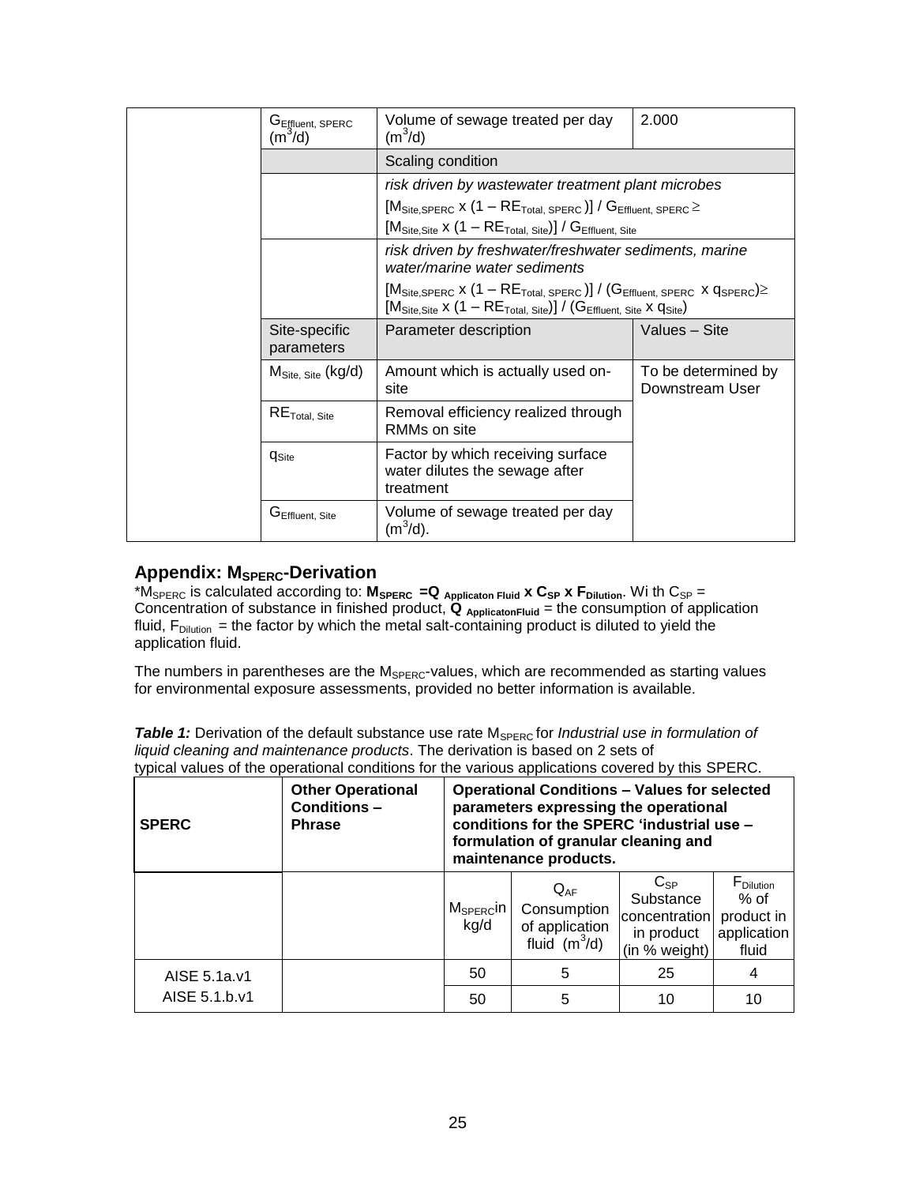| | $G_{Effluent, SPERC}$ ($m^3$/d) | Volume of sewage treated per day ($m^3$/d) | 2.000 |
|---|---|---|---|
| | | Scaling condition | |
| | | *risk driven by wastewater treatment plant microbes* $[M_{Site,SPERC} \times (1 - RE_{Total, SPERC})] / G_{Effluent, SPERC} \geq [M_{Site,Site} \times (1 - RE_{Total, Site})] / G_{Effluent, Site}$ | |
| | | *risk driven by freshwater/freshwater sediments, marine water/marine water sediments* $[M_{Site,SPERC} \times (1 - RE_{Total, SPERC})] / (G_{Effluent, SPERC} \times q_{SPERC}) \geq [M_{Site,Site} \times (1 - RE_{Total, Site})] / (G_{Effluent, Site} \times q_{Site})$ | |
| | Site-specific parameters | Parameter description | Values – Site |
| | $M_{Site, Site}$ (kg/d) | Amount which is actually used on-site | To be determined by Downstream User |
| | $RE_{Total, Site}$ | Removal efficiency realized through RMMs on site | |
| | $q_{Site}$ | Factor by which receiving surface water dilutes the sewage after treatment | |
| | $G_{Effluent, Site}$ | Volume of sewage treated per day ($m^3$/d). | |

## Appendix: $M_{SPERC}$-Derivation

*$M_{SPERC}$ is calculated according to: $\mathbf{M_{SPERC} = Q_{Applicaton\ Fluid} \times C_{SP} \times F_{Dilution}}$. Wi th $C_{SP}$ = Concentration of substance in finished product, $\mathbf{Q_{ApplicatonFluid}}$ = the consumption of application fluid, $F_{Dilution}$ = the factor by which the metal salt-containing product is diluted to yield the application fluid.

The numbers in parentheses are the $M_{SPERC}$-values, which are recommended as starting values for environmental exposure assessments, provided no better information is available.

***Table 1:*** Derivation of the default substance use rate $M_{SPERC}$ for *Industrial use in formulation of liquid cleaning and maintenance products*. The derivation is based on 2 sets of typical values of the operational conditions for the various applications covered by this SPERC.

| **SPERC** | **Other Operational Conditions – Phrase** | **Operational Conditions – Values for selected parameters expressing the operational conditions for the SPERC 'industrial use – formulation of granular cleaning and maintenance products.** | | | |
|---|---|---|---|---|---|
| | | $M_{SPERC}$in kg/d | $Q_{AF}$ Consumption of application fluid ($m^3$/d) | $C_{SP}$ Substance concentration in product (in % weight) | $F_{Dilution}$ % of product in application fluid |
| AISE 5.1a.v1 | | 50 | 5 | 25 | 4 |
| AISE 5.1.b.v1 | | 50 | 5 | 10 | 10 |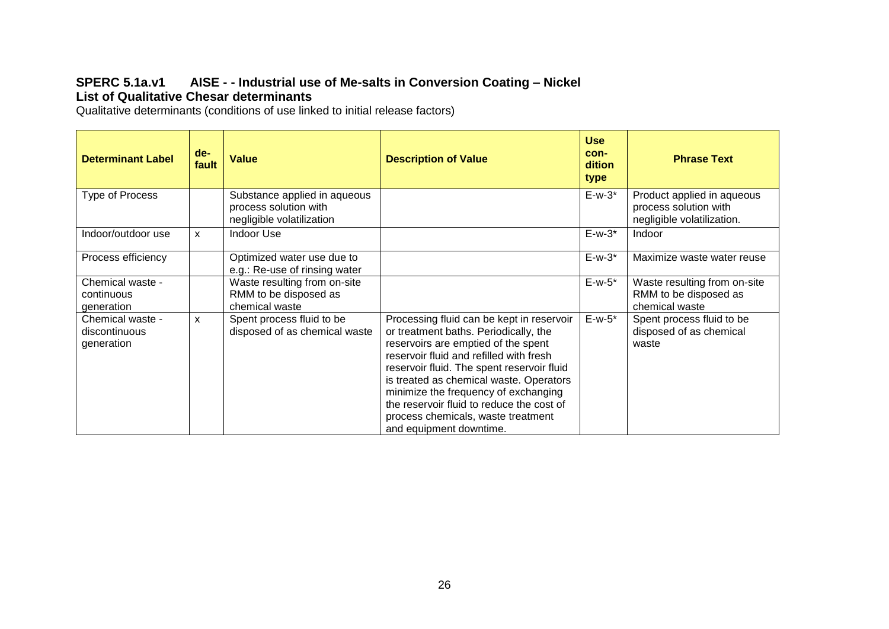**SPERC 5.1a.v1 AISE - - Industrial use of Me-salts in Conversion Coating – Nickel**
**List of Qualitative Chesar determinants**

Qualitative determinants (conditions of use linked to initial release factors)

| Determinant Label | de-fault | Value | Description of Value | Use con-dition type | Phrase Text |
|---|---|---|---|---|---|
| Type of Process | | Substance applied in aqueous process solution with negligible volatilization | | E-w-3* | Product applied in aqueous process solution with negligible volatilization. |
| Indoor/outdoor use | x | Indoor Use | | E-w-3* | Indoor |
| Process efficiency | | Optimized water use due to e.g.: Re-use of rinsing water | | E-w-3* | Maximize waste water reuse |
| Chemical waste - continuous generation | | Waste resulting from on-site RMM to be disposed as chemical waste | | E-w-5* | Waste resulting from on-site RMM to be disposed as chemical waste |
| Chemical waste - discontinuous generation | x | Spent process fluid to be disposed of as chemical waste | Processing fluid can be kept in reservoir or treatment baths. Periodically, the reservoirs are emptied of the spent reservoir fluid and refilled with fresh reservoir fluid. The spent reservoir fluid is treated as chemical waste. Operators minimize the frequency of exchanging the reservoir fluid to reduce the cost of process chemicals, waste treatment and equipment downtime. | E-w-5* | Spent process fluid to be disposed of as chemical waste |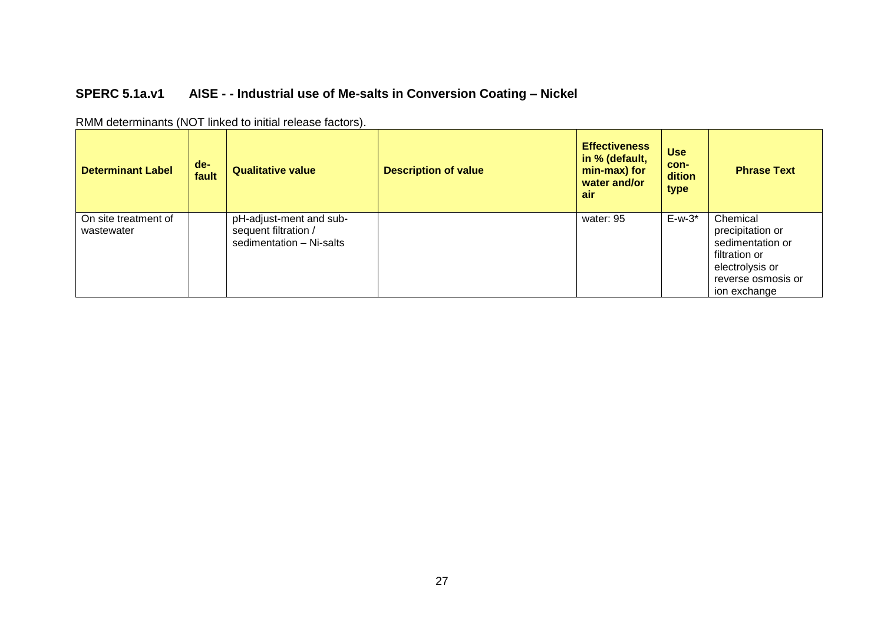## SPERC 5.1a.v1 AISE - - Industrial use of Me-salts in Conversion Coating – Nickel

RMM determinants (NOT linked to initial release factors).

| Determinant Label | de-fault | Qualitative value | Description of value | Effectiveness in % (default, min-max) for water and/or air | Use con-dition type | Phrase Text |
|---|---|---|---|---|---|---|
| On site treatment of wastewater | | pH-adjust-ment and sub-sequent filtration / sedimentation – Ni-salts | | water: 95 | E-w-3* | Chemical precipitation or sedimentation or filtration or electrolysis or reverse osmosis or ion exchange |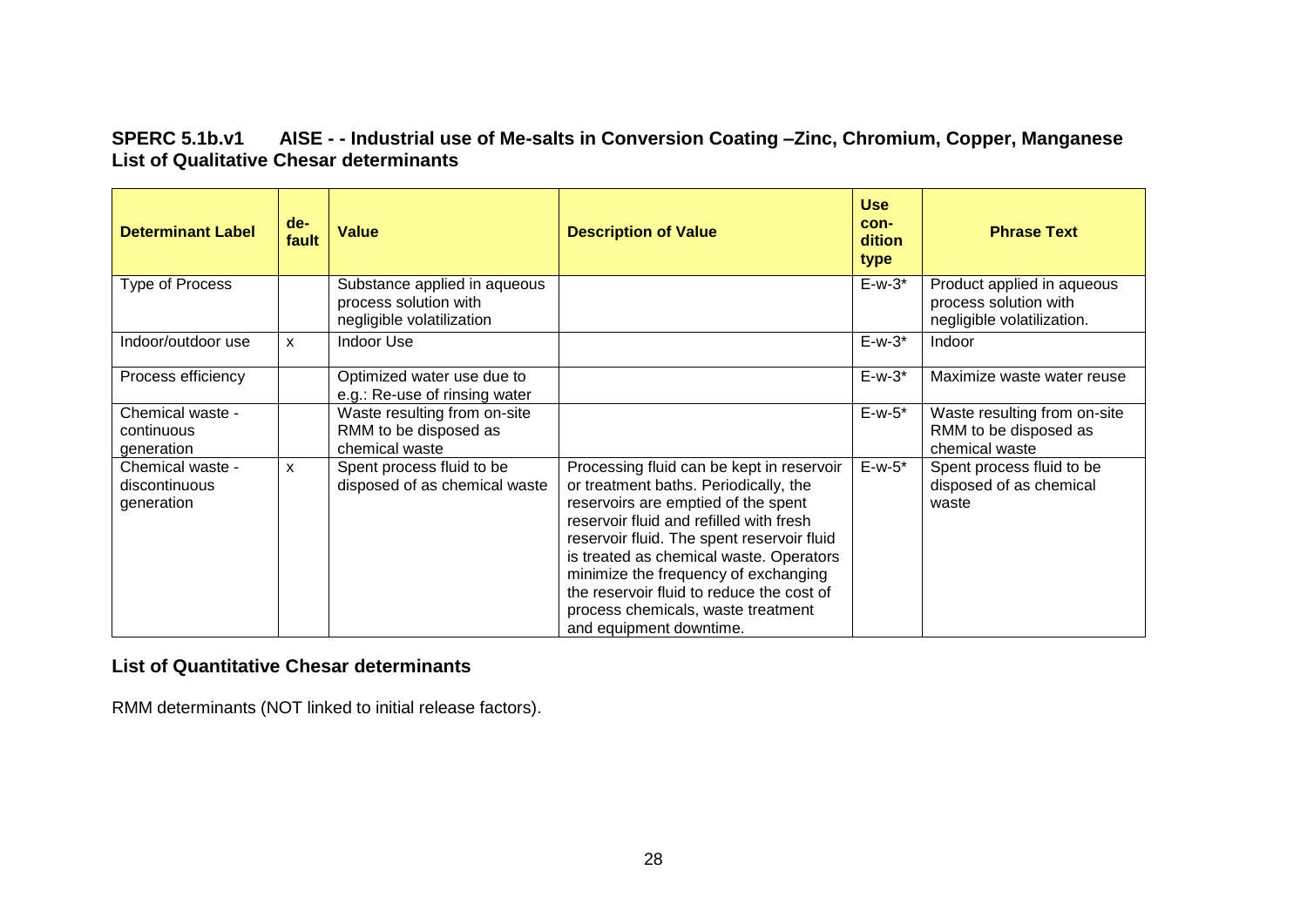## SPERC 5.1b.v1 AISE - - Industrial use of Me-salts in Conversion Coating –Zinc, Chromium, Copper, Manganese
## List of Qualitative Chesar determinants

| Determinant Label | de-fault | Value | Description of Value | Use con-dition type | Phrase Text |
|---|---|---|---|---|---|
| Type of Process | | Substance applied in aqueous process solution with negligible volatilization | | E-w-3* | Product applied in aqueous process solution with negligible volatilization. |
| Indoor/outdoor use | x | Indoor Use | | E-w-3* | Indoor |
| Process efficiency | | Optimized water use due to e.g.: Re-use of rinsing water | | E-w-3* | Maximize waste water reuse |
| Chemical waste - continuous generation | | Waste resulting from on-site RMM to be disposed as chemical waste | | E-w-5* | Waste resulting from on-site RMM to be disposed as chemical waste |
| Chemical waste - discontinuous generation | x | Spent process fluid to be disposed of as chemical waste | Processing fluid can be kept in reservoir or treatment baths. Periodically, the reservoirs are emptied of the spent reservoir fluid and refilled with fresh reservoir fluid. The spent reservoir fluid is treated as chemical waste. Operators minimize the frequency of exchanging the reservoir fluid to reduce the cost of process chemicals, waste treatment and equipment downtime. | E-w-5* | Spent process fluid to be disposed of as chemical waste |

## List of Quantitative Chesar determinants

RMM determinants (NOT linked to initial release factors).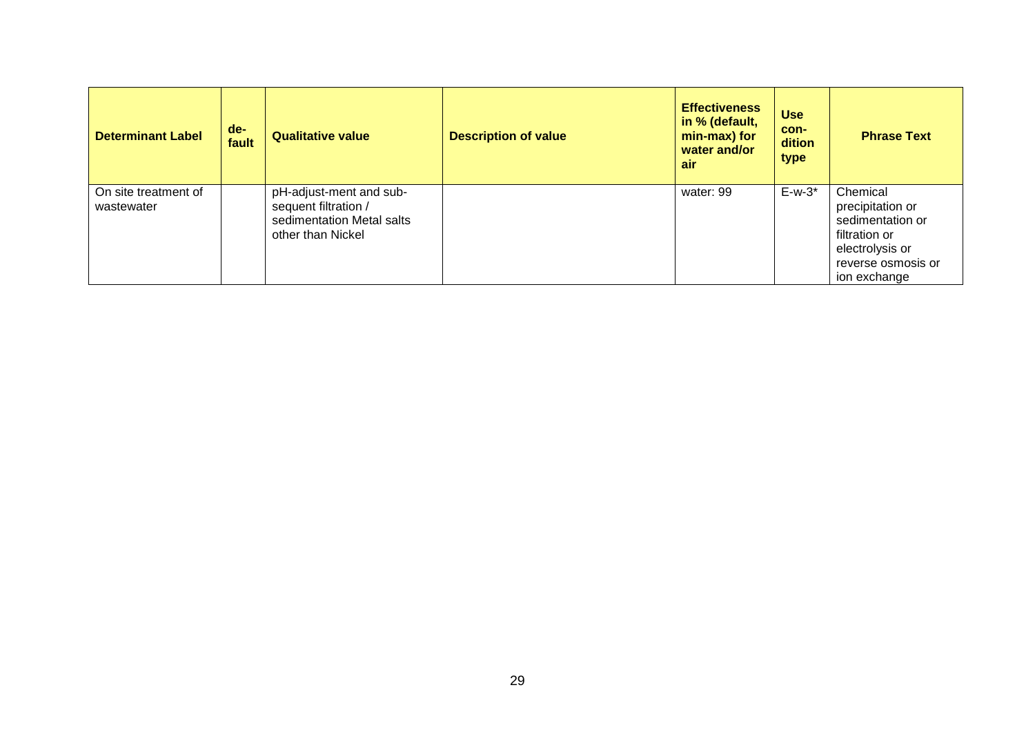| Determinant Label | de-fault | Qualitative value | Description of value | Effectiveness in % (default, min-max) for water and/or air | Use con-dition type | Phrase Text |
|---|---|---|---|---|---|---|
| On site treatment of wastewater | | pH-adjust-ment and sub-sequent filtration / sedimentation Metal salts other than Nickel | | water: 99 | E-w-3* | Chemical precipitation or sedimentation or filtration or electrolysis or reverse osmosis or ion exchange |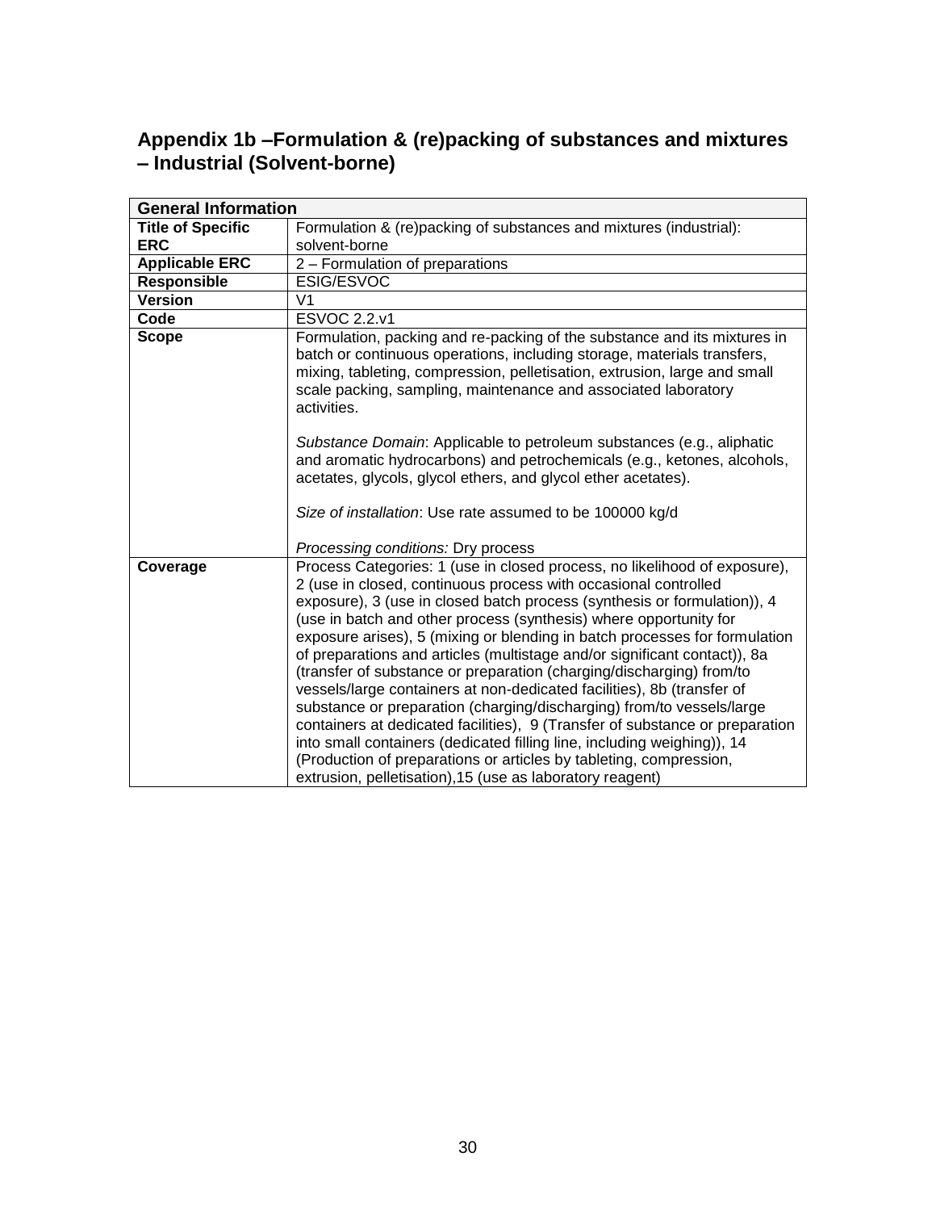## Appendix 1b –Formulation & (re)packing of substances and mixtures – Industrial (Solvent-borne)

| General Information | |
|---|---|
| **Title of Specific ERC** | Formulation & (re)packing of substances and mixtures (industrial): solvent-borne |
| **Applicable ERC** | 2 – Formulation of preparations |
| **Responsible** | ESIG/ESVOC |
| **Version** | V1 |
| **Code** | ESVOC 2.2.v1 |
| **Scope** | Formulation, packing and re-packing of the substance and its mixtures in batch or continuous operations, including storage, materials transfers, mixing, tableting, compression, pelletisation, extrusion, large and small scale packing, sampling, maintenance and associated laboratory activities.<br><br>*Substance Domain*: Applicable to petroleum substances (e.g., aliphatic and aromatic hydrocarbons) and petrochemicals (e.g., ketones, alcohols, acetates, glycols, glycol ethers, and glycol ether acetates).<br><br>*Size of installation*: Use rate assumed to be 100000 kg/d<br><br>*Processing conditions:* Dry process |
| **Coverage** | Process Categories: 1 (use in closed process, no likelihood of exposure), 2 (use in closed, continuous process with occasional controlled exposure), 3 (use in closed batch process (synthesis or formulation)), 4 (use in batch and other process (synthesis) where opportunity for exposure arises), 5 (mixing or blending in batch processes for formulation of preparations and articles (multistage and/or significant contact)), 8a (transfer of substance or preparation (charging/discharging) from/to vessels/large containers at non-dedicated facilities), 8b (transfer of substance or preparation (charging/discharging) from/to vessels/large containers at dedicated facilities), 9 (Transfer of substance or preparation into small containers (dedicated filling line, including weighing)), 14 (Production of preparations or articles by tableting, compression, extrusion, pelletisation),15 (use as laboratory reagent) |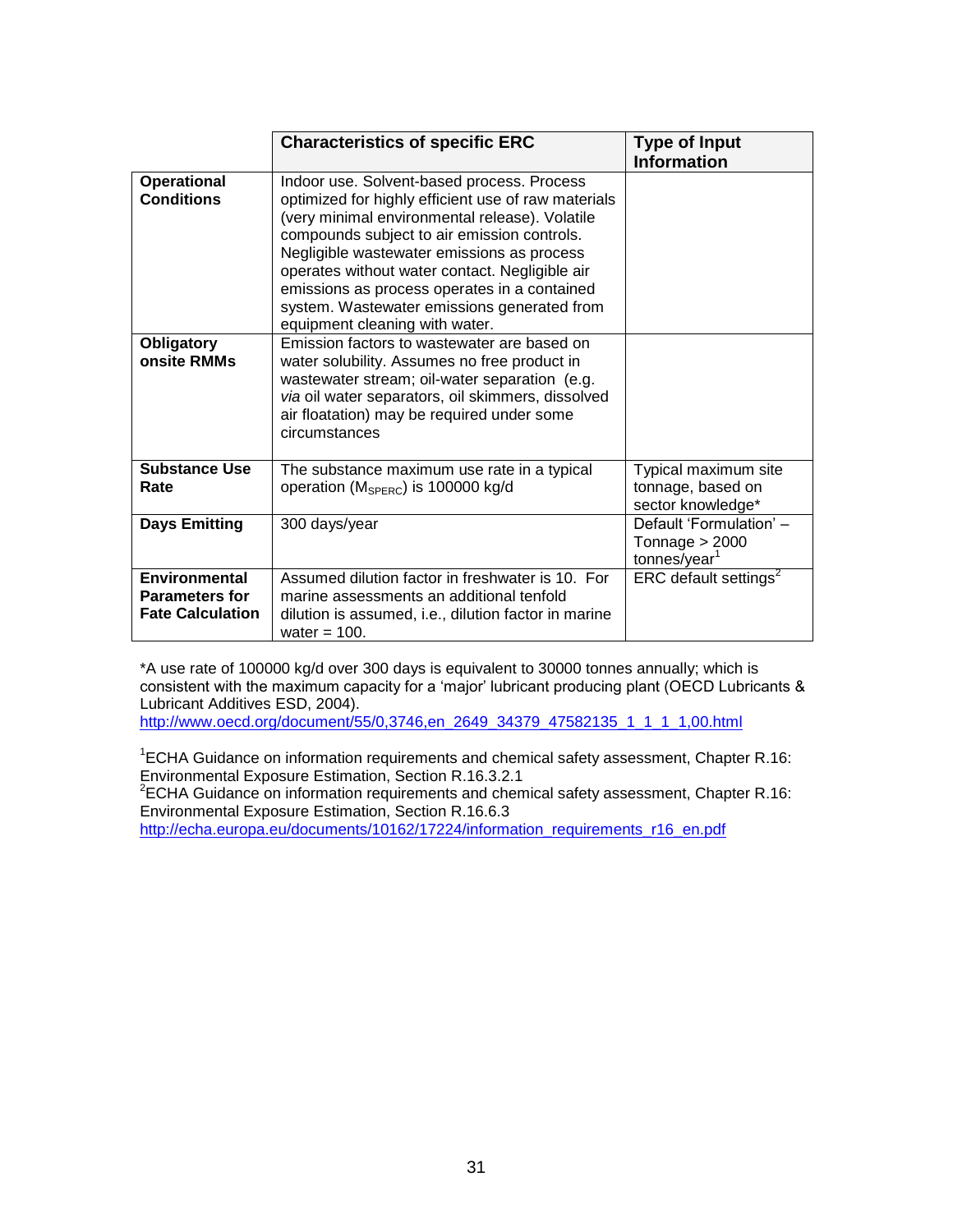| | **Characteristics of specific ERC** | **Type of Input Information** |
|---|---|---|
| **Operational Conditions** | Indoor use. Solvent-based process. Process optimized for highly efficient use of raw materials (very minimal environmental release). Volatile compounds subject to air emission controls. Negligible wastewater emissions as process operates without water contact. Negligible air emissions as process operates in a contained system. Wastewater emissions generated from equipment cleaning with water. | |
| **Obligatory onsite RMMs** | Emission factors to wastewater are based on water solubility. Assumes no free product in wastewater stream; oil-water separation (e.g. *via* oil water separators, oil skimmers, dissolved air floatation) may be required under some circumstances | |
| **Substance Use Rate** | The substance maximum use rate in a typical operation ($M_{SPERC}$) is 100000 kg/d | Typical maximum site tonnage, based on sector knowledge* |
| **Days Emitting** | 300 days/year | Default 'Formulation' – Tonnage > 2000 tonnes/year[1] |
| **Environmental Parameters for Fate Calculation** | Assumed dilution factor in freshwater is 10. For marine assessments an additional tenfold dilution is assumed, i.e., dilution factor in marine water = 100. | ERC default settings[2] |

*A use rate of 100000 kg/d over 300 days is equivalent to 30000 tonnes annually; which is consistent with the maximum capacity for a 'major' lubricant producing plant (OECD Lubricants & Lubricant Additives ESD, 2004).
http://www.oecd.org/document/55/0,3746,en_2649_34379_47582135_1_1_1_1,00.html

[1]ECHA Guidance on information requirements and chemical safety assessment, Chapter R.16: Environmental Exposure Estimation, Section R.16.3.2.1
[2]ECHA Guidance on information requirements and chemical safety assessment, Chapter R.16: Environmental Exposure Estimation, Section R.16.6.3
http://echa.europa.eu/documents/10162/17224/information_requirements_r16_en.pdf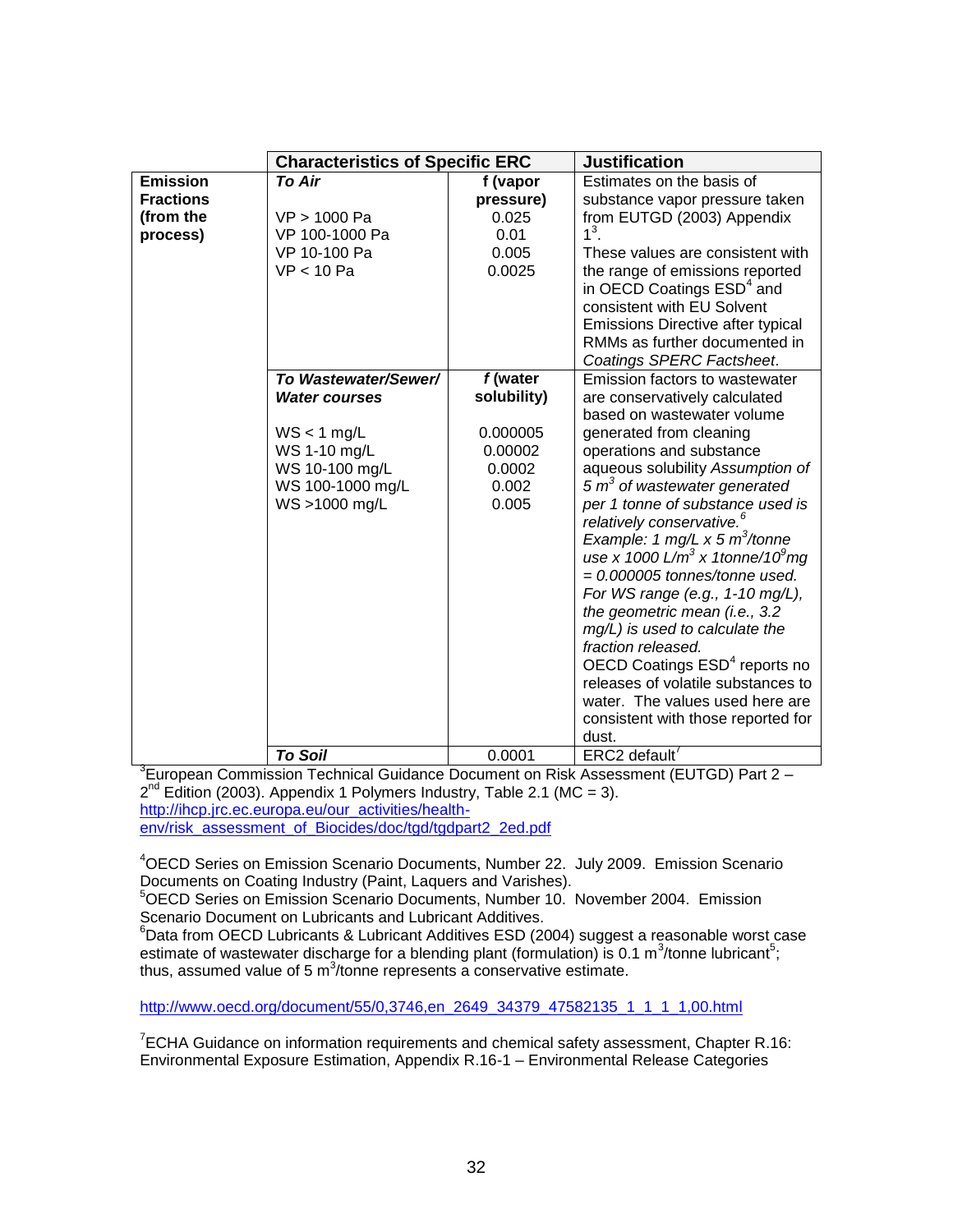| | Characteristics of Specific ERC | | Justification |
|---|---|---|---|
| **Emission Fractions (from the process)** | ***To Air***<br><br>VP > 1000 Pa<br>VP 100-1000 Pa<br>VP 10-100 Pa<br>VP < 10 Pa | **f (vapor pressure)**<br>0.025<br>0.01<br>0.005<br>0.0025 | Estimates on the basis of substance vapor pressure taken from EUTGD (2003) Appendix 1[3].<br>These values are consistent with the range of emissions reported in OECD Coatings ESD[4] and consistent with EU Solvent Emissions Directive after typical RMMs as further documented in *Coatings SPERC Factsheet*. |
| | ***To Wastewater/Sewer/ Water courses***<br><br>WS < 1 mg/L<br>WS 1-10 mg/L<br>WS 10-100 mg/L<br>WS 100-1000 mg/L<br>WS >1000 mg/L | ***f*** **(water solubility)**<br><br>0.000005<br>0.00002<br>0.0002<br>0.002<br>0.005 | Emission factors to wastewater are conservatively calculated based on wastewater volume generated from cleaning operations and substance aqueous solubility *Assumption of 5 $m^3$ of wastewater generated per 1 tonne of substance used is relatively conservative.*[6]<br>*Example: 1 mg/L x 5 $m^3$/tonne use x 1000 L/$m^3$ x 1tonne/$10^9$mg = 0.000005 tonnes/tonne used.*<br>*For WS range (e.g., 1-10 mg/L), the geometric mean (i.e., 3.2 mg/L) is used to calculate the fraction released.*<br>OECD Coatings ESD[4] reports no releases of volatile substances to water. The values used here are consistent with those reported for dust. |
| | ***To Soil*** | 0.0001 | ERC2 default[7] |

[3]European Commission Technical Guidance Document on Risk Assessment (EUTGD) Part 2 – 2nd Edition (2003). Appendix 1 Polymers Industry, Table 2.1 (MC = 3). http://ihcp.jrc.ec.europa.eu/our_activities/health-env/risk_assessment_of_Biocides/doc/tgd/tgdpart2_2ed.pdf

[4]OECD Series on Emission Scenario Documents, Number 22. July 2009. Emission Scenario Documents on Coating Industry (Paint, Laquers and Varishes).

[5]OECD Series on Emission Scenario Documents, Number 10. November 2004. Emission Scenario Document on Lubricants and Lubricant Additives.

[6]Data from OECD Lubricants & Lubricant Additives ESD (2004) suggest a reasonable worst case estimate of wastewater discharge for a blending plant (formulation) is 0.1 $m^3$/tonne lubricant[5]; thus, assumed value of 5 $m^3$/tonne represents a conservative estimate.

http://www.oecd.org/document/55/0,3746,en_2649_34379_47582135_1_1_1_1,00.html

[7]ECHA Guidance on information requirements and chemical safety assessment, Chapter R.16: Environmental Exposure Estimation, Appendix R.16-1 – Environmental Release Categories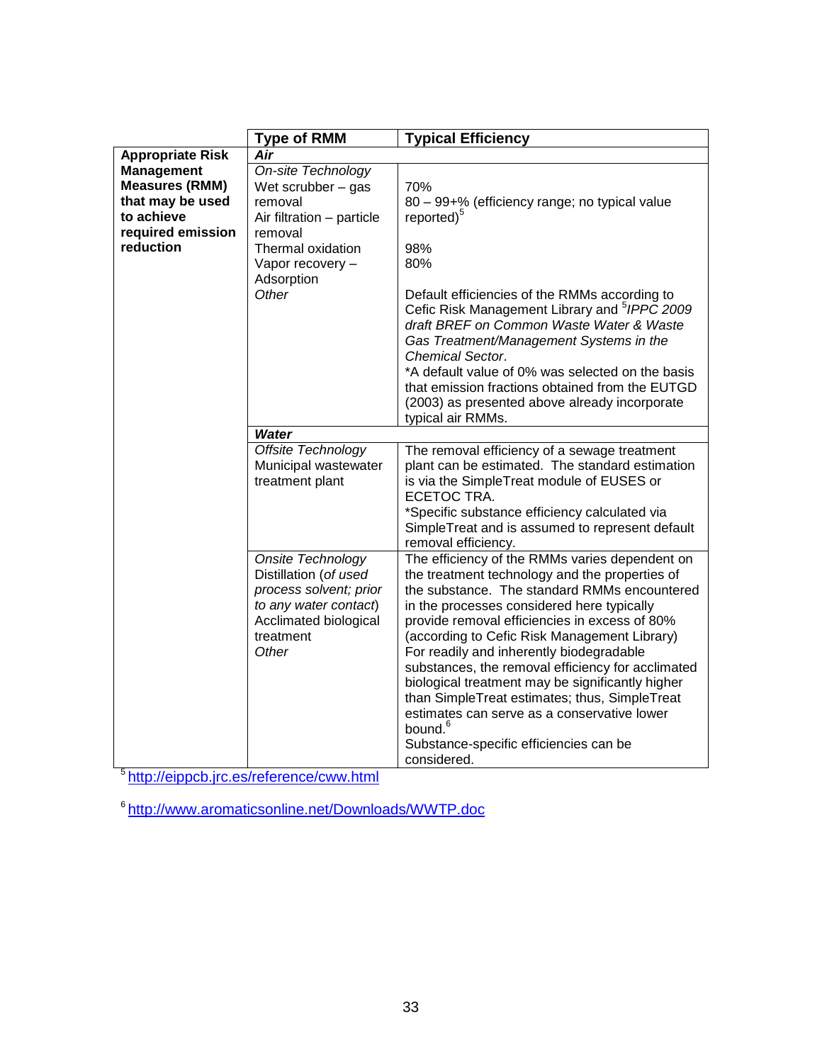| | Type of RMM | Typical Efficiency |
|---|---|---|
| **Appropriate Risk Management Measures (RMM) that may be used to achieve required emission reduction** | ***Air*** | |
| | *On-site Technology*<br>Wet scrubber – gas removal<br>Air filtration – particle removal<br>Thermal oxidation<br>Vapor recovery – Adsorption<br>*Other* | 70%<br>80 – 99+% (efficiency range; no typical value reported)[5]<br>98%<br>80%<br>Default efficiencies of the RMMs according to Cefic Risk Management Library and [5]*IPPC 2009 draft BREF on Common Waste Water & Waste Gas Treatment/Management Systems in the Chemical Sector*.<br>*A default value of 0% was selected on the basis that emission fractions obtained from the EUTGD (2003) as presented above already incorporate typical air RMMs. |
| | ***Water*** | |
| | *Offsite Technology*<br>Municipal wastewater treatment plant | The removal efficiency of a sewage treatment plant can be estimated. The standard estimation is via the SimpleTreat module of EUSES or ECETOC TRA.<br>*Specific substance efficiency calculated via SimpleTreat and is assumed to represent default removal efficiency. |
| | *Onsite Technology*<br>Distillation (*of used process solvent; prior to any water contact*)<br>Acclimated biological treatment<br>*Other* | The efficiency of the RMMs varies dependent on the treatment technology and the properties of the substance. The standard RMMs encountered in the processes considered here typically provide removal efficiencies in excess of 80% (according to Cefic Risk Management Library)<br>For readily and inherently biodegradable substances, the removal efficiency for acclimated biological treatment may be significantly higher than SimpleTreat estimates; thus, SimpleTreat estimates can serve as a conservative lower bound.[6]<br>Substance-specific efficiencies can be considered. |

[5] http://eippcb.jrc.es/reference/cww.html

[6] http://www.aromaticsonline.net/Downloads/WWTP.doc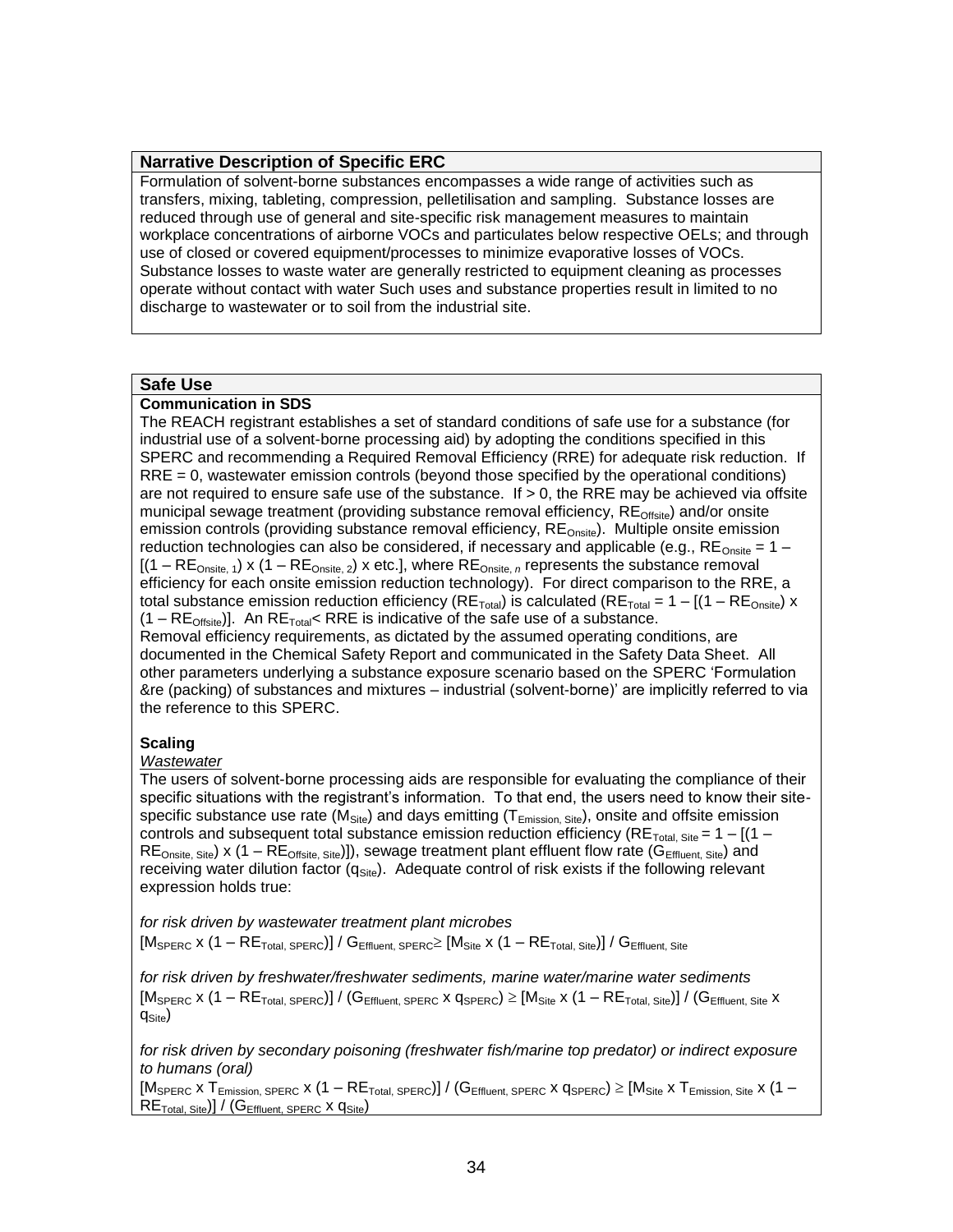## Narrative Description of Specific ERC

Formulation of solvent-borne substances encompasses a wide range of activities such as transfers, mixing, tableting, compression, pelletilisation and sampling. Substance losses are reduced through use of general and site-specific risk management measures to maintain workplace concentrations of airborne VOCs and particulates below respective OELs; and through use of closed or covered equipment/processes to minimize evaporative losses of VOCs. Substance losses to waste water are generally restricted to equipment cleaning as processes operate without contact with water Such uses and substance properties result in limited to no discharge to wastewater or to soil from the industrial site.

## Safe Use

**Communication in SDS**

The REACH registrant establishes a set of standard conditions of safe use for a substance (for industrial use of a solvent-borne processing aid) by adopting the conditions specified in this SPERC and recommending a Required Removal Efficiency (RRE) for adequate risk reduction. If RRE = 0, wastewater emission controls (beyond those specified by the operational conditions) are not required to ensure safe use of the substance. If > 0, the RRE may be achieved via offsite municipal sewage treatment (providing substance removal efficiency, $RE_{Offsite}$) and/or onsite emission controls (providing substance removal efficiency, $RE_{Onsite}$). Multiple onsite emission reduction technologies can also be considered, if necessary and applicable (e.g., $RE_{Onsite} = 1 - [(1 - RE_{Onsite,\,1}) \times (1 - RE_{Onsite,\,2}) \times \text{etc.}]$, where $RE_{Onsite,\,n}$ represents the substance removal efficiency for each onsite emission reduction technology). For direct comparison to the RRE, a total substance emission reduction efficiency ($RE_{Total}$) is calculated ($RE_{Total} = 1 - [(1 - RE_{Onsite}) \times (1 - RE_{Offsite})]$. An $RE_{Total} <$ RRE is indicative of the safe use of a substance.
Removal efficiency requirements, as dictated by the assumed operating conditions, are documented in the Chemical Safety Report and communicated in the Safety Data Sheet. All other parameters underlying a substance exposure scenario based on the SPERC 'Formulation &re (packing) of substances and mixtures – industrial (solvent-borne)' are implicitly referred to via the reference to this SPERC.

**Scaling**

*Wastewater*

The users of solvent-borne processing aids are responsible for evaluating the compliance of their specific situations with the registrant's information. To that end, the users need to know their site-specific substance use rate ($M_{Site}$) and days emitting ($T_{Emission,\,Site}$), onsite and offsite emission controls and subsequent total substance emission reduction efficiency ($RE_{Total,\,Site} = 1 - [(1 - RE_{Onsite,\,Site}) \times (1 - RE_{Offsite,\,Site})]$), sewage treatment plant effluent flow rate ($G_{Effluent,\,Site}$) and receiving water dilution factor ($q_{Site}$). Adequate control of risk exists if the following relevant expression holds true:

*for risk driven by wastewater treatment plant microbes*

$$[M_{SPERC} \times (1 - RE_{Total,\,SPERC})] / G_{Effluent,\,SPERC} \geq [M_{Site} \times (1 - RE_{Total,\,Site})] / G_{Effluent,\,Site}$$

*for risk driven by freshwater/freshwater sediments, marine water/marine water sediments*

$$[M_{SPERC} \times (1 - RE_{Total,\,SPERC})] / (G_{Effluent,\,SPERC} \times q_{SPERC}) \geq [M_{Site} \times (1 - RE_{Total,\,Site})] / (G_{Effluent,\,Site} \times q_{Site})$$

*for risk driven by secondary poisoning (freshwater fish/marine top predator) or indirect exposure to humans (oral)*

$$[M_{SPERC} \times T_{Emission,\,SPERC} \times (1 - RE_{Total,\,SPERC})] / (G_{Effluent,\,SPERC} \times q_{SPERC}) \geq [M_{Site} \times T_{Emission,\,Site} \times (1 - RE_{Total,\,Site})] / (G_{Effluent,\,SPERC} \times q_{Site})$$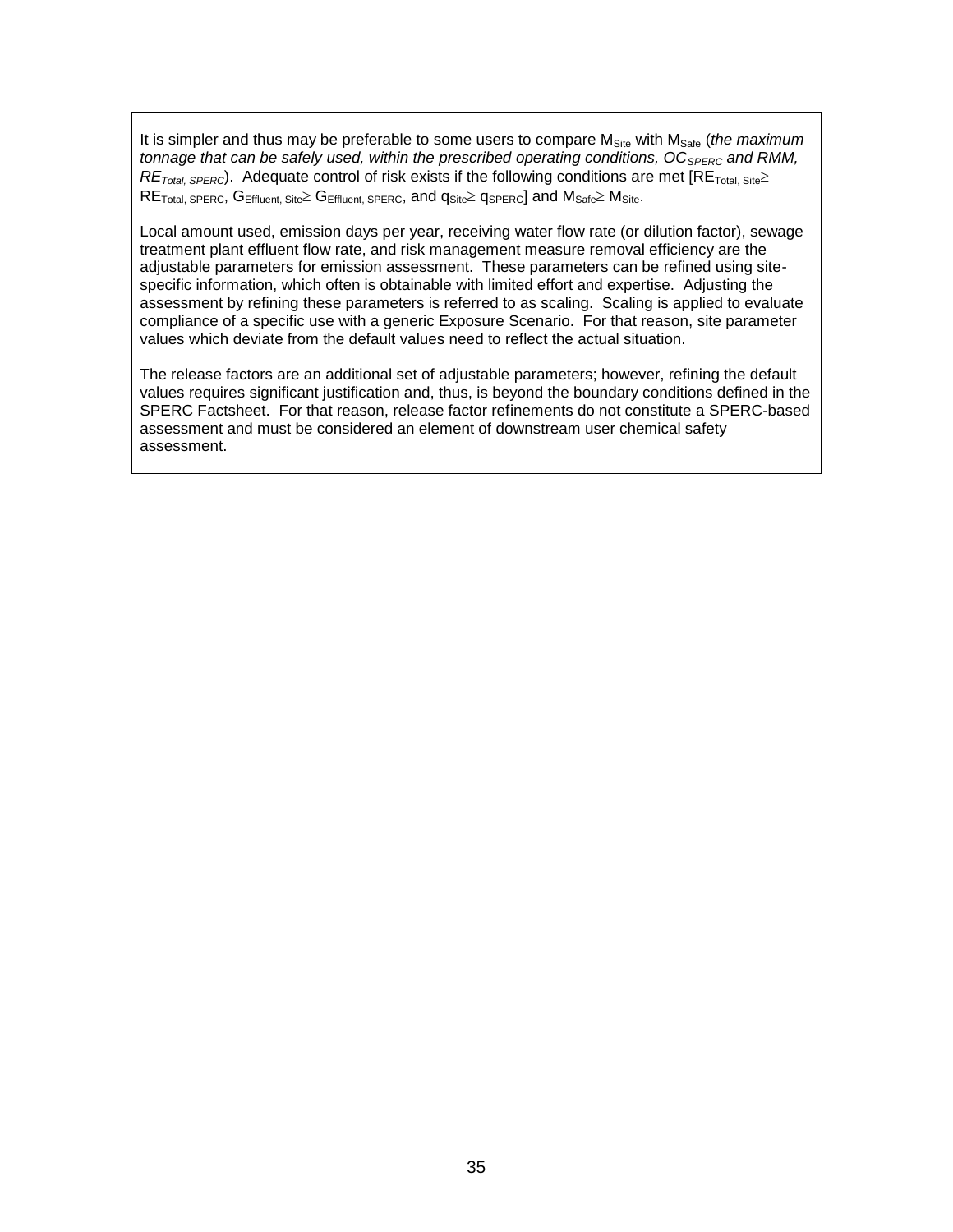It is simpler and thus may be preferable to some users to compare $M_{Site}$ with $M_{Safe}$ (*the maximum tonnage that can be safely used, within the prescribed operating conditions, $OC_{SPERC}$ and RMM, $RE_{Total, SPERC}$*). Adequate control of risk exists if the following conditions are met [$RE_{Total, Site} \geq RE_{Total, SPERC}$, $G_{Effluent, Site} \geq G_{Effluent, SPERC}$, and $q_{Site} \geq q_{SPERC}$] and $M_{Safe} \geq M_{Site}$.

Local amount used, emission days per year, receiving water flow rate (or dilution factor), sewage treatment plant effluent flow rate, and risk management measure removal efficiency are the adjustable parameters for emission assessment. These parameters can be refined using site-specific information, which often is obtainable with limited effort and expertise. Adjusting the assessment by refining these parameters is referred to as scaling. Scaling is applied to evaluate compliance of a specific use with a generic Exposure Scenario. For that reason, site parameter values which deviate from the default values need to reflect the actual situation.

The release factors are an additional set of adjustable parameters; however, refining the default values requires significant justification and, thus, is beyond the boundary conditions defined in the SPERC Factsheet. For that reason, release factor refinements do not constitute a SPERC-based assessment and must be considered an element of downstream user chemical safety assessment.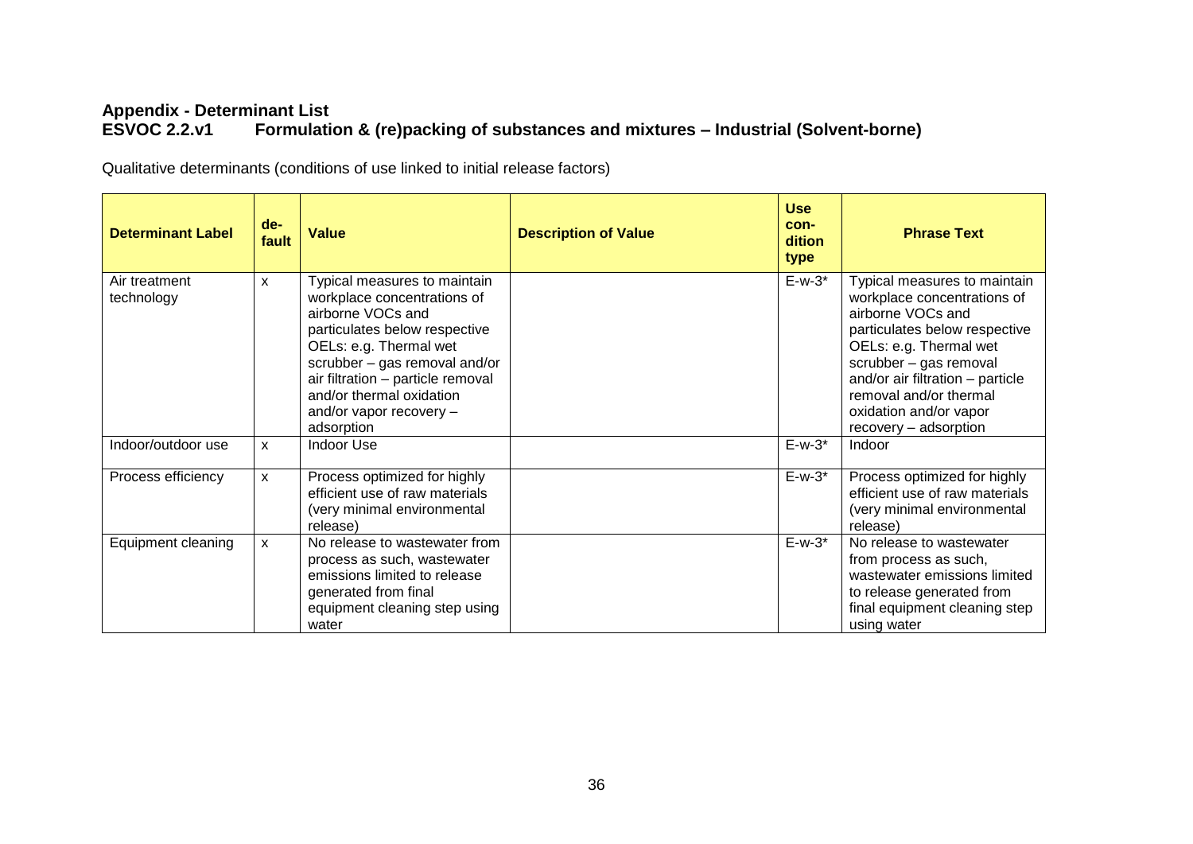## Appendix - Determinant List

## ESVOC 2.2.v1 Formulation & (re)packing of substances and mixtures – Industrial (Solvent-borne)

Qualitative determinants (conditions of use linked to initial release factors)

| Determinant Label | de-fault | Value | Description of Value | Use con-dition type | Phrase Text |
|---|---|---|---|---|---|
| Air treatment technology | x | Typical measures to maintain workplace concentrations of airborne VOCs and particulates below respective OELs: e.g. Thermal wet scrubber – gas removal and/or air filtration – particle removal and/or thermal oxidation and/or vapor recovery – adsorption | | E-w-3* | Typical measures to maintain workplace concentrations of airborne VOCs and particulates below respective OELs: e.g. Thermal wet scrubber – gas removal and/or air filtration – particle removal and/or thermal oxidation and/or vapor recovery – adsorption |
| Indoor/outdoor use | x | Indoor Use | | E-w-3* | Indoor |
| Process efficiency | x | Process optimized for highly efficient use of raw materials (very minimal environmental release) | | E-w-3* | Process optimized for highly efficient use of raw materials (very minimal environmental release) |
| Equipment cleaning | x | No release to wastewater from process as such, wastewater emissions limited to release generated from final equipment cleaning step using water | | E-w-3* | No release to wastewater from process as such, wastewater emissions limited to release generated from final equipment cleaning step using water |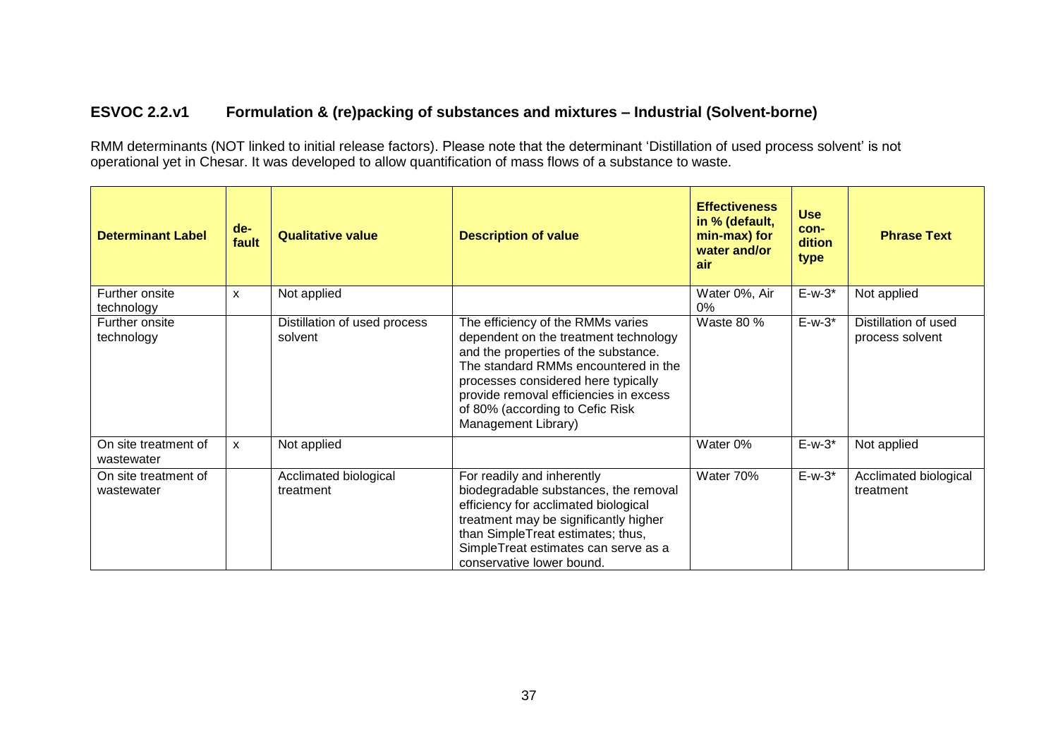### ESVOC 2.2.v1 Formulation & (re)packing of substances and mixtures – Industrial (Solvent-borne)

RMM determinants (NOT linked to initial release factors). Please note that the determinant 'Distillation of used process solvent' is not operational yet in Chesar. It was developed to allow quantification of mass flows of a substance to waste.

| Determinant Label | de-fault | Qualitative value | Description of value | Effectiveness in % (default, min-max) for water and/or air | Use con-dition type | Phrase Text |
|---|---|---|---|---|---|---|
| Further onsite technology | x | Not applied | | Water 0%, Air 0% | E-w-3* | Not applied |
| Further onsite technology | | Distillation of used process solvent | The efficiency of the RMMs varies dependent on the treatment technology and the properties of the substance. The standard RMMs encountered in the processes considered here typically provide removal efficiencies in excess of 80% (according to Cefic Risk Management Library) | Waste 80 % | E-w-3* | Distillation of used process solvent |
| On site treatment of wastewater | x | Not applied | | Water 0% | E-w-3* | Not applied |
| On site treatment of wastewater | | Acclimated biological treatment | For readily and inherently biodegradable substances, the removal efficiency for acclimated biological treatment may be significantly higher than SimpleTreat estimates; thus, SimpleTreat estimates can serve as a conservative lower bound. | Water 70% | E-w-3* | Acclimated biological treatment |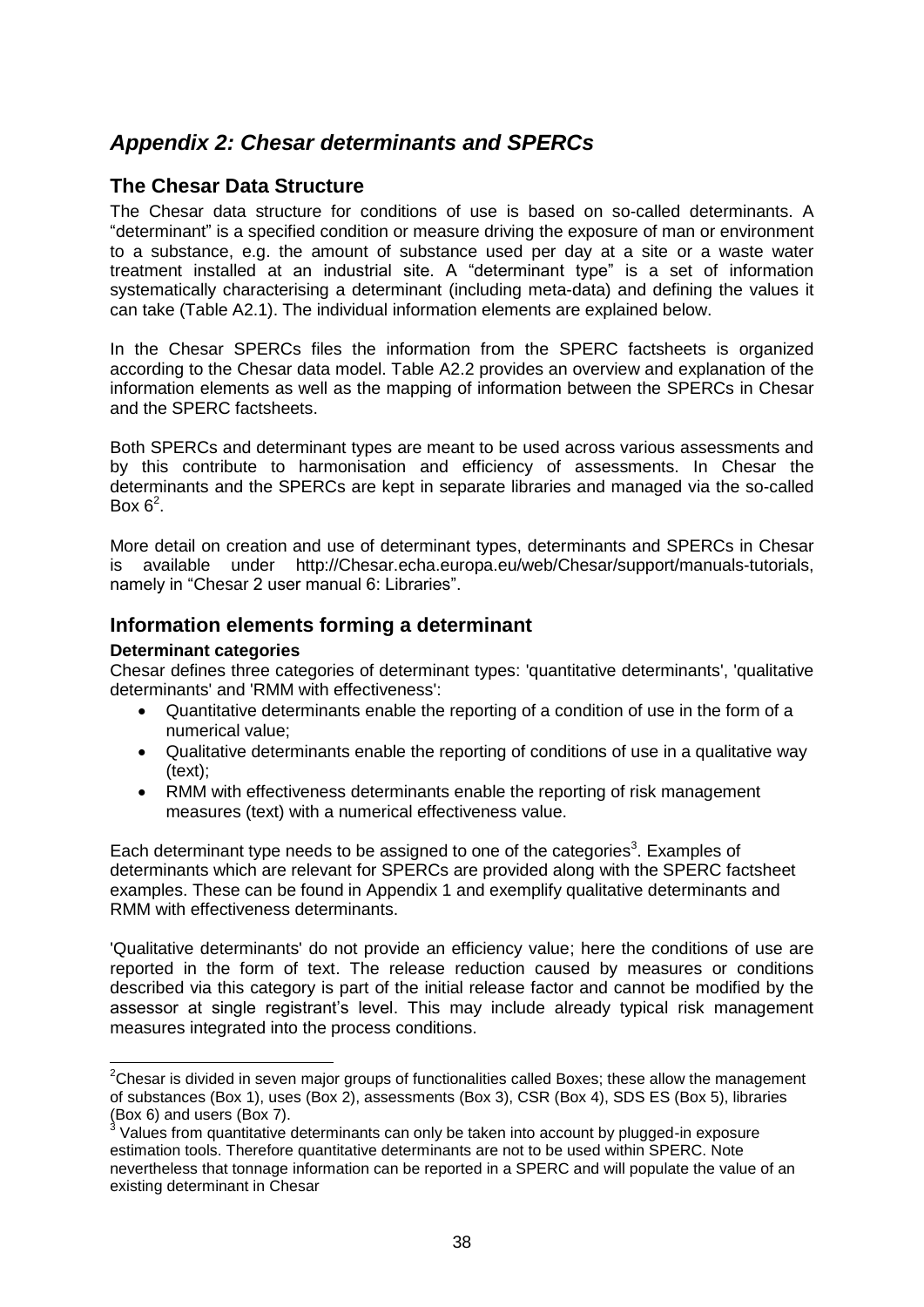## *Appendix 2: Chesar determinants and SPERCs*

### The Chesar Data Structure

The Chesar data structure for conditions of use is based on so-called determinants. A "determinant" is a specified condition or measure driving the exposure of man or environment to a substance, e.g. the amount of substance used per day at a site or a waste water treatment installed at an industrial site. A "determinant type" is a set of information systematically characterising a determinant (including meta-data) and defining the values it can take (Table A2.1). The individual information elements are explained below.

In the Chesar SPERCs files the information from the SPERC factsheets is organized according to the Chesar data model. Table A2.2 provides an overview and explanation of the information elements as well as the mapping of information between the SPERCs in Chesar and the SPERC factsheets.

Both SPERCs and determinant types are meant to be used across various assessments and by this contribute to harmonisation and efficiency of assessments. In Chesar the determinants and the SPERCs are kept in separate libraries and managed via the so-called Box 6[2].

More detail on creation and use of determinant types, determinants and SPERCs in Chesar is available under http://Chesar.echa.europa.eu/web/Chesar/support/manuals-tutorials, namely in "Chesar 2 user manual 6: Libraries".

### Information elements forming a determinant

**Determinant categories**

Chesar defines three categories of determinant types: 'quantitative determinants', 'qualitative determinants' and 'RMM with effectiveness':

- Quantitative determinants enable the reporting of a condition of use in the form of a numerical value;
- Qualitative determinants enable the reporting of conditions of use in a qualitative way (text);
- RMM with effectiveness determinants enable the reporting of risk management measures (text) with a numerical effectiveness value.

Each determinant type needs to be assigned to one of the categories[3]. Examples of determinants which are relevant for SPERCs are provided along with the SPERC factsheet examples. These can be found in Appendix 1 and exemplify qualitative determinants and RMM with effectiveness determinants.

'Qualitative determinants' do not provide an efficiency value; here the conditions of use are reported in the form of text. The release reduction caused by measures or conditions described via this category is part of the initial release factor and cannot be modified by the assessor at single registrant's level. This may include already typical risk management measures integrated into the process conditions.

---

[2] Chesar is divided in seven major groups of functionalities called Boxes; these allow the management of substances (Box 1), uses (Box 2), assessments (Box 3), CSR (Box 4), SDS ES (Box 5), libraries (Box 6) and users (Box 7).

[3] Values from quantitative determinants can only be taken into account by plugged-in exposure estimation tools. Therefore quantitative determinants are not to be used within SPERC. Note nevertheless that tonnage information can be reported in a SPERC and will populate the value of an existing determinant in Chesar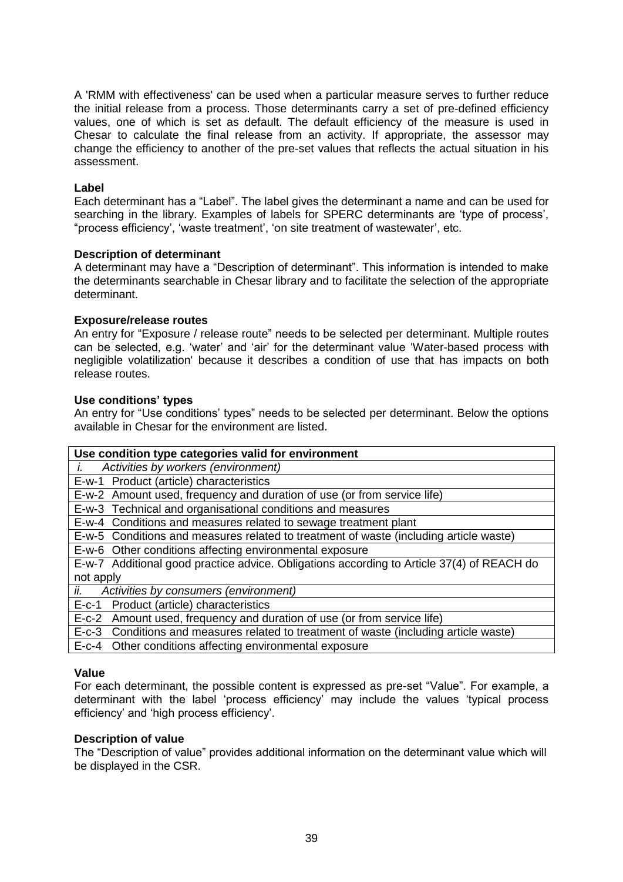A 'RMM with effectiveness' can be used when a particular measure serves to further reduce the initial release from a process. Those determinants carry a set of pre-defined efficiency values, one of which is set as default. The default efficiency of the measure is used in Chesar to calculate the final release from an activity. If appropriate, the assessor may change the efficiency to another of the pre-set values that reflects the actual situation in his assessment.

**Label**

Each determinant has a "Label". The label gives the determinant a name and can be used for searching in the library. Examples of labels for SPERC determinants are 'type of process', "process efficiency', 'waste treatment', 'on site treatment of wastewater', etc.

**Description of determinant**

A determinant may have a "Description of determinant". This information is intended to make the determinants searchable in Chesar library and to facilitate the selection of the appropriate determinant.

**Exposure/release routes**

An entry for "Exposure / release route" needs to be selected per determinant. Multiple routes can be selected, e.g. 'water' and 'air' for the determinant value 'Water-based process with negligible volatilization' because it describes a condition of use that has impacts on both release routes.

**Use conditions' types**

An entry for "Use conditions' types" needs to be selected per determinant. Below the options available in Chesar for the environment are listed.

| **Use condition type categories valid for environment** |
|---|
| *i. Activities by workers (environment)* |
| E-w-1 Product (article) characteristics |
| E-w-2 Amount used, frequency and duration of use (or from service life) |
| E-w-3 Technical and organisational conditions and measures |
| E-w-4 Conditions and measures related to sewage treatment plant |
| E-w-5 Conditions and measures related to treatment of waste (including article waste) |
| E-w-6 Other conditions affecting environmental exposure |
| E-w-7 Additional good practice advice. Obligations according to Article 37(4) of REACH do not apply |
| *ii. Activities by consumers (environment)* |
| E-c-1 Product (article) characteristics |
| E-c-2 Amount used, frequency and duration of use (or from service life) |
| E-c-3 Conditions and measures related to treatment of waste (including article waste) |
| E-c-4 Other conditions affecting environmental exposure |

**Value**

For each determinant, the possible content is expressed as pre-set "Value". For example, a determinant with the label 'process efficiency' may include the values 'typical process efficiency' and 'high process efficiency'.

**Description of value**

The "Description of value" provides additional information on the determinant value which will be displayed in the CSR.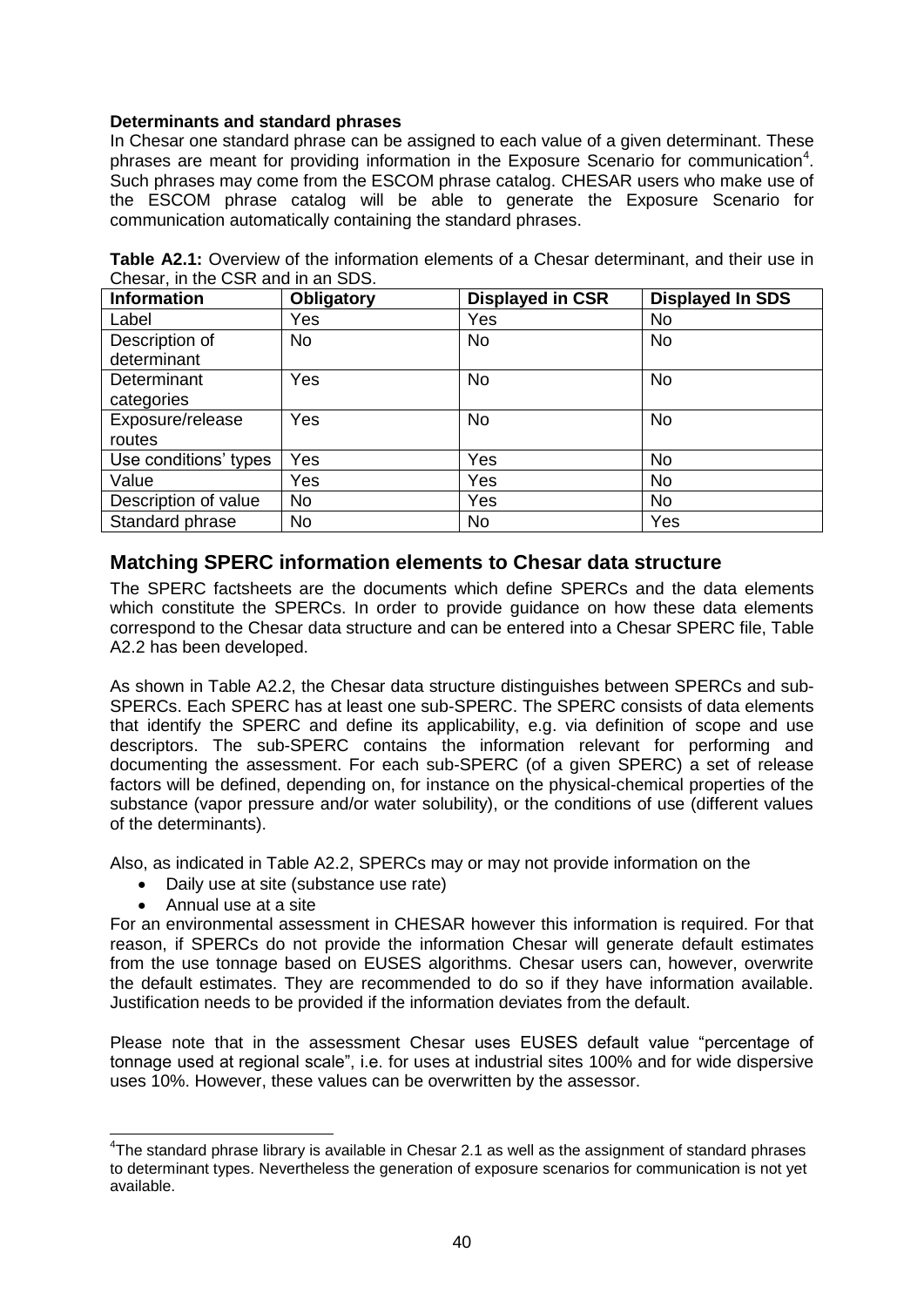**Determinants and standard phrases**

In Chesar one standard phrase can be assigned to each value of a given determinant. These phrases are meant for providing information in the Exposure Scenario for communication[4]. Such phrases may come from the ESCOM phrase catalog. CHESAR users who make use of the ESCOM phrase catalog will be able to generate the Exposure Scenario for communication automatically containing the standard phrases.

**Table A2.1:** Overview of the information elements of a Chesar determinant, and their use in Chesar, in the CSR and in an SDS.

| Information | Obligatory | Displayed in CSR | Displayed In SDS |
| --- | --- | --- | --- |
| Label | Yes | Yes | No |
| Description of determinant | No | No | No |
| Determinant categories | Yes | No | No |
| Exposure/release routes | Yes | No | No |
| Use conditions' types | Yes | Yes | No |
| Value | Yes | Yes | No |
| Description of value | No | Yes | No |
| Standard phrase | No | No | Yes |

## Matching SPERC information elements to Chesar data structure

The SPERC factsheets are the documents which define SPERCs and the data elements which constitute the SPERCs. In order to provide guidance on how these data elements correspond to the Chesar data structure and can be entered into a Chesar SPERC file, Table A2.2 has been developed.

As shown in Table A2.2, the Chesar data structure distinguishes between SPERCs and sub-SPERCs. Each SPERC has at least one sub-SPERC. The SPERC consists of data elements that identify the SPERC and define its applicability, e.g. via definition of scope and use descriptors. The sub-SPERC contains the information relevant for performing and documenting the assessment. For each sub-SPERC (of a given SPERC) a set of release factors will be defined, depending on, for instance on the physical-chemical properties of the substance (vapor pressure and/or water solubility), or the conditions of use (different values of the determinants).

Also, as indicated in Table A2.2, SPERCs may or may not provide information on the

- Daily use at site (substance use rate)
- Annual use at a site

For an environmental assessment in CHESAR however this information is required. For that reason, if SPERCs do not provide the information Chesar will generate default estimates from the use tonnage based on EUSES algorithms. Chesar users can, however, overwrite the default estimates. They are recommended to do so if they have information available. Justification needs to be provided if the information deviates from the default.

Please note that in the assessment Chesar uses EUSES default value "percentage of tonnage used at regional scale", i.e. for uses at industrial sites 100% and for wide dispersive uses 10%. However, these values can be overwritten by the assessor.

[4]The standard phrase library is available in Chesar 2.1 as well as the assignment of standard phrases to determinant types. Nevertheless the generation of exposure scenarios for communication is not yet available.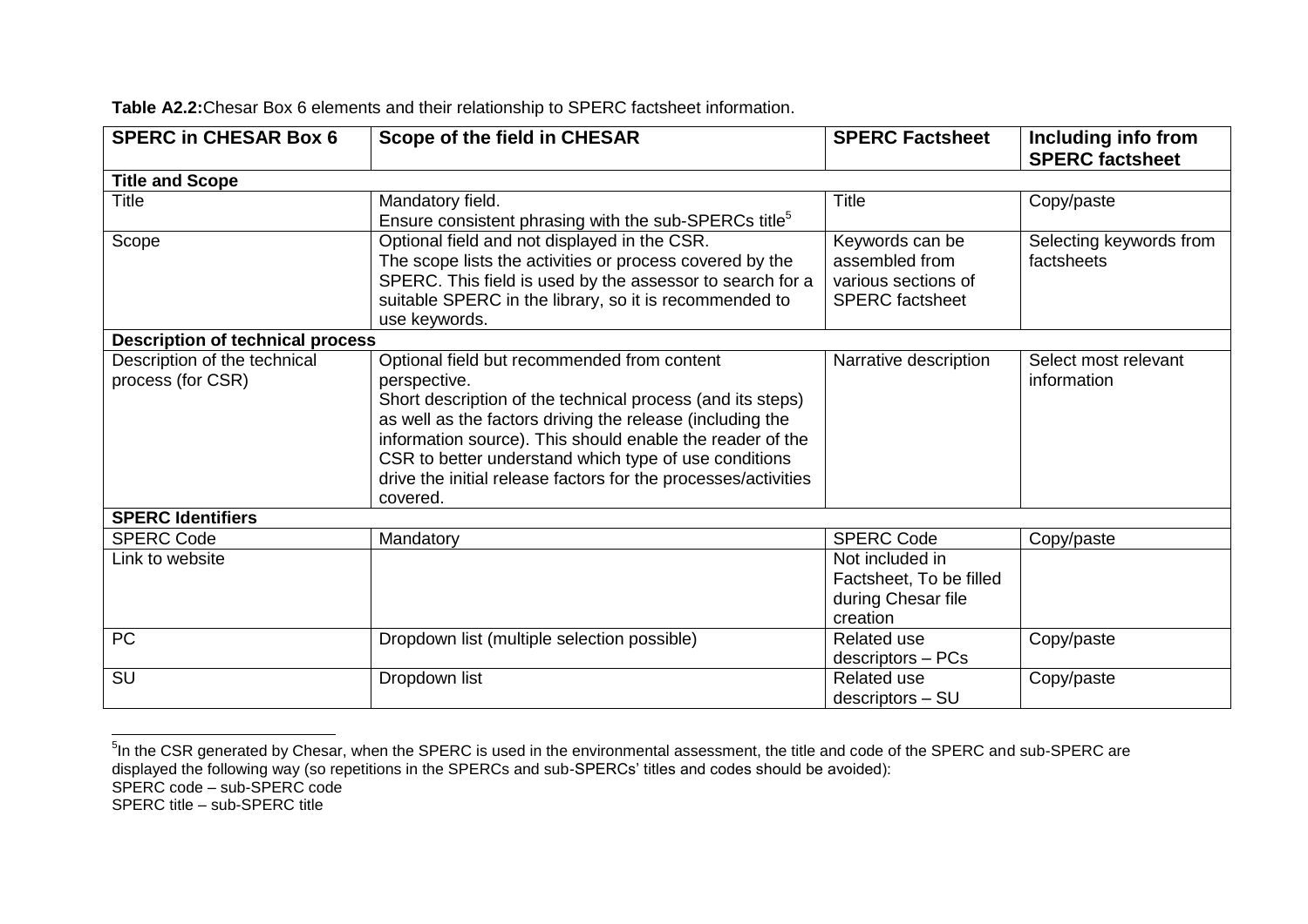**Table A2.2:** Chesar Box 6 elements and their relationship to SPERC factsheet information.

| SPERC in CHESAR Box 6 | Scope of the field in CHESAR | SPERC Factsheet | Including info from SPERC factsheet |
|---|---|---|---|
| **Title and Scope** | | | |
| Title | Mandatory field. Ensure consistent phrasing with the sub-SPERCs title[5] | Title | Copy/paste |
| Scope | Optional field and not displayed in the CSR. The scope lists the activities or process covered by the SPERC. This field is used by the assessor to search for a suitable SPERC in the library, so it is recommended to use keywords. | Keywords can be assembled from various sections of SPERC factsheet | Selecting keywords from factsheets |
| **Description of technical process** | | | |
| Description of the technical process (for CSR) | Optional field but recommended from content perspective. Short description of the technical process (and its steps) as well as the factors driving the release (including the information source). This should enable the reader of the CSR to better understand which type of use conditions drive the initial release factors for the processes/activities covered. | Narrative description | Select most relevant information |
| **SPERC Identifiers** | | | |
| SPERC Code | Mandatory | SPERC Code | Copy/paste |
| Link to website | | Not included in Factsheet, To be filled during Chesar file creation | |
| PC | Dropdown list (multiple selection possible) | Related use descriptors – PCs | Copy/paste |
| SU | Dropdown list | Related use descriptors – SU | Copy/paste |

[5] In the CSR generated by Chesar, when the SPERC is used in the environmental assessment, the title and code of the SPERC and sub-SPERC are displayed the following way (so repetitions in the SPERCs and sub-SPERCs' titles and codes should be avoided):
SPERC code – sub-SPERC code
SPERC title – sub-SPERC title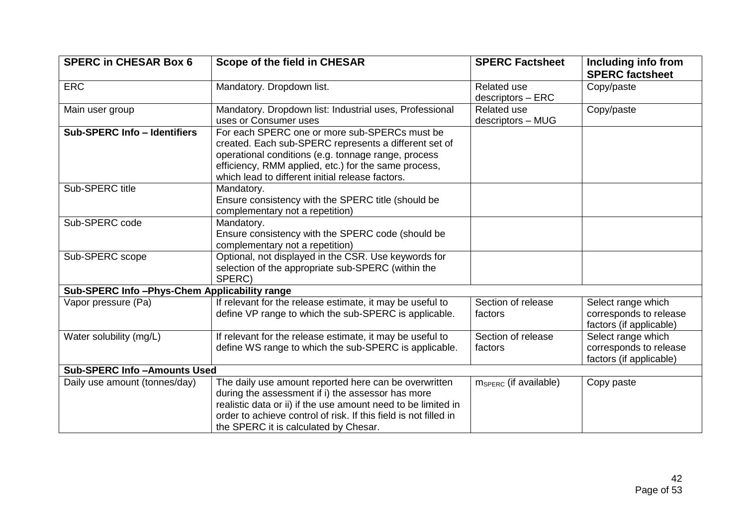| SPERC in CHESAR Box 6 | Scope of the field in CHESAR | SPERC Factsheet | Including info from SPERC factsheet |
|---|---|---|---|
| ERC | Mandatory. Dropdown list. | Related use descriptors – ERC | Copy/paste |
| Main user group | Mandatory. Dropdown list: Industrial uses, Professional uses or Consumer uses | Related use descriptors – MUG | Copy/paste |
| **Sub-SPERC Info – Identifiers** | For each SPERC one or more sub-SPERCs must be created. Each sub-SPERC represents a different set of operational conditions (e.g. tonnage range, process efficiency, RMM applied, etc.) for the same process, which lead to different initial release factors. | | |
| Sub-SPERC title | Mandatory.<br>Ensure consistency with the SPERC title (should be complementary not a repetition) | | |
| Sub-SPERC code | Mandatory.<br>Ensure consistency with the SPERC code (should be complementary not a repetition) | | |
| Sub-SPERC scope | Optional, not displayed in the CSR. Use keywords for selection of the appropriate sub-SPERC (within the SPERC) | | |
| **Sub-SPERC Info –Phys-Chem Applicability range** | | | |
| Vapor pressure (Pa) | If relevant for the release estimate, it may be useful to define VP range to which the sub-SPERC is applicable. | Section of release factors | Select range which corresponds to release factors (if applicable) |
| Water solubility (mg/L) | If relevant for the release estimate, it may be useful to define WS range to which the sub-SPERC is applicable. | Section of release factors | Select range which corresponds to release factors (if applicable) |
| **Sub-SPERC Info –Amounts Used** | | | |
| Daily use amount (tonnes/day) | The daily use amount reported here can be overwritten during the assessment if i) the assessor has more realistic data or ii) if the use amount need to be limited in order to achieve control of risk. If this field is not filled in the SPERC it is calculated by Chesar. | $m_{SPERC}$ (if available) | Copy paste |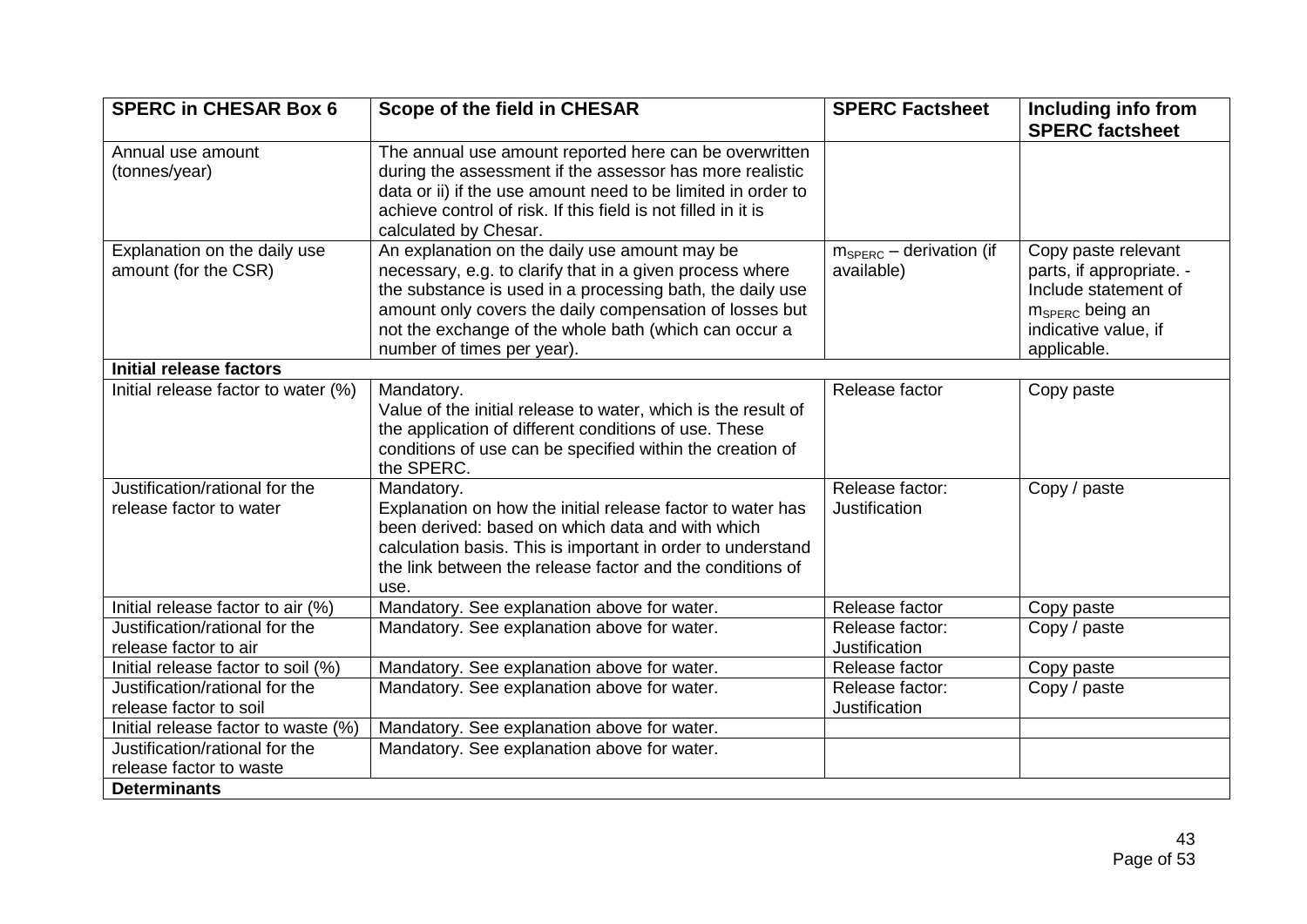| SPERC in CHESAR Box 6 | Scope of the field in CHESAR | SPERC Factsheet | Including info from SPERC factsheet |
|---|---|---|---|
| Annual use amount (tonnes/year) | The annual use amount reported here can be overwritten during the assessment if the assessor has more realistic data or ii) if the use amount need to be limited in order to achieve control of risk. If this field is not filled in it is calculated by Chesar. | | |
| Explanation on the daily use amount (for the CSR) | An explanation on the daily use amount may be necessary, e.g. to clarify that in a given process where the substance is used in a processing bath, the daily use amount only covers the daily compensation of losses but not the exchange of the whole bath (which can occur a number of times per year). | $m_{SPERC}$ – derivation (if available) | Copy paste relevant parts, if appropriate. - Include statement of $m_{SPERC}$ being an indicative value, if applicable. |
| **Initial release factors** | | | |
| Initial release factor to water (%) | Mandatory. Value of the initial release to water, which is the result of the application of different conditions of use. These conditions of use can be specified within the creation of the SPERC. | Release factor | Copy paste |
| Justification/rational for the release factor to water | Mandatory. Explanation on how the initial release factor to water has been derived: based on which data and with which calculation basis. This is important in order to understand the link between the release factor and the conditions of use. | Release factor: Justification | Copy / paste |
| Initial release factor to air (%) | Mandatory. See explanation above for water. | Release factor | Copy paste |
| Justification/rational for the release factor to air | Mandatory. See explanation above for water. | Release factor: Justification | Copy / paste |
| Initial release factor to soil (%) | Mandatory. See explanation above for water. | Release factor | Copy paste |
| Justification/rational for the release factor to soil | Mandatory. See explanation above for water. | Release factor: Justification | Copy / paste |
| Initial release factor to waste (%) | Mandatory. See explanation above for water. | | |
| Justification/rational for the release factor to waste | Mandatory. See explanation above for water. | | |
| **Determinants** | | | |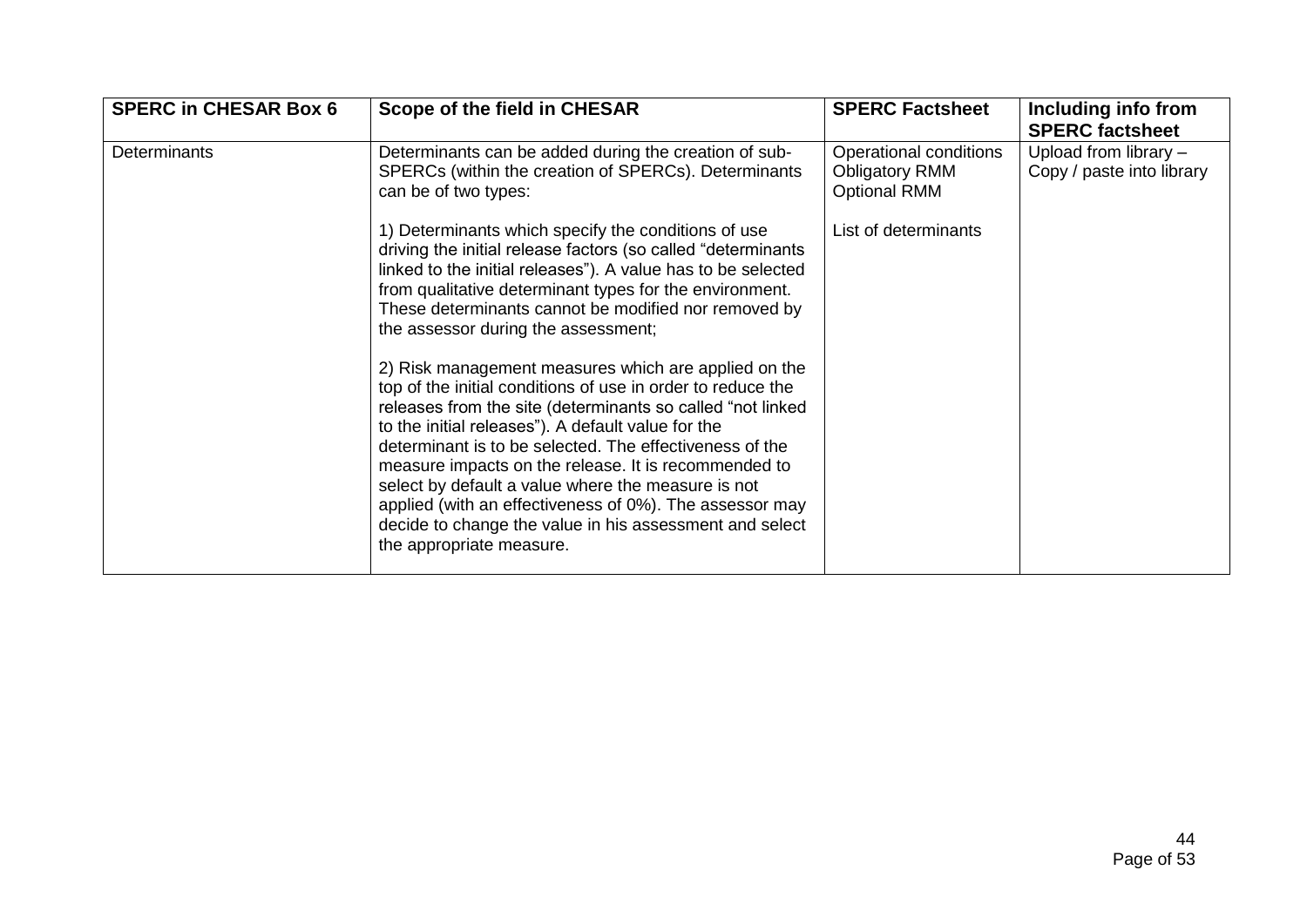| SPERC in CHESAR Box 6 | Scope of the field in CHESAR | SPERC Factsheet | Including info from SPERC factsheet |
|---|---|---|---|
| Determinants | Determinants can be added during the creation of sub-SPERCs (within the creation of SPERCs). Determinants can be of two types:<br><br>1) Determinants which specify the conditions of use driving the initial release factors (so called "determinants linked to the initial releases"). A value has to be selected from qualitative determinant types for the environment. These determinants cannot be modified nor removed by the assessor during the assessment;<br><br>2) Risk management measures which are applied on the top of the initial conditions of use in order to reduce the releases from the site (determinants so called "not linked to the initial releases"). A default value for the determinant is to be selected. The effectiveness of the measure impacts on the release. It is recommended to select by default a value where the measure is not applied (with an effectiveness of 0%). The assessor may decide to change the value in his assessment and select the appropriate measure. | Operational conditions<br>Obligatory RMM<br>Optional RMM<br><br>List of determinants | Upload from library – Copy / paste into library |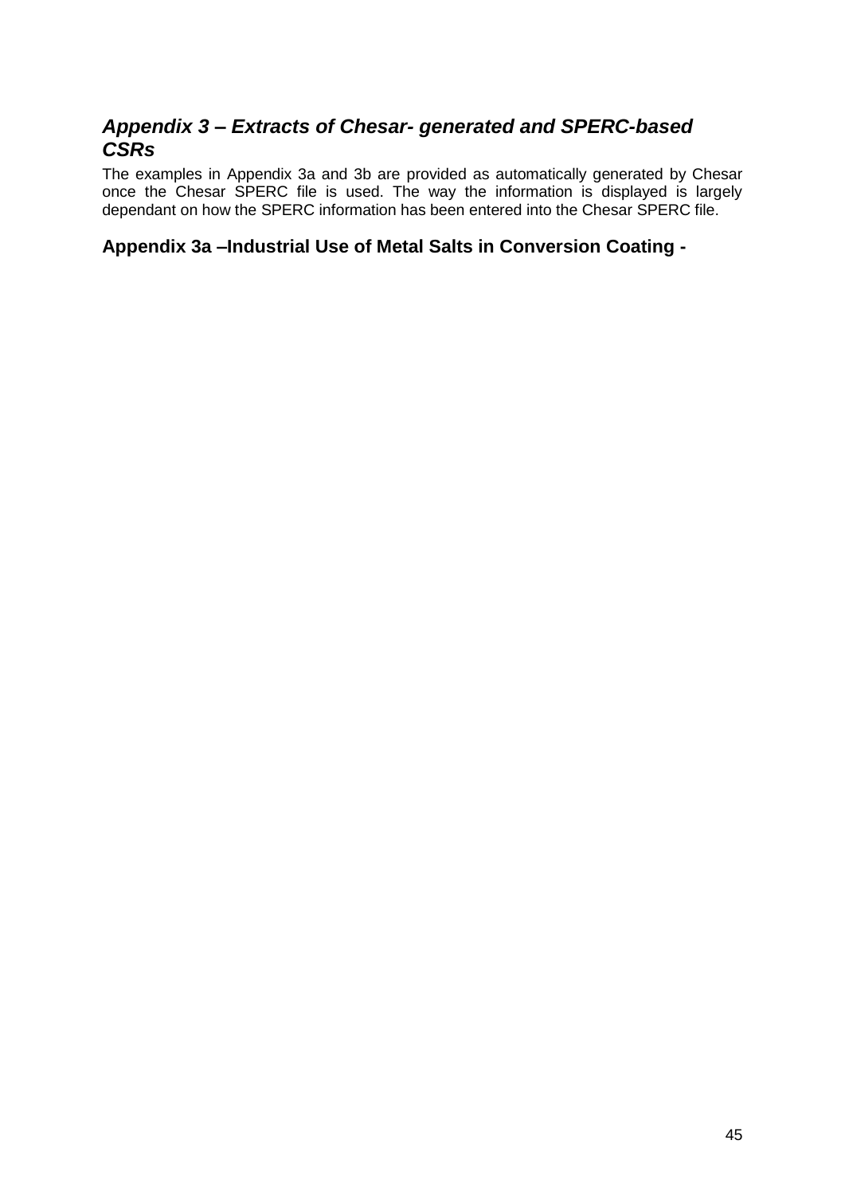## *Appendix 3 – Extracts of Chesar- generated and SPERC-based CSRs*

The examples in Appendix 3a and 3b are provided as automatically generated by Chesar once the Chesar SPERC file is used. The way the information is displayed is largely dependant on how the SPERC information has been entered into the Chesar SPERC file.

### Appendix 3a –Industrial Use of Metal Salts in Conversion Coating -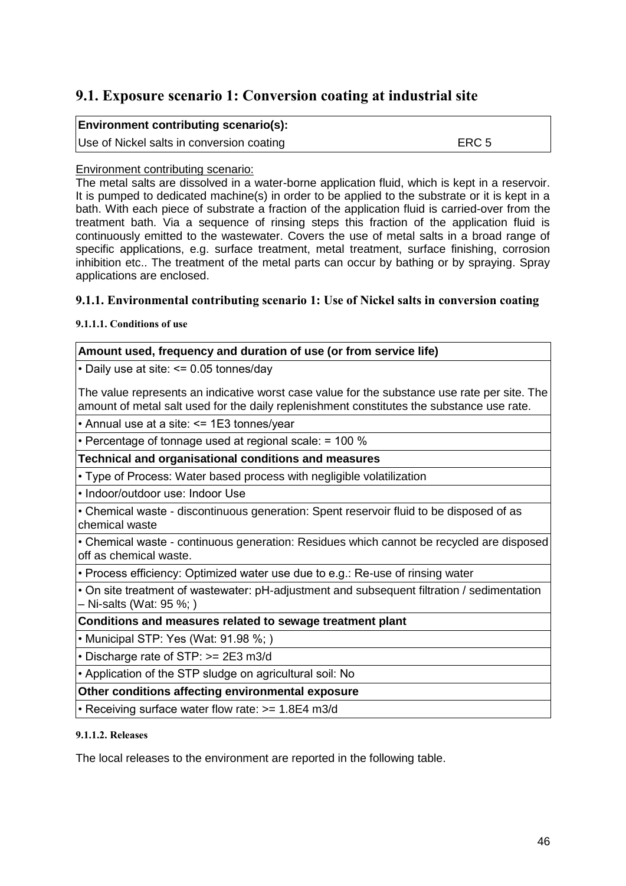## 9.1. Exposure scenario 1: Conversion coating at industrial site

| **Environment contributing scenario(s):** | |
|---|---|
| Use of Nickel salts in conversion coating | ERC 5 |

Environment contributing scenario:
The metal salts are dissolved in a water-borne application fluid, which is kept in a reservoir. It is pumped to dedicated machine(s) in order to be applied to the substrate or it is kept in a bath. With each piece of substrate a fraction of the application fluid is carried-over from the treatment bath. Via a sequence of rinsing steps this fraction of the application fluid is continuously emitted to the wastewater. Covers the use of metal salts in a broad range of specific applications, e.g. surface treatment, metal treatment, surface finishing, corrosion inhibition etc.. The treatment of the metal parts can occur by bathing or by spraying. Spray applications are enclosed.

### 9.1.1. Environmental contributing scenario 1: Use of Nickel salts in conversion coating

#### 9.1.1.1. Conditions of use

| **Amount used, frequency and duration of use (or from service life)** |
|---|
| • Daily use at site: <= 0.05 tonnes/day<br><br>The value represents an indicative worst case value for the substance use rate per site. The amount of metal salt used for the daily replenishment constitutes the substance use rate. |
| • Annual use at a site: <= 1E3 tonnes/year |
| • Percentage of tonnage used at regional scale: = 100 % |
| **Technical and organisational conditions and measures** |
| • Type of Process: Water based process with negligible volatilization |
| • Indoor/outdoor use: Indoor Use |
| • Chemical waste - discontinuous generation: Spent reservoir fluid to be disposed of as chemical waste |
| • Chemical waste - continuous generation: Residues which cannot be recycled are disposed off as chemical waste. |
| • Process efficiency: Optimized water use due to e.g.: Re-use of rinsing water |
| • On site treatment of wastewater: pH-adjustment and subsequent filtration / sedimentation – Ni-salts (Wat: 95 %; ) |
| **Conditions and measures related to sewage treatment plant** |
| • Municipal STP: Yes (Wat: 91.98 %; ) |
| • Discharge rate of STP: >= 2E3 m3/d |
| • Application of the STP sludge on agricultural soil: No |
| **Other conditions affecting environmental exposure** |
| • Receiving surface water flow rate: >= 1.8E4 m3/d |

#### 9.1.1.2. Releases

The local releases to the environment are reported in the following table.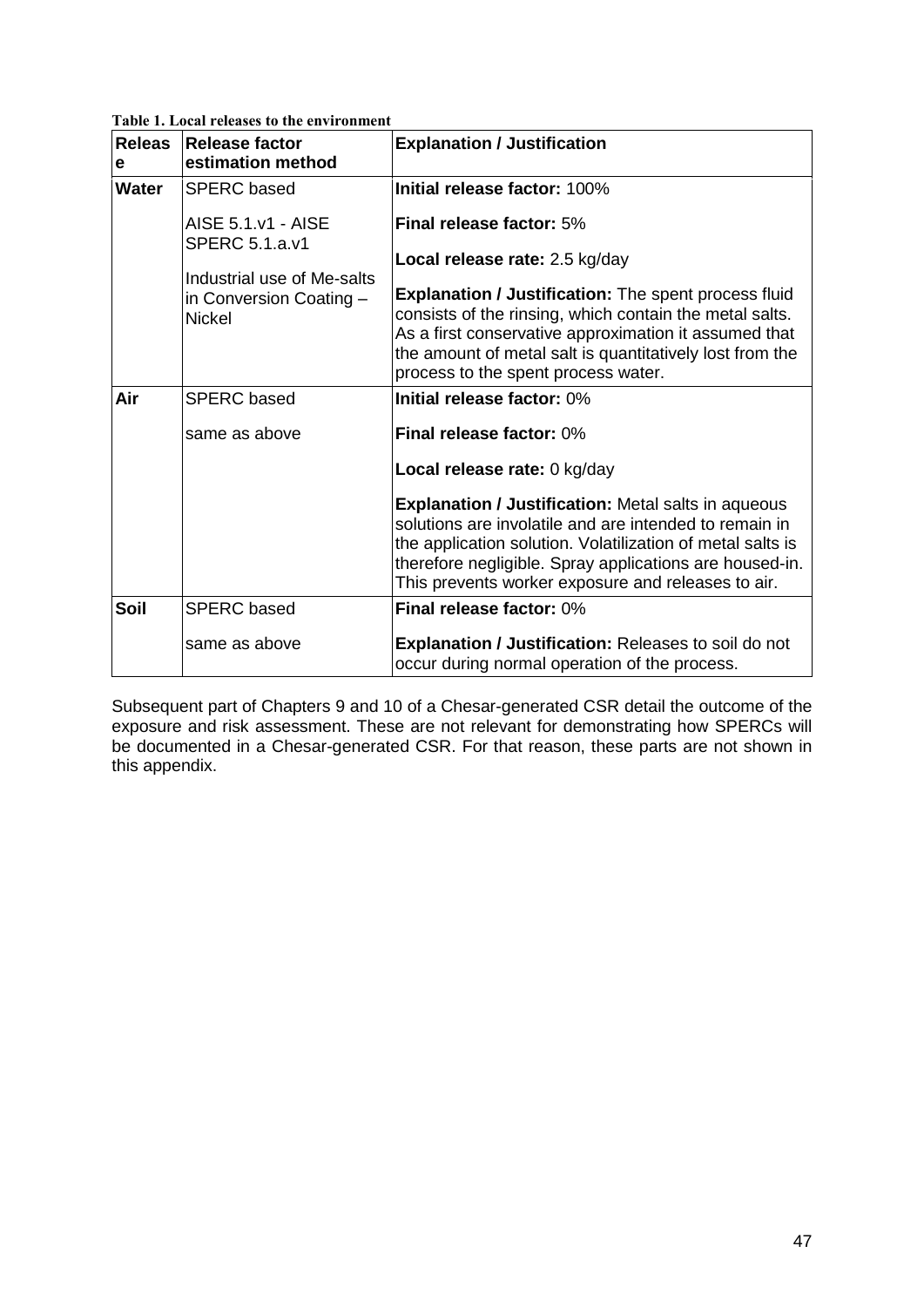**Table 1. Local releases to the environment**

| Release | Release factor estimation method | Explanation / Justification |
|---|---|---|
| **Water** | SPERC based<br><br>AISE 5.1.v1 - AISE SPERC 5.1.a.v1<br><br>Industrial use of Me-salts in Conversion Coating – Nickel | **Initial release factor:** 100%<br><br>**Final release factor:** 5%<br><br>**Local release rate:** 2.5 kg/day<br><br>**Explanation / Justification:** The spent process fluid consists of the rinsing, which contain the metal salts. As a first conservative approximation it assumed that the amount of metal salt is quantitatively lost from the process to the spent process water. |
| **Air** | SPERC based<br><br>same as above | **Initial release factor:** 0%<br><br>**Final release factor:** 0%<br><br>**Local release rate:** 0 kg/day<br><br>**Explanation / Justification:** Metal salts in aqueous solutions are involatile and are intended to remain in the application solution. Volatilization of metal salts is therefore negligible. Spray applications are housed-in. This prevents worker exposure and releases to air. |
| **Soil** | SPERC based<br><br>same as above | **Final release factor:** 0%<br><br>**Explanation / Justification:** Releases to soil do not occur during normal operation of the process. |

Subsequent part of Chapters 9 and 10 of a Chesar-generated CSR detail the outcome of the exposure and risk assessment. These are not relevant for demonstrating how SPERCs will be documented in a Chesar-generated CSR. For that reason, these parts are not shown in this appendix.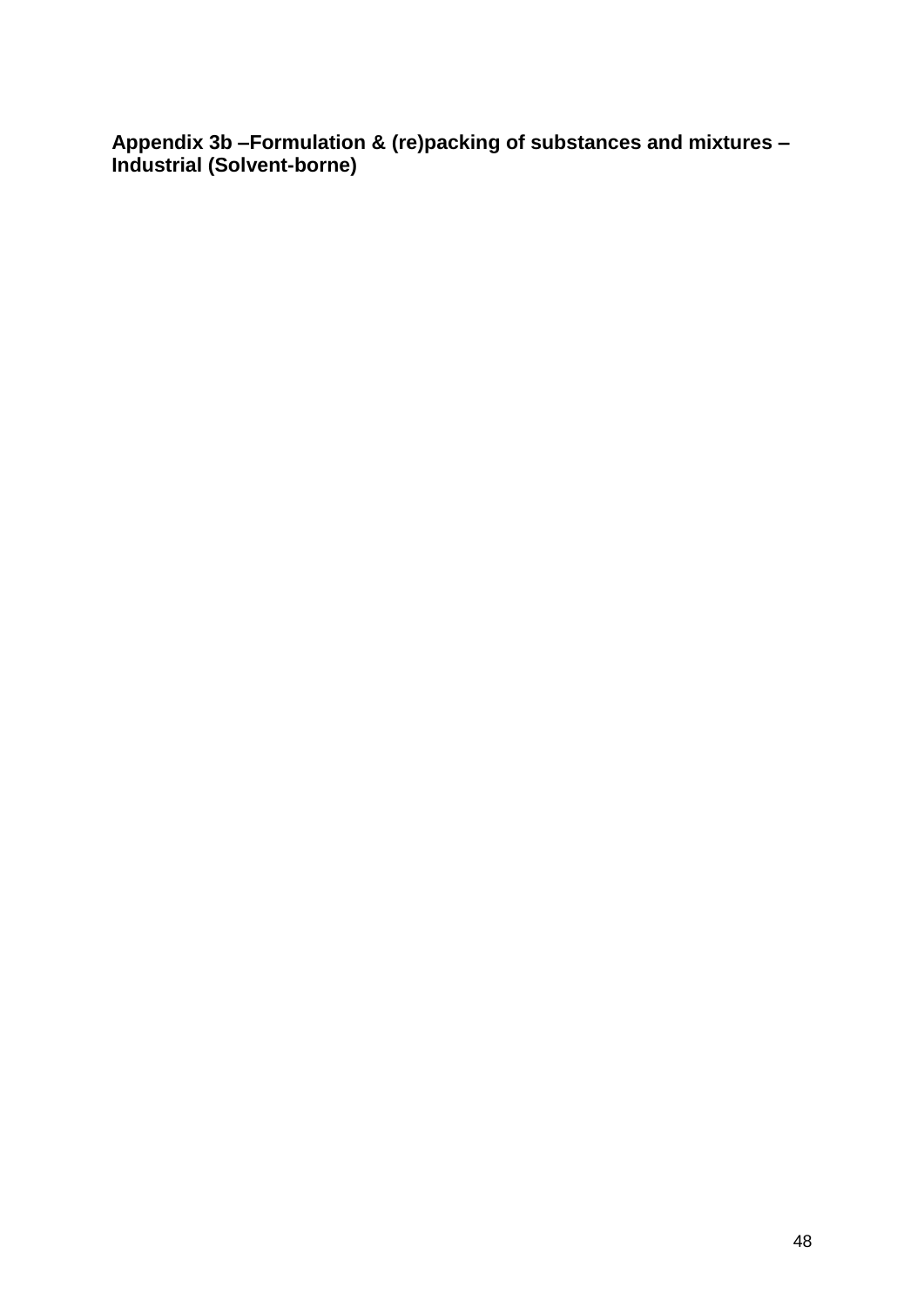**Appendix 3b –Formulation & (re)packing of substances and mixtures – Industrial (Solvent-borne)**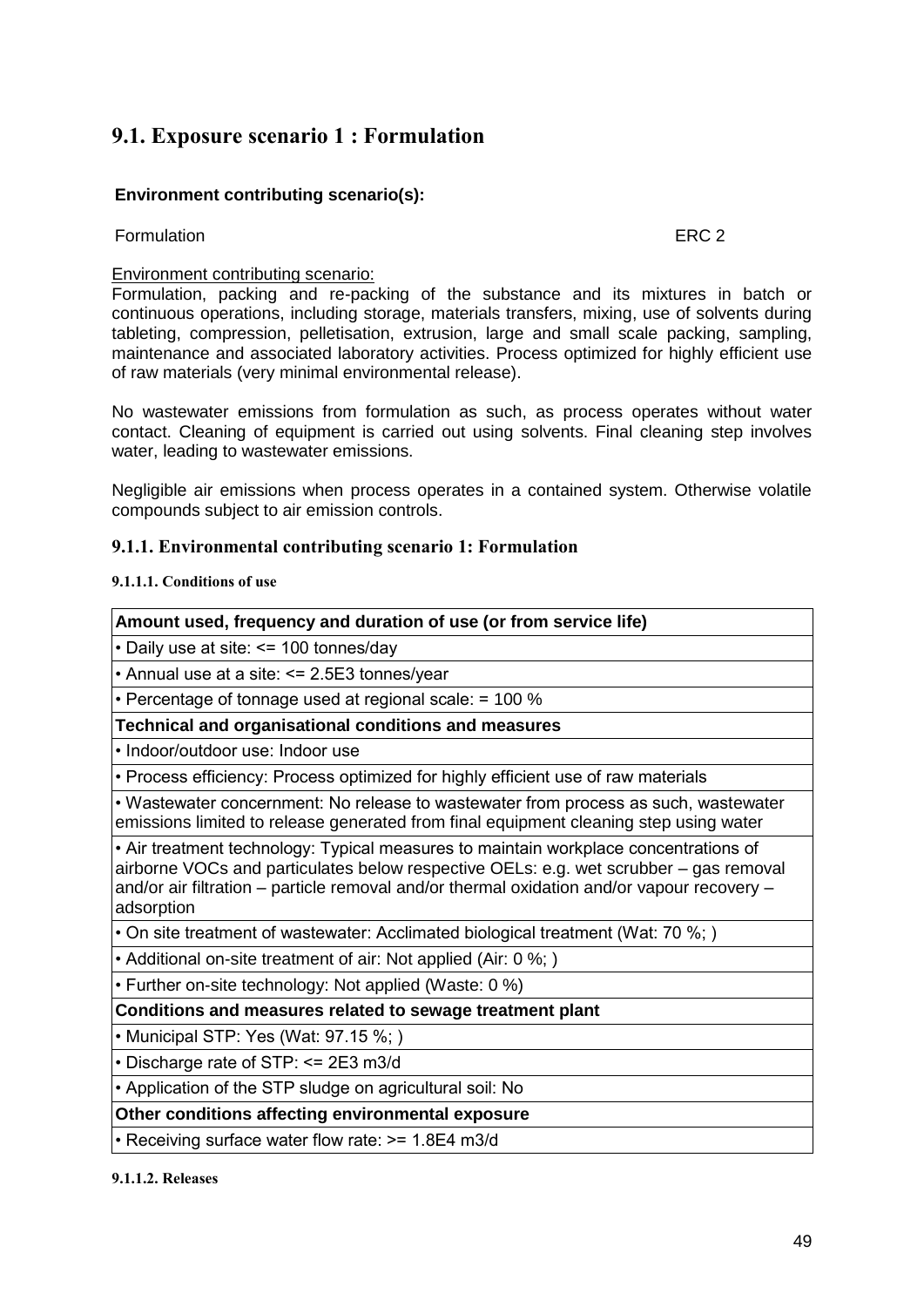## 9.1. Exposure scenario 1 : Formulation

**Environment contributing scenario(s):**

Formulation ERC 2

Environment contributing scenario:
Formulation, packing and re-packing of the substance and its mixtures in batch or continuous operations, including storage, materials transfers, mixing, use of solvents during tableting, compression, pelletisation, extrusion, large and small scale packing, sampling, maintenance and associated laboratory activities. Process optimized for highly efficient use of raw materials (very minimal environmental release).

No wastewater emissions from formulation as such, as process operates without water contact. Cleaning of equipment is carried out using solvents. Final cleaning step involves water, leading to wastewater emissions.

Negligible air emissions when process operates in a contained system. Otherwise volatile compounds subject to air emission controls.

### 9.1.1. Environmental contributing scenario 1: Formulation

#### 9.1.1.1. Conditions of use

| **Amount used, frequency and duration of use (or from service life)** |
|---|
| • Daily use at site: <= 100 tonnes/day |
| • Annual use at a site: <= 2.5E3 tonnes/year |
| • Percentage of tonnage used at regional scale: = 100 % |
| **Technical and organisational conditions and measures** |
| • Indoor/outdoor use: Indoor use |
| • Process efficiency: Process optimized for highly efficient use of raw materials |
| • Wastewater concernment: No release to wastewater from process as such, wastewater emissions limited to release generated from final equipment cleaning step using water |
| • Air treatment technology: Typical measures to maintain workplace concentrations of airborne VOCs and particulates below respective OELs: e.g. wet scrubber – gas removal and/or air filtration – particle removal and/or thermal oxidation and/or vapour recovery – adsorption |
| • On site treatment of wastewater: Acclimated biological treatment (Wat: 70 %; ) |
| • Additional on-site treatment of air: Not applied (Air: 0 %; ) |
| • Further on-site technology: Not applied (Waste: 0 %) |
| **Conditions and measures related to sewage treatment plant** |
| • Municipal STP: Yes (Wat: 97.15 %; ) |
| • Discharge rate of STP: <= 2E3 m3/d |
| • Application of the STP sludge on agricultural soil: No |
| **Other conditions affecting environmental exposure** |
| • Receiving surface water flow rate: >= 1.8E4 m3/d |

#### 9.1.1.2. Releases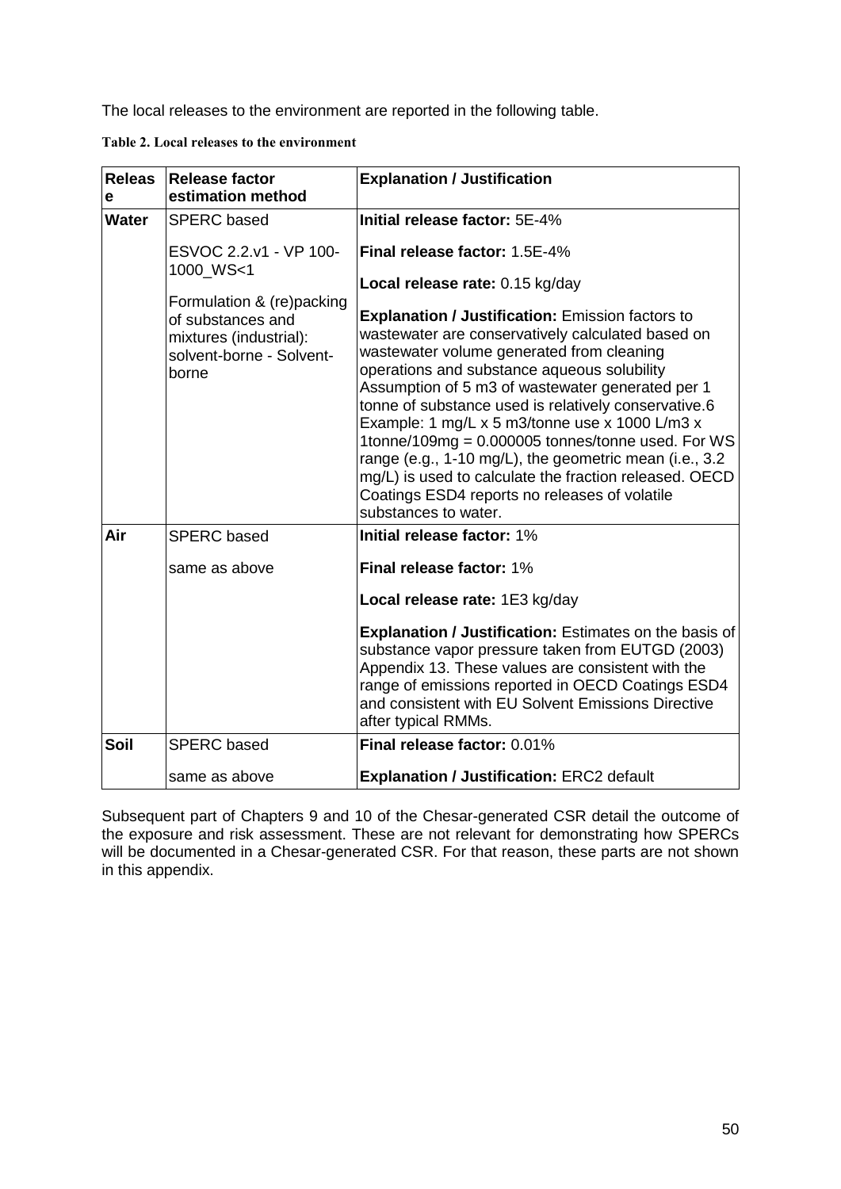The local releases to the environment are reported in the following table.

**Table 2. Local releases to the environment**

| Release | Release factor estimation method | Explanation / Justification |
|---|---|---|
| **Water** | SPERC based<br><br>ESVOC 2.2.v1 - VP 100-1000_WS<1<br><br>Formulation & (re)packing of substances and mixtures (industrial): solvent-borne - Solvent-borne | **Initial release factor:** 5E-4%<br><br>**Final release factor:** 1.5E-4%<br><br>**Local release rate:** 0.15 kg/day<br><br>**Explanation / Justification:** Emission factors to wastewater are conservatively calculated based on wastewater volume generated from cleaning operations and substance aqueous solubility Assumption of 5 m3 of wastewater generated per 1 tonne of substance used is relatively conservative.6 Example: 1 mg/L x 5 m3/tonne use x 1000 L/m3 x 1tonne/109mg = 0.000005 tonnes/tonne used. For WS range (e.g., 1-10 mg/L), the geometric mean (i.e., 3.2 mg/L) is used to calculate the fraction released. OECD Coatings ESD4 reports no releases of volatile substances to water. |
| **Air** | SPERC based<br><br>same as above | **Initial release factor:** 1%<br><br>**Final release factor:** 1%<br><br>**Local release rate:** 1E3 kg/day<br><br>**Explanation / Justification:** Estimates on the basis of substance vapor pressure taken from EUTGD (2003) Appendix 13. These values are consistent with the range of emissions reported in OECD Coatings ESD4 and consistent with EU Solvent Emissions Directive after typical RMMs. |
| **Soil** | SPERC based<br><br>same as above | **Final release factor:** 0.01%<br><br>**Explanation / Justification:** ERC2 default |

Subsequent part of Chapters 9 and 10 of the Chesar-generated CSR detail the outcome of the exposure and risk assessment. These are not relevant for demonstrating how SPERCs will be documented in a Chesar-generated CSR. For that reason, these parts are not shown in this appendix.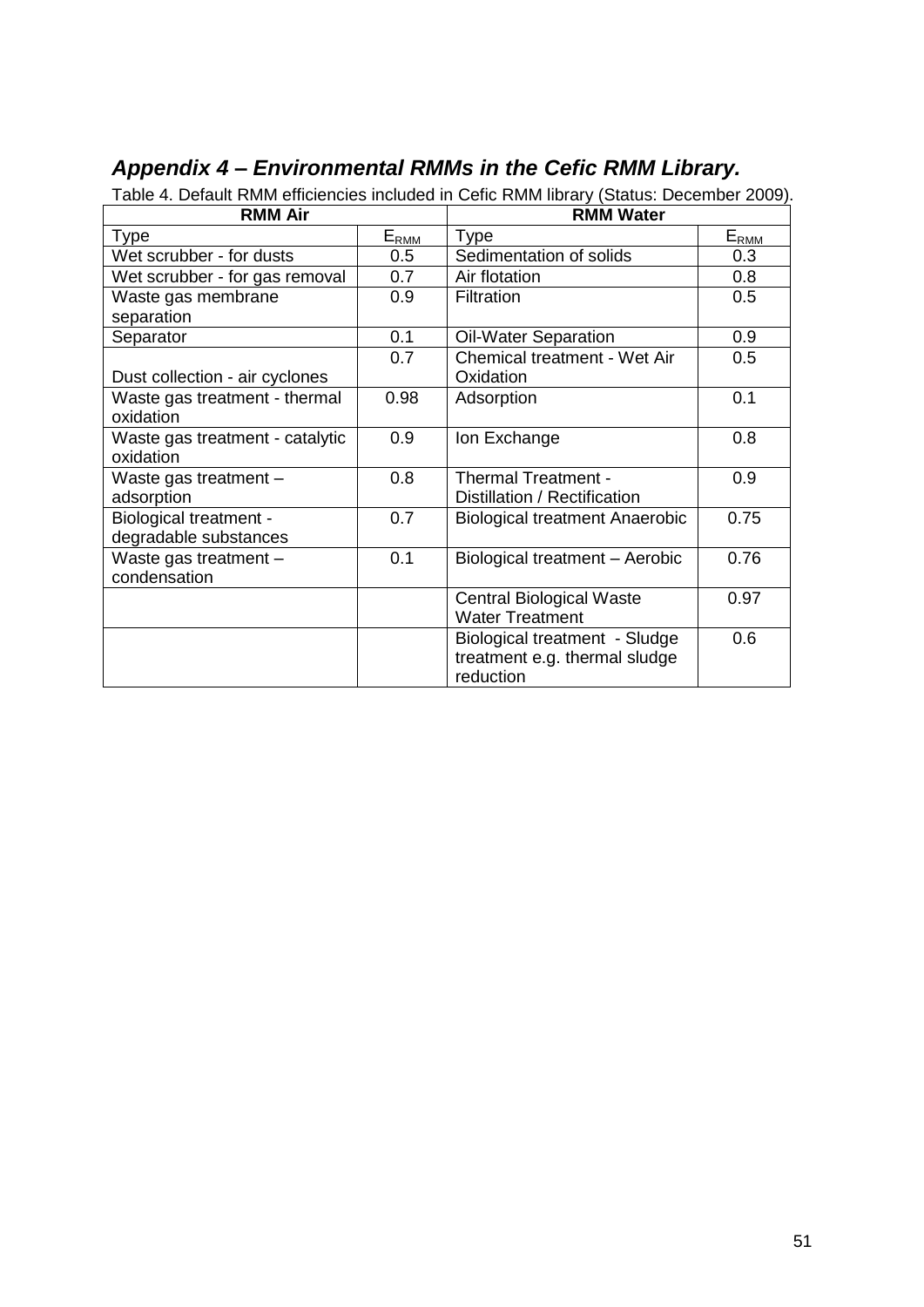## *Appendix 4 – Environmental RMMs in the Cefic RMM Library.*

Table 4. Default RMM efficiencies included in Cefic RMM library (Status: December 2009).

| RMM Air | | RMM Water | |
|---|---|---|---|
| Type | $E_{RMM}$ | Type | $E_{RMM}$ |
| Wet scrubber - for dusts | 0.5 | Sedimentation of solids | 0.3 |
| Wet scrubber - for gas removal | 0.7 | Air flotation | 0.8 |
| Waste gas membrane separation | 0.9 | Filtration | 0.5 |
| Separator | 0.1 | Oil-Water Separation | 0.9 |
| Dust collection - air cyclones | 0.7 | Chemical treatment - Wet Air Oxidation | 0.5 |
| Waste gas treatment - thermal oxidation | 0.98 | Adsorption | 0.1 |
| Waste gas treatment - catalytic oxidation | 0.9 | Ion Exchange | 0.8 |
| Waste gas treatment – adsorption | 0.8 | Thermal Treatment - Distillation / Rectification | 0.9 |
| Biological treatment - degradable substances | 0.7 | Biological treatment Anaerobic | 0.75 |
| Waste gas treatment – condensation | 0.1 | Biological treatment – Aerobic | 0.76 |
| | | Central Biological Waste Water Treatment | 0.97 |
| | | Biological treatment - Sludge treatment e.g. thermal sludge reduction | 0.6 |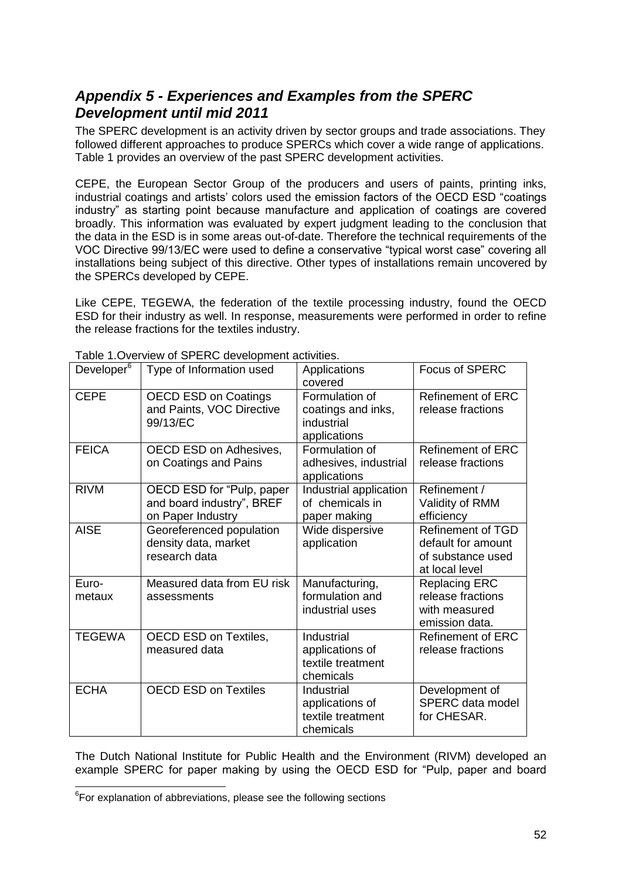## *Appendix 5 - Experiences and Examples from the SPERC Development until mid 2011*

The SPERC development is an activity driven by sector groups and trade associations. They followed different approaches to produce SPERCs which cover a wide range of applications. Table 1 provides an overview of the past SPERC development activities.

CEPE, the European Sector Group of the producers and users of paints, printing inks, industrial coatings and artists' colors used the emission factors of the OECD ESD "coatings industry" as starting point because manufacture and application of coatings are covered broadly. This information was evaluated by expert judgment leading to the conclusion that the data in the ESD is in some areas out-of-date. Therefore the technical requirements of the VOC Directive 99/13/EC were used to define a conservative "typical worst case" covering all installations being subject of this directive. Other types of installations remain uncovered by the SPERCs developed by CEPE.

Like CEPE, TEGEWA, the federation of the textile processing industry, found the OECD ESD for their industry as well. In response, measurements were performed in order to refine the release fractions for the textiles industry.

Table 1.Overview of SPERC development activities.

| Developer[6] | Type of Information used | Applications covered | Focus of SPERC |
|---|---|---|---|
| CEPE | OECD ESD on Coatings and Paints, VOC Directive 99/13/EC | Formulation of coatings and inks, industrial applications | Refinement of ERC release fractions |
| FEICA | OECD ESD on Adhesives, on Coatings and Pains | Formulation of adhesives, industrial applications | Refinement of ERC release fractions |
| RIVM | OECD ESD for "Pulp, paper and board industry", BREF on Paper Industry | Industrial application of chemicals in paper making | Refinement / Validity of RMM efficiency |
| AISE | Georeferenced population density data, market research data | Wide dispersive application | Refinement of TGD default for amount of substance used at local level |
| Euro-metaux | Measured data from EU risk assessments | Manufacturing, formulation and industrial uses | Replacing ERC release fractions with measured emission data. |
| TEGEWA | OECD ESD on Textiles, measured data | Industrial applications of textile treatment chemicals | Refinement of ERC release fractions |
| ECHA | OECD ESD on Textiles | Industrial applications of textile treatment chemicals | Development of SPERC data model for CHESAR. |

The Dutch National Institute for Public Health and the Environment (RIVM) developed an example SPERC for paper making by using the OECD ESD for "Pulp, paper and board

[6]For explanation of abbreviations, please see the following sections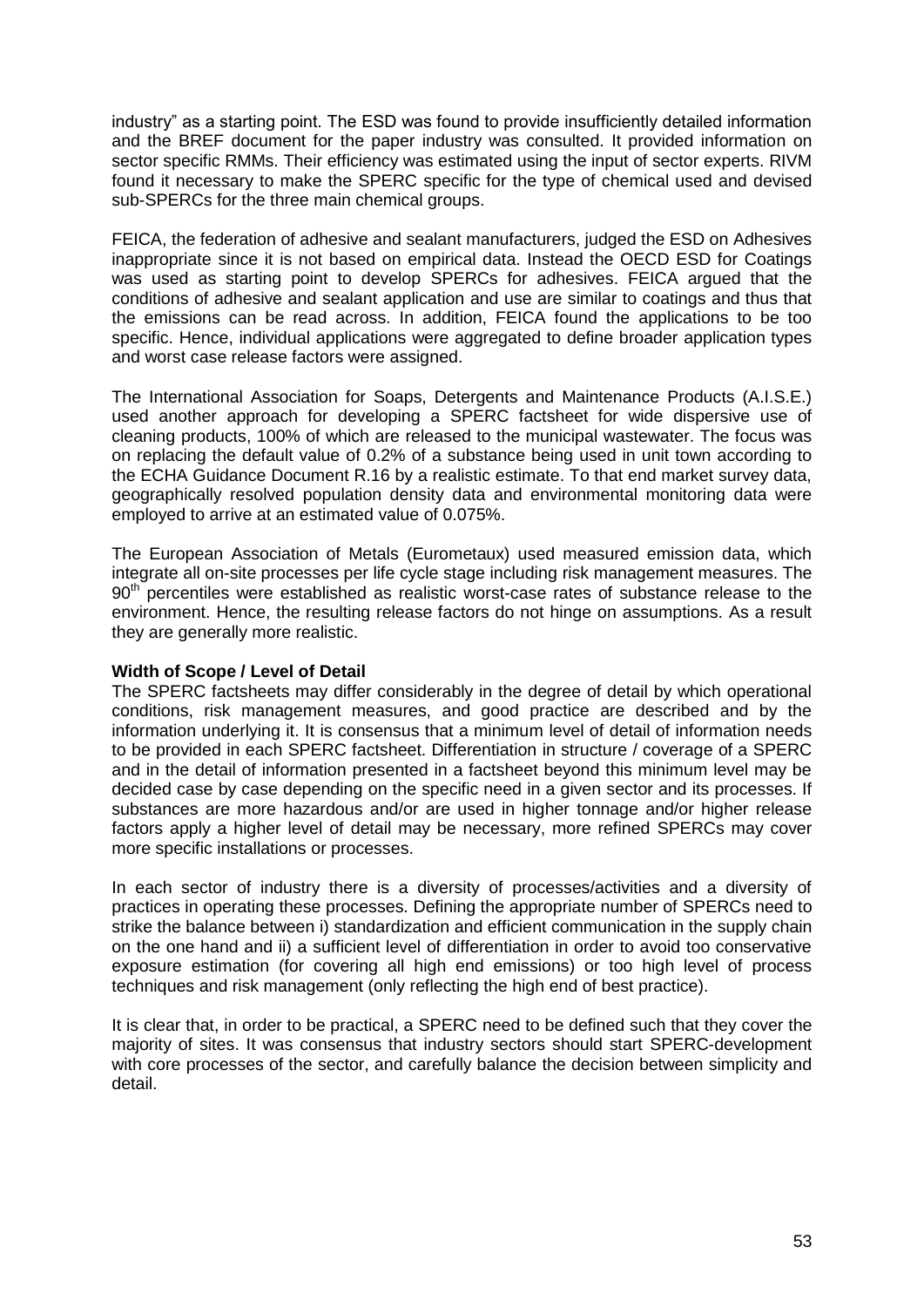industry" as a starting point. The ESD was found to provide insufficiently detailed information and the BREF document for the paper industry was consulted. It provided information on sector specific RMMs. Their efficiency was estimated using the input of sector experts. RIVM found it necessary to make the SPERC specific for the type of chemical used and devised sub-SPERCs for the three main chemical groups.

FEICA, the federation of adhesive and sealant manufacturers, judged the ESD on Adhesives inappropriate since it is not based on empirical data. Instead the OECD ESD for Coatings was used as starting point to develop SPERCs for adhesives. FEICA argued that the conditions of adhesive and sealant application and use are similar to coatings and thus that the emissions can be read across. In addition, FEICA found the applications to be too specific. Hence, individual applications were aggregated to define broader application types and worst case release factors were assigned.

The International Association for Soaps, Detergents and Maintenance Products (A.I.S.E.) used another approach for developing a SPERC factsheet for wide dispersive use of cleaning products, 100% of which are released to the municipal wastewater. The focus was on replacing the default value of 0.2% of a substance being used in unit town according to the ECHA Guidance Document R.16 by a realistic estimate. To that end market survey data, geographically resolved population density data and environmental monitoring data were employed to arrive at an estimated value of 0.075%.

The European Association of Metals (Eurometaux) used measured emission data, which integrate all on-site processes per life cycle stage including risk management measures. The 90$^{th}$ percentiles were established as realistic worst-case rates of substance release to the environment. Hence, the resulting release factors do not hinge on assumptions. As a result they are generally more realistic.

**Width of Scope / Level of Detail**

The SPERC factsheets may differ considerably in the degree of detail by which operational conditions, risk management measures, and good practice are described and by the information underlying it. It is consensus that a minimum level of detail of information needs to be provided in each SPERC factsheet. Differentiation in structure / coverage of a SPERC and in the detail of information presented in a factsheet beyond this minimum level may be decided case by case depending on the specific need in a given sector and its processes. If substances are more hazardous and/or are used in higher tonnage and/or higher release factors apply a higher level of detail may be necessary, more refined SPERCs may cover more specific installations or processes.

In each sector of industry there is a diversity of processes/activities and a diversity of practices in operating these processes. Defining the appropriate number of SPERCs need to strike the balance between i) standardization and efficient communication in the supply chain on the one hand and ii) a sufficient level of differentiation in order to avoid too conservative exposure estimation (for covering all high end emissions) or too high level of process techniques and risk management (only reflecting the high end of best practice).

It is clear that, in order to be practical, a SPERC need to be defined such that they cover the majority of sites. It was consensus that industry sectors should start SPERC-development with core processes of the sector, and carefully balance the decision between simplicity and detail.